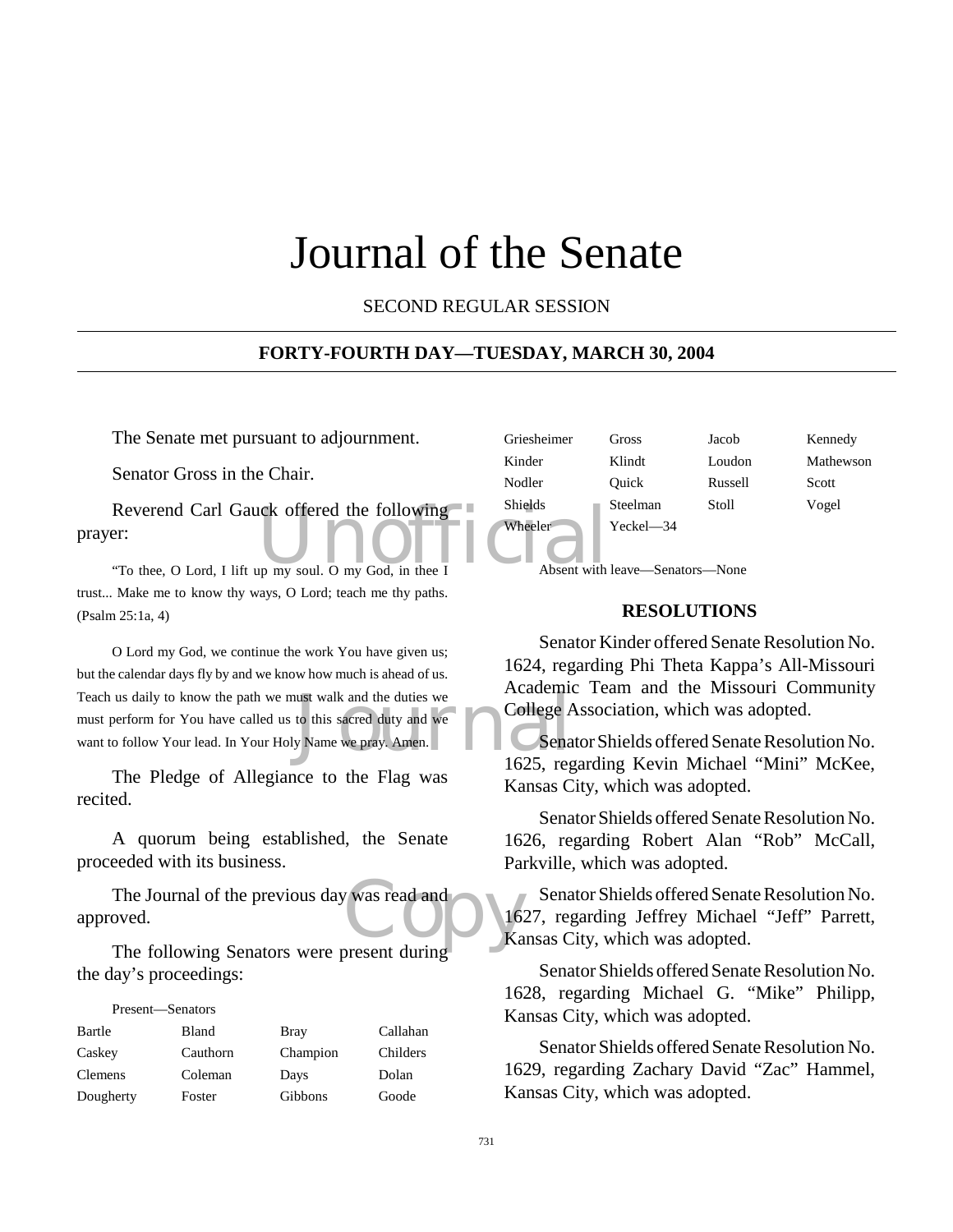# Journal of the Senate

SECOND REGULAR SESSION

**FORTY-FOURTH DAY—TUESDAY, MARCH 30, 2004**

The Senate met pursuant to adjournment.

Senator Gross in the Chair.

Reverend Carl Gauck offered the following prayer:

"To thee, O Lord, I lift up my soul. O my God, in thee I trust... Make me to know thy ways, O Lord; teach me thy paths. (Psalm 25:1a, 4)

O Lord my God, we continue the work You have given us; but the calendar days fly by and we know how much is ahead of us. Teach us daily to know the path we must walk and the duties we must perform for You have called us to this sacred duty and we want to follow Your lead. In Your Holy Name we pray. Amen.

The Pledge of Allegiance to the Flag was recited.

A quorum being established, the Senate proceeded with its business.

The Journal of the previous day was read and approved.

The following Senators were present during the day's proceedings:

Present—Senators

| | | | |
|---|---|---|---|
| Bartle | Bland | Bray | Callahan |
| Caskey | Cauthorn | Champion | Childers |
| Clemens | Coleman | Days | Dolan |
| Dougherty | Foster | Gibbons | Goode |
| Griesheimer | Gross | Jacob | Kennedy |
| Kinder | Klindt | Loudon | Mathewson |
| Nodler | Quick | Russell | Scott |
| Shields | Steelman | Stoll | Vogel |
| Wheeler | Yeckel—34 | | |

Absent with leave—Senators—None

## RESOLUTIONS

Senator Kinder offered Senate Resolution No. 1624, regarding Phi Theta Kappa's All-Missouri Academic Team and the Missouri Community College Association, which was adopted.

Senator Shields offered Senate Resolution No. 1625, regarding Kevin Michael "Mini" McKee, Kansas City, which was adopted.

Senator Shields offered Senate Resolution No. 1626, regarding Robert Alan "Rob" McCall, Parkville, which was adopted.

Senator Shields offered Senate Resolution No. 1627, regarding Jeffrey Michael "Jeff" Parrett, Kansas City, which was adopted.

Senator Shields offered Senate Resolution No. 1628, regarding Michael G. "Mike" Philipp, Kansas City, which was adopted.

Senator Shields offered Senate Resolution No. 1629, regarding Zachary David "Zac" Hammel, Kansas City, which was adopted.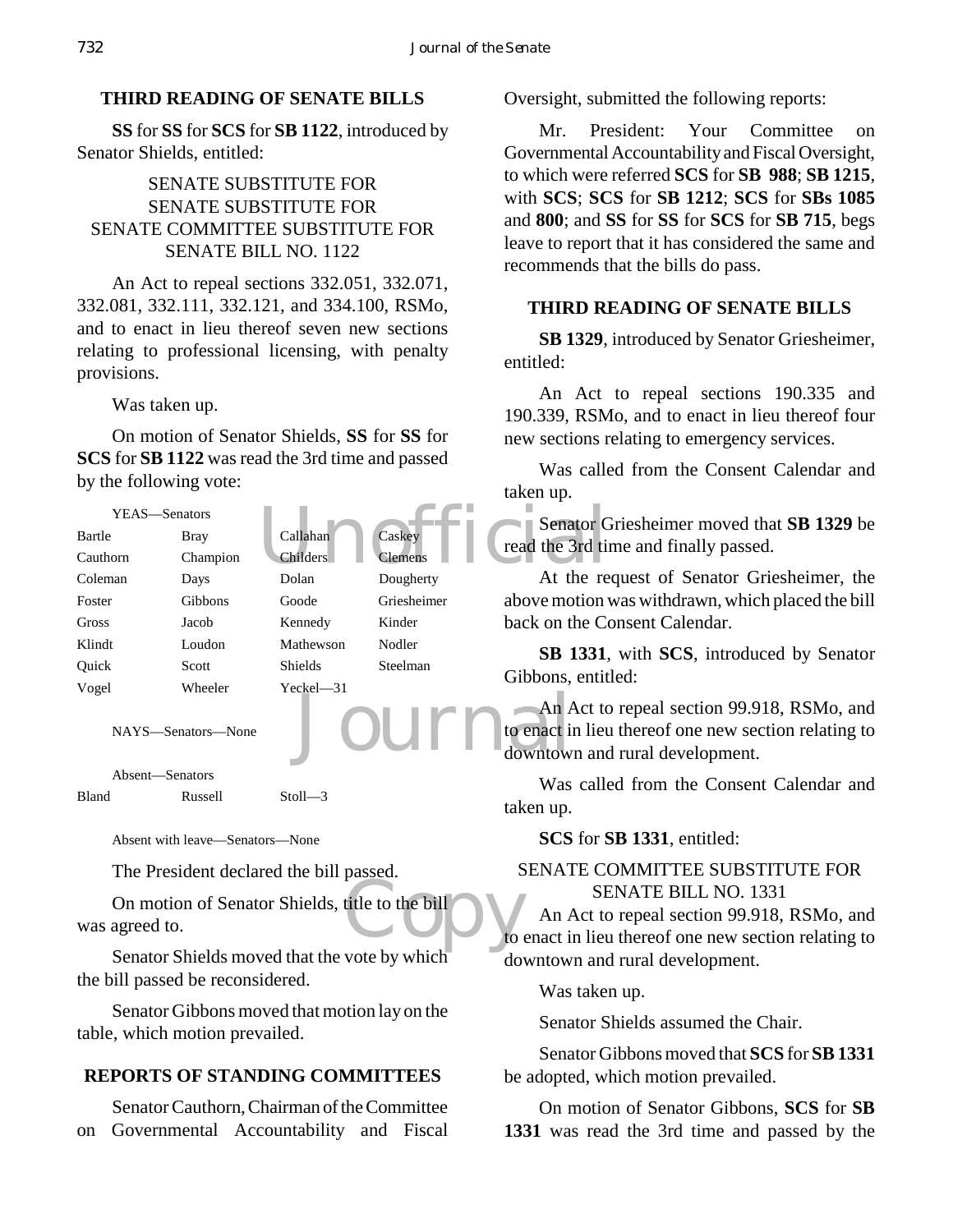## THIRD READING OF SENATE BILLS

**SS** for **SS** for **SCS** for **SB 1122**, introduced by Senator Shields, entitled:

SENATE SUBSTITUTE FOR
SENATE SUBSTITUTE FOR
SENATE COMMITTEE SUBSTITUTE FOR
SENATE BILL NO. 1122

An Act to repeal sections 332.051, 332.071, 332.081, 332.111, 332.121, and 334.100, RSMo, and to enact in lieu thereof seven new sections relating to professional licensing, with penalty provisions.

Was taken up.

On motion of Senator Shields, **SS** for **SS** for **SCS** for **SB 1122** was read the 3rd time and passed by the following vote:

YEAS—Senators

| | | | |
|---|---|---|---|
| Bartle | Bray | Callahan | Caskey |
| Cauthorn | Champion | Childers | Clemens |
| Coleman | Days | Dolan | Dougherty |
| Foster | Gibbons | Goode | Griesheimer |
| Gross | Jacob | Kennedy | Kinder |
| Klindt | Loudon | Mathewson | Nodler |
| Quick | Scott | Shields | Steelman |
| Vogel | Wheeler | Yeckel—31 | |

NAYS—Senators—None

Absent—Senators

| | | |
|---|---|---|
| Bland | Russell | Stoll—3 |

Absent with leave—Senators—None

The President declared the bill passed.

On motion of Senator Shields, title to the bill was agreed to.

Senator Shields moved that the vote by which the bill passed be reconsidered.

Senator Gibbons moved that motion lay on the table, which motion prevailed.

## REPORTS OF STANDING COMMITTEES

Senator Cauthorn, Chairman of the Committee on Governmental Accountability and Fiscal Oversight, submitted the following reports:

Mr. President: Your Committee on Governmental Accountability and Fiscal Oversight, to which were referred **SCS** for **SB 988**; **SB 1215**, with **SCS**; **SCS** for **SB 1212**; **SCS** for **SBs 1085** and **800**; and **SS** for **SS** for **SCS** for **SB 715**, begs leave to report that it has considered the same and recommends that the bills do pass.

## THIRD READING OF SENATE BILLS

**SB 1329**, introduced by Senator Griesheimer, entitled:

An Act to repeal sections 190.335 and 190.339, RSMo, and to enact in lieu thereof four new sections relating to emergency services.

Was called from the Consent Calendar and taken up.

Senator Griesheimer moved that **SB 1329** be read the 3rd time and finally passed.

At the request of Senator Griesheimer, the above motion was withdrawn, which placed the bill back on the Consent Calendar.

**SB 1331**, with **SCS**, introduced by Senator Gibbons, entitled:

An Act to repeal section 99.918, RSMo, and to enact in lieu thereof one new section relating to downtown and rural development.

Was called from the Consent Calendar and taken up.

**SCS** for **SB 1331**, entitled:

SENATE COMMITTEE SUBSTITUTE FOR
SENATE BILL NO. 1331

An Act to repeal section 99.918, RSMo, and to enact in lieu thereof one new section relating to downtown and rural development.

Was taken up.

Senator Shields assumed the Chair.

Senator Gibbons moved that **SCS** for **SB 1331** be adopted, which motion prevailed.

On motion of Senator Gibbons, **SCS** for **SB 1331** was read the 3rd time and passed by the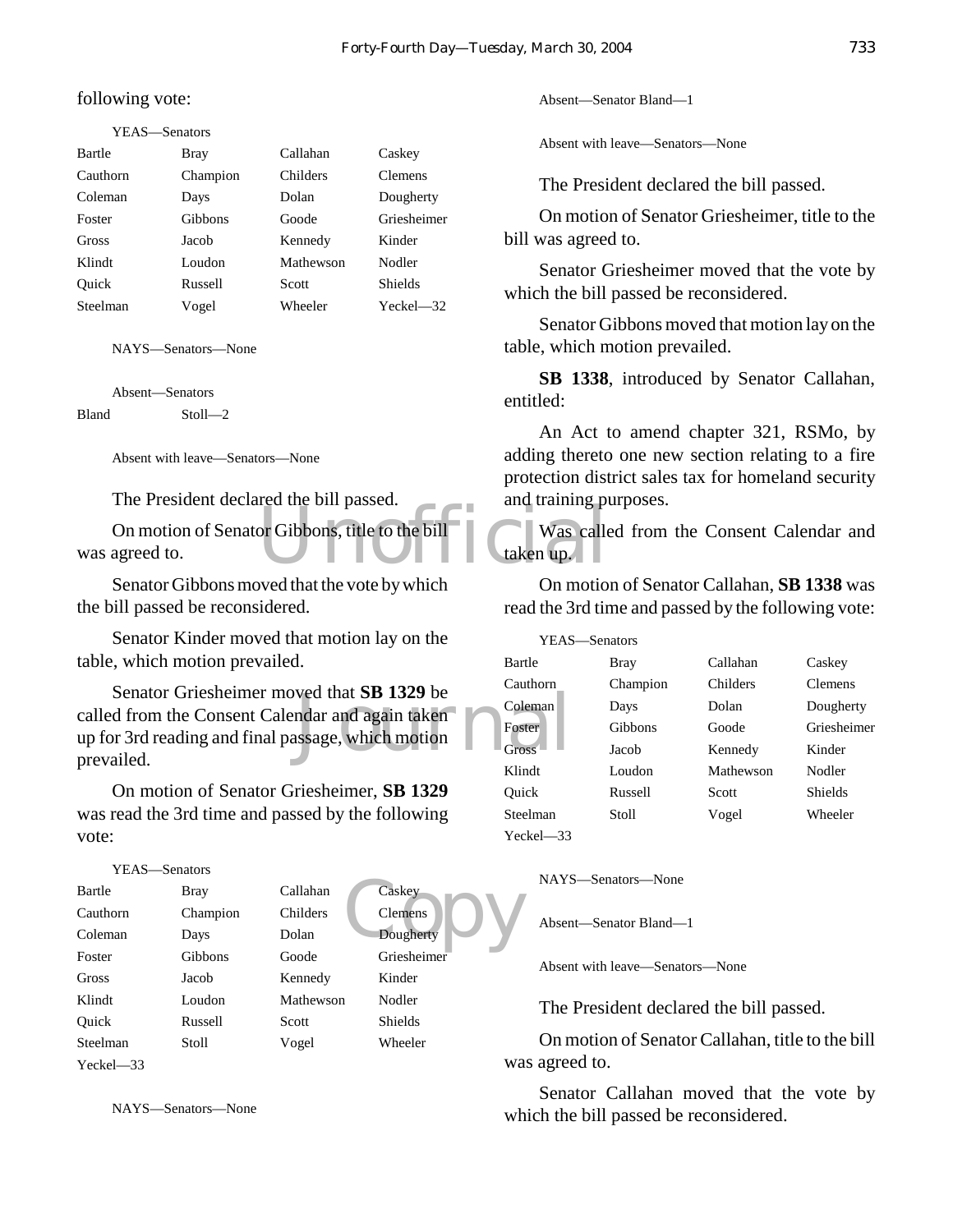following vote:

YEAS—Senators

| | | | |
|---|---|---|---|
| Bartle | Bray | Callahan | Caskey |
| Cauthorn | Champion | Childers | Clemens |
| Coleman | Days | Dolan | Dougherty |
| Foster | Gibbons | Goode | Griesheimer |
| Gross | Jacob | Kennedy | Kinder |
| Klindt | Loudon | Mathewson | Nodler |
| Quick | Russell | Scott | Shields |
| Steelman | Vogel | Wheeler | Yeckel—32 |

NAYS—Senators—None

Absent—Senators

Bland Stoll—2

Absent with leave—Senators—None

The President declared the bill passed.

On motion of Senator Gibbons, title to the bill was agreed to.

Senator Gibbons moved that the vote by which the bill passed be reconsidered.

Senator Kinder moved that motion lay on the table, which motion prevailed.

Senator Griesheimer moved that **SB 1329** be called from the Consent Calendar and again taken up for 3rd reading and final passage, which motion prevailed.

On motion of Senator Griesheimer, **SB 1329** was read the 3rd time and passed by the following vote:

YEAS—Senators

| | | | |
|---|---|---|---|
| Bartle | Bray | Callahan | Caskey |
| Cauthorn | Champion | Childers | Clemens |
| Coleman | Days | Dolan | Dougherty |
| Foster | Gibbons | Goode | Griesheimer |
| Gross | Jacob | Kennedy | Kinder |
| Klindt | Loudon | Mathewson | Nodler |
| Quick | Russell | Scott | Shields |
| Steelman | Stoll | Vogel | Wheeler |
| Yeckel—33 | | | |

NAYS—Senators—None

Absent—Senator Bland—1

Absent with leave—Senators—None

The President declared the bill passed.

On motion of Senator Griesheimer, title to the bill was agreed to.

Senator Griesheimer moved that the vote by which the bill passed be reconsidered.

Senator Gibbons moved that motion lay on the table, which motion prevailed.

**SB 1338**, introduced by Senator Callahan, entitled:

An Act to amend chapter 321, RSMo, by adding thereto one new section relating to a fire protection district sales tax for homeland security and training purposes.

Was called from the Consent Calendar and taken up.

On motion of Senator Callahan, **SB 1338** was read the 3rd time and passed by the following vote:

YEAS—Senators

| | | | |
|---|---|---|---|
| Bartle | Bray | Callahan | Caskey |
| Cauthorn | Champion | Childers | Clemens |
| Coleman | Days | Dolan | Dougherty |
| Foster | Gibbons | Goode | Griesheimer |
| Gross | Jacob | Kennedy | Kinder |
| Klindt | Loudon | Mathewson | Nodler |
| Quick | Russell | Scott | Shields |
| Steelman | Stoll | Vogel | Wheeler |
| Yeckel—33 | | | |

NAYS—Senators—None

Absent—Senator Bland—1

Absent with leave—Senators—None

The President declared the bill passed.

On motion of Senator Callahan, title to the bill was agreed to.

Senator Callahan moved that the vote by which the bill passed be reconsidered.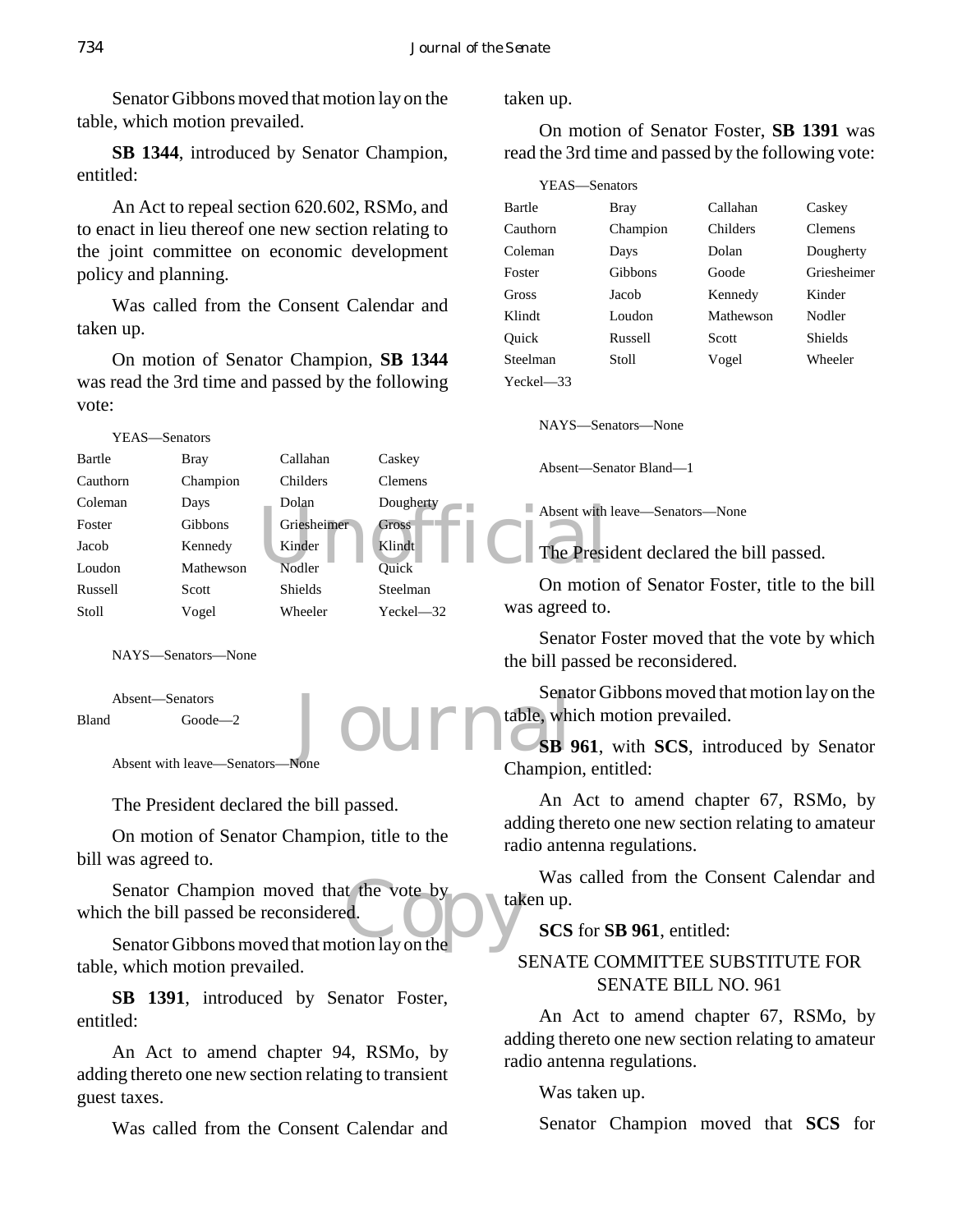Senator Gibbons moved that motion lay on the table, which motion prevailed.

**SB 1344**, introduced by Senator Champion, entitled:

An Act to repeal section 620.602, RSMo, and to enact in lieu thereof one new section relating to the joint committee on economic development policy and planning.

Was called from the Consent Calendar and taken up.

On motion of Senator Champion, **SB 1344** was read the 3rd time and passed by the following vote:

YEAS—Senators

| | | | |
|---|---|---|---|
| Bartle | Bray | Callahan | Caskey |
| Cauthorn | Champion | Childers | Clemens |
| Coleman | Days | Dolan | Dougherty |
| Foster | Gibbons | Griesheimer | Gross |
| Jacob | Kennedy | Kinder | Klindt |
| Loudon | Mathewson | Nodler | Quick |
| Russell | Scott | Shields | Steelman |
| Stoll | Vogel | Wheeler | Yeckel—32 |

NAYS—Senators—None

Absent—Senators

| | |
|---|---|
| Bland | Goode—2 |

Absent with leave—Senators—None

The President declared the bill passed.

On motion of Senator Champion, title to the bill was agreed to.

Senator Champion moved that the vote by which the bill passed be reconsidered.

Senator Gibbons moved that motion lay on the table, which motion prevailed.

**SB 1391**, introduced by Senator Foster, entitled:

An Act to amend chapter 94, RSMo, by adding thereto one new section relating to transient guest taxes.

Was called from the Consent Calendar and taken up.

On motion of Senator Foster, **SB 1391** was read the 3rd time and passed by the following vote:

YEAS—Senators

| | | | |
|---|---|---|---|
| Bartle | Bray | Callahan | Caskey |
| Cauthorn | Champion | Childers | Clemens |
| Coleman | Days | Dolan | Dougherty |
| Foster | Gibbons | Goode | Griesheimer |
| Gross | Jacob | Kennedy | Kinder |
| Klindt | Loudon | Mathewson | Nodler |
| Quick | Russell | Scott | Shields |
| Steelman | Stoll | Vogel | Wheeler |
| Yeckel—33 | | | |

NAYS—Senators—None

Absent—Senator Bland—1

Absent with leave—Senators—None

The President declared the bill passed.

On motion of Senator Foster, title to the bill was agreed to.

Senator Foster moved that the vote by which the bill passed be reconsidered.

Senator Gibbons moved that motion lay on the table, which motion prevailed.

**SB 961**, with **SCS**, introduced by Senator Champion, entitled:

An Act to amend chapter 67, RSMo, by adding thereto one new section relating to amateur radio antenna regulations.

Was called from the Consent Calendar and taken up.

**SCS** for **SB 961**, entitled:

SENATE COMMITTEE SUBSTITUTE FOR SENATE BILL NO. 961

An Act to amend chapter 67, RSMo, by adding thereto one new section relating to amateur radio antenna regulations.

Was taken up.

Senator Champion moved that **SCS** for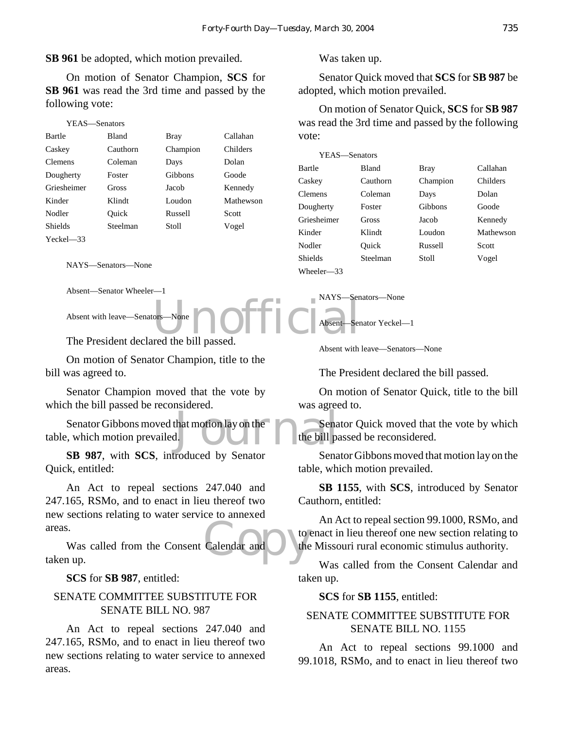**SB 961** be adopted, which motion prevailed.

On motion of Senator Champion, **SCS** for **SB 961** was read the 3rd time and passed by the following vote:

YEAS—Senators

| | | | |
|---|---|---|---|
| Bartle | Bland | Bray | Callahan |
| Caskey | Cauthorn | Champion | Childers |
| Clemens | Coleman | Days | Dolan |
| Dougherty | Foster | Gibbons | Goode |
| Griesheimer | Gross | Jacob | Kennedy |
| Kinder | Klindt | Loudon | Mathewson |
| Nodler | Quick | Russell | Scott |
| Shields | Steelman | Stoll | Vogel |
| Yeckel—33 | | | |

NAYS—Senators—None

Absent—Senator Wheeler—1

Absent with leave—Senators—None

The President declared the bill passed.

On motion of Senator Champion, title to the bill was agreed to.

Senator Champion moved that the vote by which the bill passed be reconsidered.

Senator Gibbons moved that motion lay on the table, which motion prevailed.

**SB 987**, with **SCS**, introduced by Senator Quick, entitled:

An Act to repeal sections 247.040 and 247.165, RSMo, and to enact in lieu thereof two new sections relating to water service to annexed areas.

Was called from the Consent Calendar and taken up.

**SCS** for **SB 987**, entitled:

SENATE COMMITTEE SUBSTITUTE FOR SENATE BILL NO. 987

An Act to repeal sections 247.040 and 247.165, RSMo, and to enact in lieu thereof two new sections relating to water service to annexed areas.

Was taken up.

Senator Quick moved that **SCS** for **SB 987** be adopted, which motion prevailed.

On motion of Senator Quick, **SCS** for **SB 987** was read the 3rd time and passed by the following vote:

YEAS—Senators

| | | | |
|---|---|---|---|
| Bartle | Bland | Bray | Callahan |
| Caskey | Cauthorn | Champion | Childers |
| Clemens | Coleman | Days | Dolan |
| Dougherty | Foster | Gibbons | Goode |
| Griesheimer | Gross | Jacob | Kennedy |
| Kinder | Klindt | Loudon | Mathewson |
| Nodler | Quick | Russell | Scott |
| Shields | Steelman | Stoll | Vogel |
| Wheeler—33 | | | |

NAYS—Senators—None

Absent—Senator Yeckel—1

Absent with leave—Senators—None

The President declared the bill passed.

On motion of Senator Quick, title to the bill was agreed to.

Senator Quick moved that the vote by which the bill passed be reconsidered.

Senator Gibbons moved that motion lay on the table, which motion prevailed.

**SB 1155**, with **SCS**, introduced by Senator Cauthorn, entitled:

An Act to repeal section 99.1000, RSMo, and to enact in lieu thereof one new section relating to the Missouri rural economic stimulus authority.

Was called from the Consent Calendar and taken up.

**SCS** for **SB 1155**, entitled:

SENATE COMMITTEE SUBSTITUTE FOR SENATE BILL NO. 1155

An Act to repeal sections 99.1000 and 99.1018, RSMo, and to enact in lieu thereof two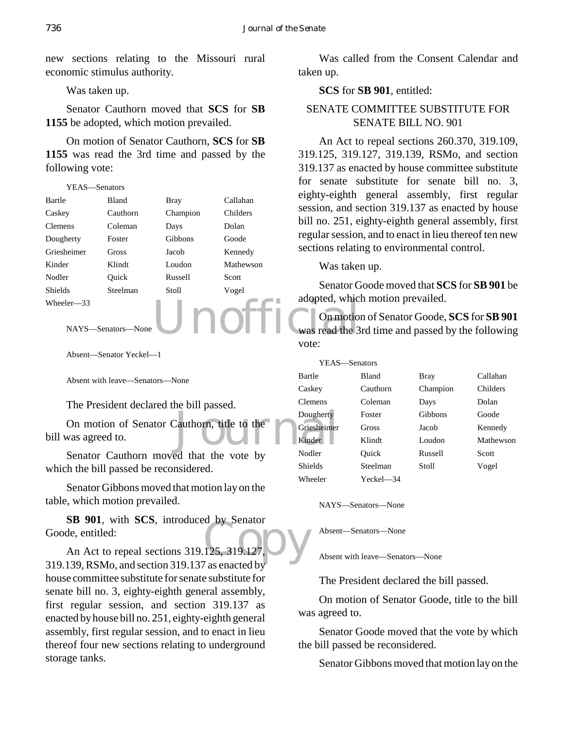new sections relating to the Missouri rural economic stimulus authority.

Was taken up.

Senator Cauthorn moved that **SCS** for **SB 1155** be adopted, which motion prevailed.

On motion of Senator Cauthorn, **SCS** for **SB 1155** was read the 3rd time and passed by the following vote:

YEAS—Senators

| | | | |
|---|---|---|---|
| Bartle | Bland | Bray | Callahan |
| Caskey | Cauthorn | Champion | Childers |
| Clemens | Coleman | Days | Dolan |
| Dougherty | Foster | Gibbons | Goode |
| Griesheimer | Gross | Jacob | Kennedy |
| Kinder | Klindt | Loudon | Mathewson |
| Nodler | Quick | Russell | Scott |
| Shields | Steelman | Stoll | Vogel |
| Wheeler—33 | | | |

NAYS—Senators—None

Absent—Senator Yeckel—1

Absent with leave—Senators—None

The President declared the bill passed.

On motion of Senator Cauthorn, title to the bill was agreed to.

Senator Cauthorn moved that the vote by which the bill passed be reconsidered.

Senator Gibbons moved that motion lay on the table, which motion prevailed.

**SB 901**, with **SCS**, introduced by Senator Goode, entitled:

An Act to repeal sections 319.125, 319.127, 319.139, RSMo, and section 319.137 as enacted by house committee substitute for senate substitute for senate bill no. 3, eighty-eighth general assembly, first regular session, and section 319.137 as enacted by house bill no. 251, eighty-eighth general assembly, first regular session, and to enact in lieu thereof four new sections relating to underground storage tanks.

Was called from the Consent Calendar and taken up.

**SCS** for **SB 901**, entitled:

SENATE COMMITTEE SUBSTITUTE FOR SENATE BILL NO. 901

An Act to repeal sections 260.370, 319.109, 319.125, 319.127, 319.139, RSMo, and section 319.137 as enacted by house committee substitute for senate substitute for senate bill no. 3, eighty-eighth general assembly, first regular session, and section 319.137 as enacted by house bill no. 251, eighty-eighth general assembly, first regular session, and to enact in lieu thereof ten new sections relating to environmental control.

Was taken up.

Senator Goode moved that **SCS** for **SB 901** be adopted, which motion prevailed.

On motion of Senator Goode, **SCS** for **SB 901** was read the 3rd time and passed by the following vote:

YEAS—Senators

| | | | |
|---|---|---|---|
| Bartle | Bland | Bray | Callahan |
| Caskey | Cauthorn | Champion | Childers |
| Clemens | Coleman | Days | Dolan |
| Dougherty | Foster | Gibbons | Goode |
| Griesheimer | Gross | Jacob | Kennedy |
| Kinder | Klindt | Loudon | Mathewson |
| Nodler | Quick | Russell | Scott |
| Shields | Steelman | Stoll | Vogel |
| Wheeler | Yeckel—34 | | |

NAYS—Senators—None

Absent—Senators—None

Absent with leave—Senators—None

The President declared the bill passed.

On motion of Senator Goode, title to the bill was agreed to.

Senator Goode moved that the vote by which the bill passed be reconsidered.

Senator Gibbons moved that motion lay on the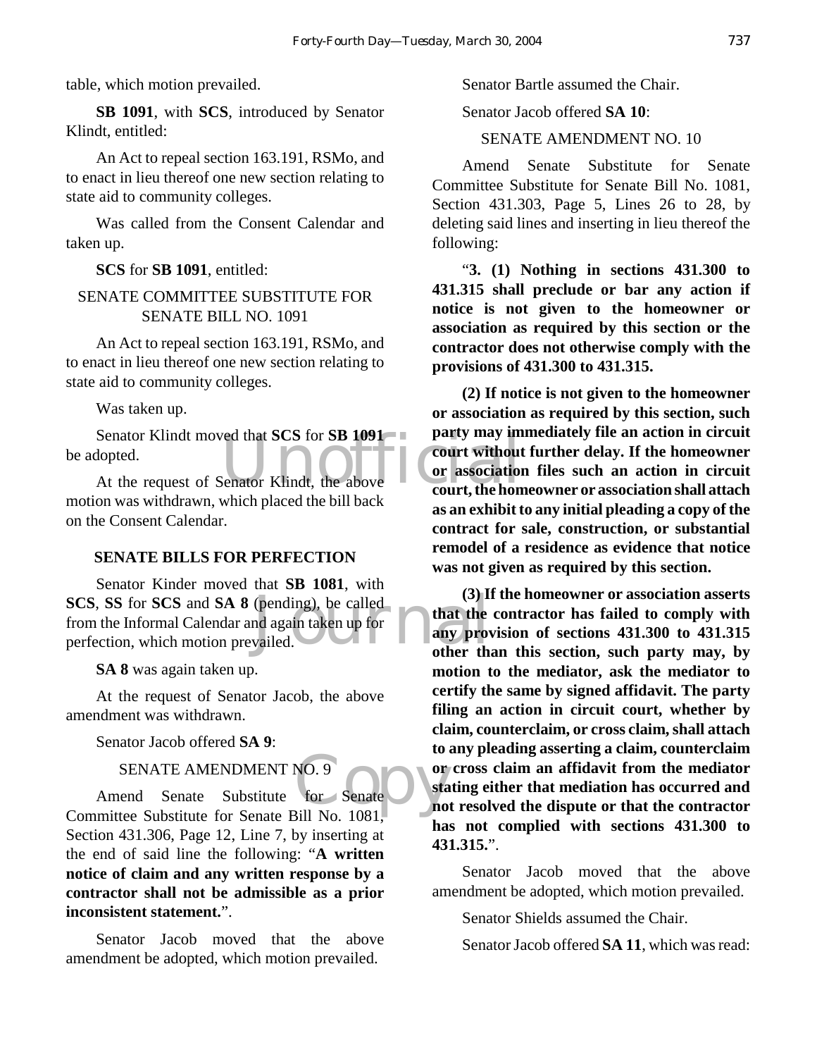table, which motion prevailed.

**SB 1091**, with **SCS**, introduced by Senator Klindt, entitled:

An Act to repeal section 163.191, RSMo, and to enact in lieu thereof one new section relating to state aid to community colleges.

Was called from the Consent Calendar and taken up.

**SCS** for **SB 1091**, entitled:

SENATE COMMITTEE SUBSTITUTE FOR SENATE BILL NO. 1091

An Act to repeal section 163.191, RSMo, and to enact in lieu thereof one new section relating to state aid to community colleges.

Was taken up.

Senator Klindt moved that **SCS** for **SB 1091** be adopted.

At the request of Senator Klindt, the above motion was withdrawn, which placed the bill back on the Consent Calendar.

## SENATE BILLS FOR PERFECTION

Senator Kinder moved that **SB 1081**, with **SCS**, **SS** for **SCS** and **SA 8** (pending), be called from the Informal Calendar and again taken up for perfection, which motion prevailed.

**SA 8** was again taken up.

At the request of Senator Jacob, the above amendment was withdrawn.

Senator Jacob offered **SA 9**:

SENATE AMENDMENT NO. 9

Amend Senate Substitute for Senate Committee Substitute for Senate Bill No. 1081, Section 431.306, Page 12, Line 7, by inserting at the end of said line the following: "**A written notice of claim and any written response by a contractor shall not be admissible as a prior inconsistent statement.**".

Senator Jacob moved that the above amendment be adopted, which motion prevailed.

Senator Bartle assumed the Chair.

Senator Jacob offered **SA 10**:

SENATE AMENDMENT NO. 10

Amend Senate Substitute for Senate Committee Substitute for Senate Bill No. 1081, Section 431.303, Page 5, Lines 26 to 28, by deleting said lines and inserting in lieu thereof the following:

"**3. (1) Nothing in sections 431.300 to 431.315 shall preclude or bar any action if notice is not given to the homeowner or association as required by this section or the contractor does not otherwise comply with the provisions of 431.300 to 431.315.**

**(2) If notice is not given to the homeowner or association as required by this section, such party may immediately file an action in circuit court without further delay. If the homeowner or association files such an action in circuit court, the homeowner or association shall attach as an exhibit to any initial pleading a copy of the contract for sale, construction, or substantial remodel of a residence as evidence that notice was not given as required by this section.**

**(3) If the homeowner or association asserts that the contractor has failed to comply with any provision of sections 431.300 to 431.315 other than this section, such party may, by motion to the mediator, ask the mediator to certify the same by signed affidavit. The party filing an action in circuit court, whether by claim, counterclaim, or cross claim, shall attach to any pleading asserting a claim, counterclaim or cross claim an affidavit from the mediator stating either that mediation has occurred and not resolved the dispute or that the contractor has not complied with sections 431.300 to 431.315.**".

Senator Jacob moved that the above amendment be adopted, which motion prevailed.

Senator Shields assumed the Chair.

Senator Jacob offered **SA 11**, which was read: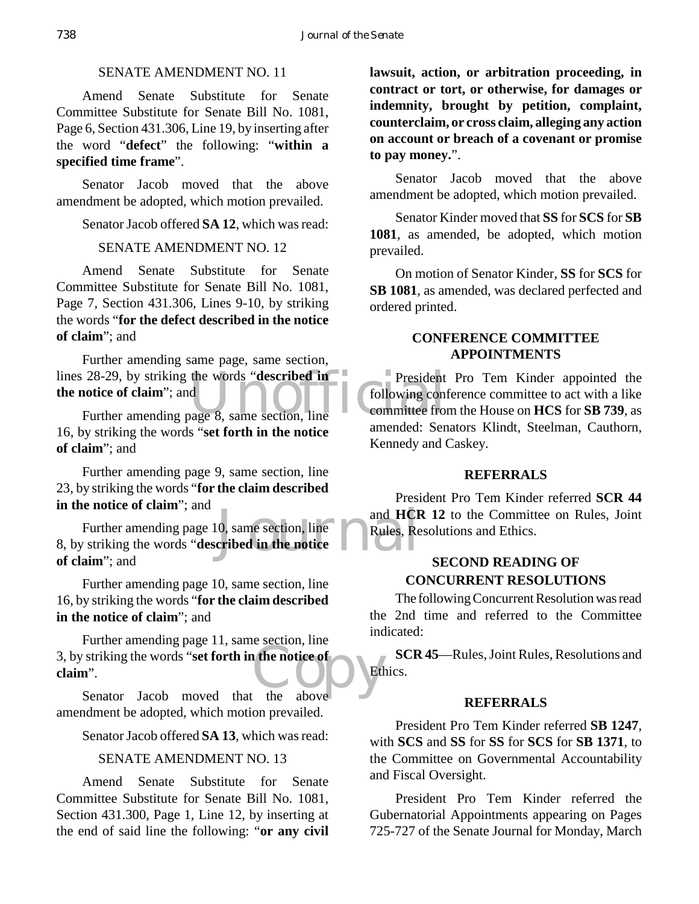SENATE AMENDMENT NO. 11

Amend Senate Substitute for Senate Committee Substitute for Senate Bill No. 1081, Page 6, Section 431.306, Line 19, by inserting after the word "**defect**" the following: "**within a specified time frame**".

Senator Jacob moved that the above amendment be adopted, which motion prevailed.

Senator Jacob offered **SA 12**, which was read:

SENATE AMENDMENT NO. 12

Amend Senate Substitute for Senate Committee Substitute for Senate Bill No. 1081, Page 7, Section 431.306, Lines 9-10, by striking the words "**for the defect described in the notice of claim**"; and

Further amending same page, same section, lines 28-29, by striking the words "**described in the notice of claim**"; and

Further amending page 8, same section, line 16, by striking the words "**set forth in the notice of claim**"; and

Further amending page 9, same section, line 23, by striking the words "**for the claim described in the notice of claim**"; and

Further amending page 10, same section, line 8, by striking the words "**described in the notice of claim**"; and

Further amending page 10, same section, line 16, by striking the words "**for the claim described in the notice of claim**"; and

Further amending page 11, same section, line 3, by striking the words "**set forth in the notice of claim**".

Senator Jacob moved that the above amendment be adopted, which motion prevailed.

Senator Jacob offered **SA 13**, which was read:

SENATE AMENDMENT NO. 13

Amend Senate Substitute for Senate Committee Substitute for Senate Bill No. 1081, Section 431.300, Page 1, Line 12, by inserting at the end of said line the following: "**or any civil lawsuit, action, or arbitration proceeding, in contract or tort, or otherwise, for damages or indemnity, brought by petition, complaint, counterclaim, or cross claim, alleging any action on account or breach of a covenant or promise to pay money.**".

Senator Jacob moved that the above amendment be adopted, which motion prevailed.

Senator Kinder moved that **SS** for **SCS** for **SB 1081**, as amended, be adopted, which motion prevailed.

On motion of Senator Kinder, **SS** for **SCS** for **SB 1081**, as amended, was declared perfected and ordered printed.

## CONFERENCE COMMITTEE APPOINTMENTS

President Pro Tem Kinder appointed the following conference committee to act with a like committee from the House on **HCS** for **SB 739**, as amended: Senators Klindt, Steelman, Cauthorn, Kennedy and Caskey.

## REFERRALS

President Pro Tem Kinder referred **SCR 44** and **HCR 12** to the Committee on Rules, Joint Rules, Resolutions and Ethics.

## SECOND READING OF CONCURRENT RESOLUTIONS

The following Concurrent Resolution was read the 2nd time and referred to the Committee indicated:

**SCR 45**—Rules, Joint Rules, Resolutions and Ethics.

## REFERRALS

President Pro Tem Kinder referred **SB 1247**, with **SCS** and **SS** for **SS** for **SCS** for **SB 1371**, to the Committee on Governmental Accountability and Fiscal Oversight.

President Pro Tem Kinder referred the Gubernatorial Appointments appearing on Pages 725-727 of the Senate Journal for Monday, March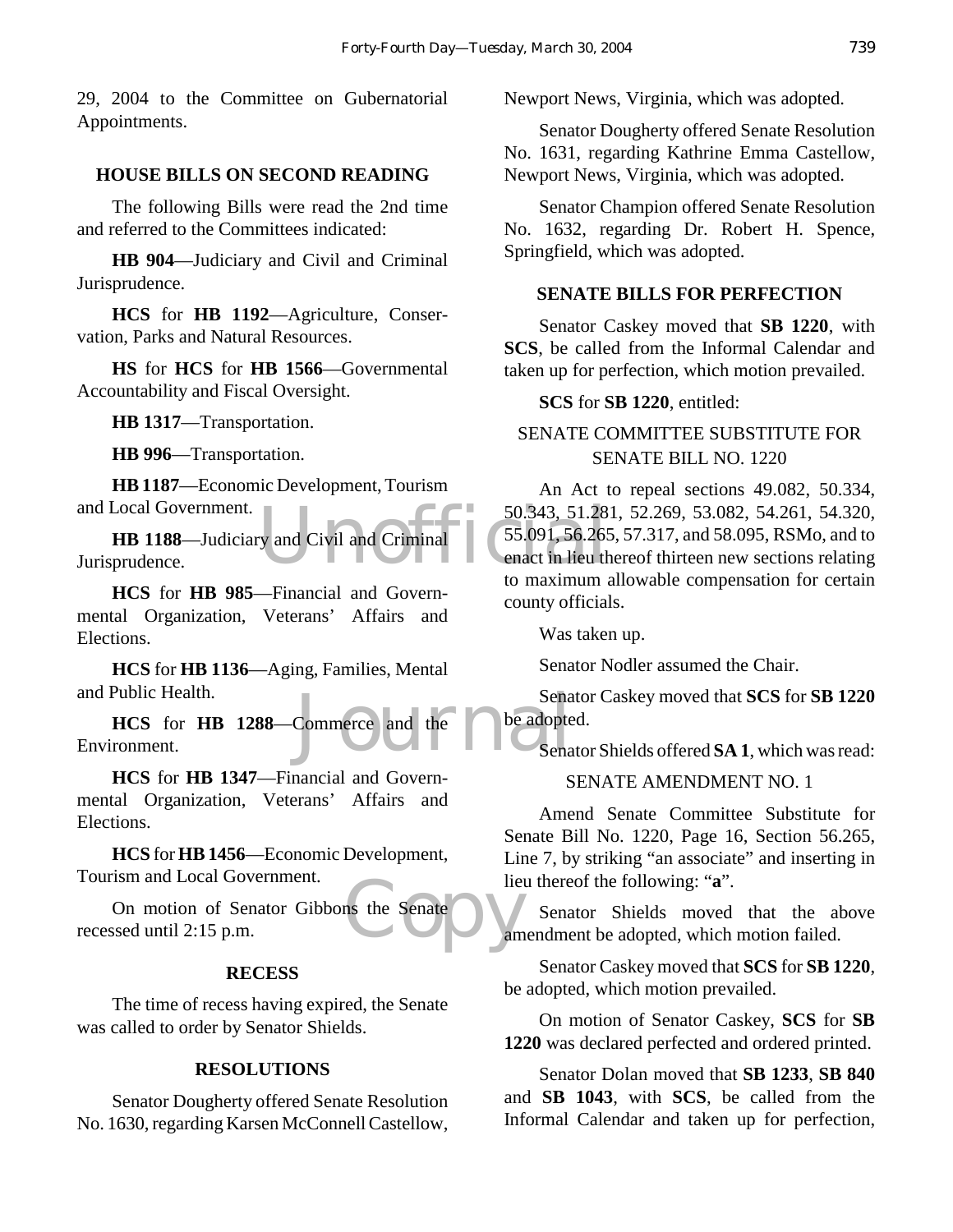29, 2004 to the Committee on Gubernatorial Appointments.

## HOUSE BILLS ON SECOND READING

The following Bills were read the 2nd time and referred to the Committees indicated:

**HB 904**—Judiciary and Civil and Criminal Jurisprudence.

**HCS** for **HB 1192**—Agriculture, Conservation, Parks and Natural Resources.

**HS** for **HCS** for **HB 1566**—Governmental Accountability and Fiscal Oversight.

**HB 1317**—Transportation.

**HB 996**—Transportation.

**HB 1187**—Economic Development, Tourism and Local Government.

**HB 1188**—Judiciary and Civil and Criminal Jurisprudence.

**HCS** for **HB 985**—Financial and Governmental Organization, Veterans' Affairs and Elections.

**HCS** for **HB 1136**—Aging, Families, Mental and Public Health.

**HCS** for **HB 1288**—Commerce and the Environment.

**HCS** for **HB 1347**—Financial and Governmental Organization, Veterans' Affairs and Elections.

**HCS** for **HB 1456**—Economic Development, Tourism and Local Government.

On motion of Senator Gibbons the Senate recessed until 2:15 p.m.

## RECESS

The time of recess having expired, the Senate was called to order by Senator Shields.

## RESOLUTIONS

Senator Dougherty offered Senate Resolution No. 1630, regarding Karsen McConnell Castellow, Newport News, Virginia, which was adopted.

Senator Dougherty offered Senate Resolution No. 1631, regarding Kathrine Emma Castellow, Newport News, Virginia, which was adopted.

Senator Champion offered Senate Resolution No. 1632, regarding Dr. Robert H. Spence, Springfield, which was adopted.

## SENATE BILLS FOR PERFECTION

Senator Caskey moved that **SB 1220**, with **SCS**, be called from the Informal Calendar and taken up for perfection, which motion prevailed.

**SCS** for **SB 1220**, entitled:

SENATE COMMITTEE SUBSTITUTE FOR SENATE BILL NO. 1220

An Act to repeal sections 49.082, 50.334, 50.343, 51.281, 52.269, 53.082, 54.261, 54.320, 55.091, 56.265, 57.317, and 58.095, RSMo, and to enact in lieu thereof thirteen new sections relating to maximum allowable compensation for certain county officials.

Was taken up.

Senator Nodler assumed the Chair.

Senator Caskey moved that **SCS** for **SB 1220** be adopted.

Senator Shields offered **SA 1**, which was read:

SENATE AMENDMENT NO. 1

Amend Senate Committee Substitute for Senate Bill No. 1220, Page 16, Section 56.265, Line 7, by striking "an associate" and inserting in lieu thereof the following: "**a**".

Senator Shields moved that the above amendment be adopted, which motion failed.

Senator Caskey moved that **SCS** for **SB 1220**, be adopted, which motion prevailed.

On motion of Senator Caskey, **SCS** for **SB 1220** was declared perfected and ordered printed.

Senator Dolan moved that **SB 1233**, **SB 840** and **SB 1043**, with **SCS**, be called from the Informal Calendar and taken up for perfection,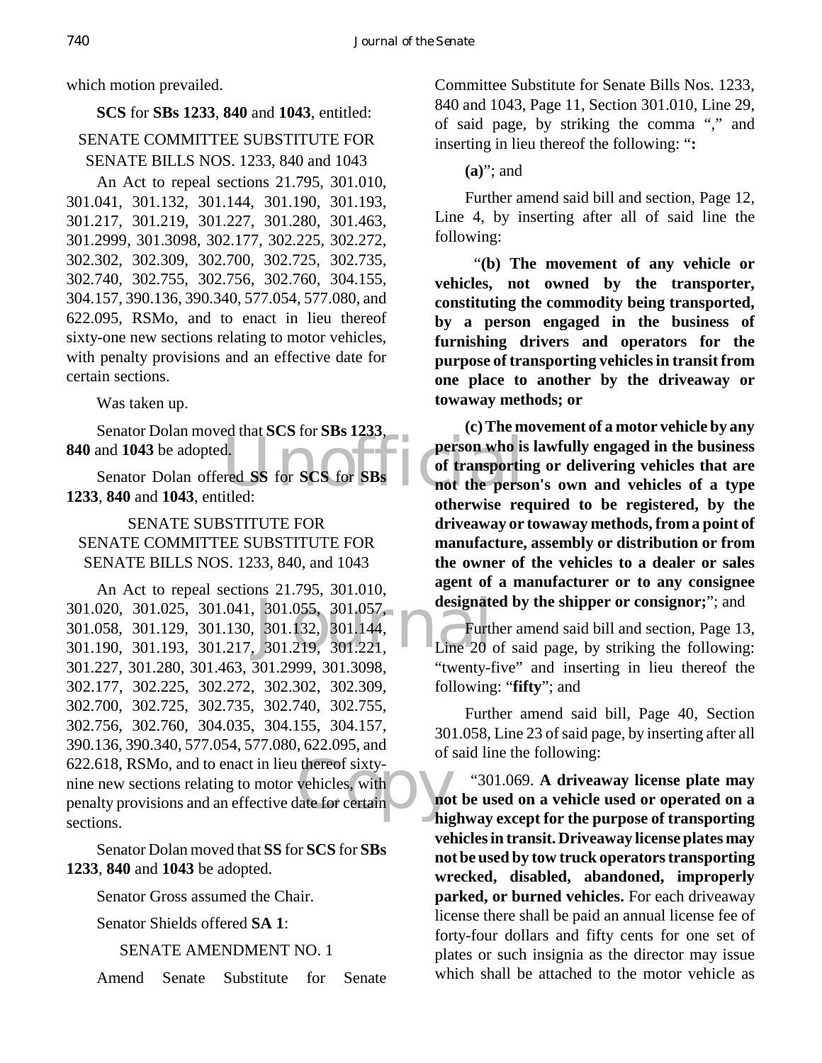which motion prevailed.

**SCS** for **SBs 1233**, **840** and **1043**, entitled:

SENATE COMMITTEE SUBSTITUTE FOR SENATE BILLS NOS. 1233, 840 and 1043

An Act to repeal sections 21.795, 301.010, 301.041, 301.132, 301.144, 301.190, 301.193, 301.217, 301.219, 301.227, 301.280, 301.463, 301.2999, 301.3098, 302.177, 302.225, 302.272, 302.302, 302.309, 302.700, 302.725, 302.735, 302.740, 302.755, 302.756, 302.760, 304.155, 304.157, 390.136, 390.340, 577.054, 577.080, and 622.095, RSMo, and to enact in lieu thereof sixty-one new sections relating to motor vehicles, with penalty provisions and an effective date for certain sections.

Was taken up.

Senator Dolan moved that **SCS** for **SBs 1233**, **840** and **1043** be adopted.

Senator Dolan offered **SS** for **SCS** for **SBs 1233**, **840** and **1043**, entitled:

SENATE SUBSTITUTE FOR SENATE COMMITTEE SUBSTITUTE FOR SENATE BILLS NOS. 1233, 840, and 1043

An Act to repeal sections 21.795, 301.010, 301.020, 301.025, 301.041, 301.055, 301.057, 301.058, 301.129, 301.130, 301.132, 301.144, 301.190, 301.193, 301.217, 301.219, 301.221, 301.227, 301.280, 301.463, 301.2999, 301.3098, 302.177, 302.225, 302.272, 302.302, 302.309, 302.700, 302.725, 302.735, 302.740, 302.755, 302.756, 302.760, 304.035, 304.155, 304.157, 390.136, 390.340, 577.054, 577.080, 622.095, and 622.618, RSMo, and to enact in lieu thereof sixty-nine new sections relating to motor vehicles, with penalty provisions and an effective date for certain sections.

Senator Dolan moved that **SS** for **SCS** for **SBs 1233**, **840** and **1043** be adopted.

Senator Gross assumed the Chair.

Senator Shields offered **SA 1**:

SENATE AMENDMENT NO. 1

Amend Senate Substitute for Senate Committee Substitute for Senate Bills Nos. 1233, 840 and 1043, Page 11, Section 301.010, Line 29, of said page, by striking the comma "," and inserting in lieu thereof the following: "**:**

**(a)**"; and

Further amend said bill and section, Page 12, Line 4, by inserting after all of said line the following:

"**(b) The movement of any vehicle or vehicles, not owned by the transporter, constituting the commodity being transported, by a person engaged in the business of furnishing drivers and operators for the purpose of transporting vehicles in transit from one place to another by the driveaway or towaway methods; or**

**(c) The movement of a motor vehicle by any person who is lawfully engaged in the business of transporting or delivering vehicles that are not the person's own and vehicles of a type otherwise required to be registered, by the driveaway or towaway methods, from a point of manufacture, assembly or distribution or from the owner of the vehicles to a dealer or sales agent of a manufacturer or to any consignee designated by the shipper or consignor;**"; and

Further amend said bill and section, Page 13, Line 20 of said page, by striking the following: "twenty-five" and inserting in lieu thereof the following: "**fifty**"; and

Further amend said bill, Page 40, Section 301.058, Line 23 of said page, by inserting after all of said line the following:

"301.069. **A driveaway license plate may not be used on a vehicle used or operated on a highway except for the purpose of transporting vehicles in transit. Driveaway license plates may not be used by tow truck operators transporting wrecked, disabled, abandoned, improperly parked, or burned vehicles.** For each driveaway license there shall be paid an annual license fee of forty-four dollars and fifty cents for one set of plates or such insignia as the director may issue which shall be attached to the motor vehicle as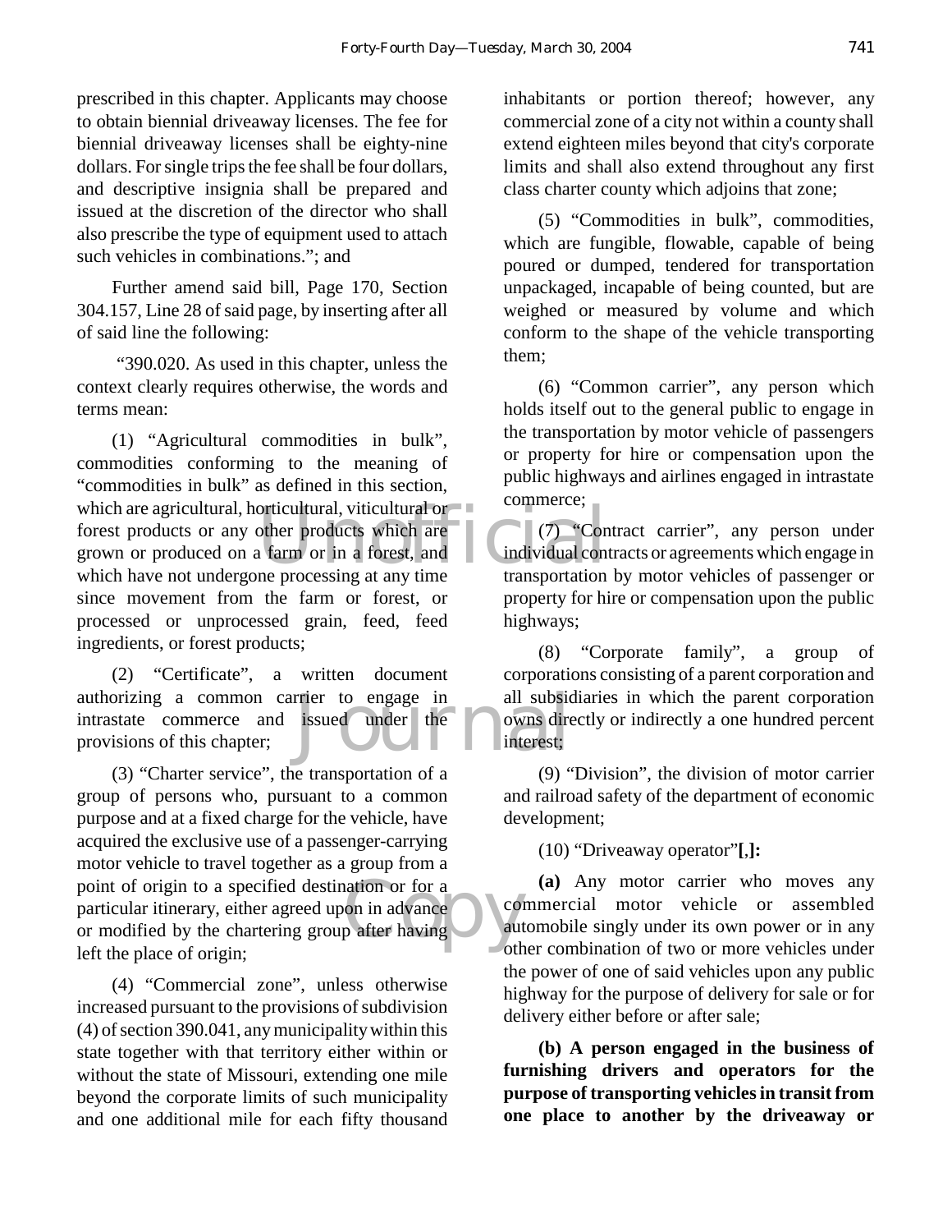prescribed in this chapter. Applicants may choose to obtain biennial driveaway licenses. The fee for biennial driveaway licenses shall be eighty-nine dollars. For single trips the fee shall be four dollars, and descriptive insignia shall be prepared and issued at the discretion of the director who shall also prescribe the type of equipment used to attach such vehicles in combinations."; and

Further amend said bill, Page 170, Section 304.157, Line 28 of said page, by inserting after all of said line the following:

"390.020. As used in this chapter, unless the context clearly requires otherwise, the words and terms mean:

(1) "Agricultural commodities in bulk", commodities conforming to the meaning of "commodities in bulk" as defined in this section, which are agricultural, horticultural, viticultural or forest products or any other products which are grown or produced on a farm or in a forest, and which have not undergone processing at any time since movement from the farm or forest, or processed or unprocessed grain, feed, feed ingredients, or forest products;

(2) "Certificate", a written document authorizing a common carrier to engage in intrastate commerce and issued under the provisions of this chapter;

(3) "Charter service", the transportation of a group of persons who, pursuant to a common purpose and at a fixed charge for the vehicle, have acquired the exclusive use of a passenger-carrying motor vehicle to travel together as a group from a point of origin to a specified destination or for a particular itinerary, either agreed upon in advance or modified by the chartering group after having left the place of origin;

(4) "Commercial zone", unless otherwise increased pursuant to the provisions of subdivision (4) of section 390.041, any municipality within this state together with that territory either within or without the state of Missouri, extending one mile beyond the corporate limits of such municipality and one additional mile for each fifty thousand inhabitants or portion thereof; however, any commercial zone of a city not within a county shall extend eighteen miles beyond that city's corporate limits and shall also extend throughout any first class charter county which adjoins that zone;

(5) "Commodities in bulk", commodities, which are fungible, flowable, capable of being poured or dumped, tendered for transportation unpackaged, incapable of being counted, but are weighed or measured by volume and which conform to the shape of the vehicle transporting them;

(6) "Common carrier", any person which holds itself out to the general public to engage in the transportation by motor vehicle of passengers or property for hire or compensation upon the public highways and airlines engaged in intrastate commerce;

(7) "Contract carrier", any person under individual contracts or agreements which engage in transportation by motor vehicles of passenger or property for hire or compensation upon the public highways;

(8) "Corporate family", a group of corporations consisting of a parent corporation and all subsidiaries in which the parent corporation owns directly or indirectly a one hundred percent interest;

(9) "Division", the division of motor carrier and railroad safety of the department of economic development;

(10) "Driveaway operator"**[**,**]:**

**(a)** Any motor carrier who moves any commercial motor vehicle or assembled automobile singly under its own power or in any other combination of two or more vehicles under the power of one of said vehicles upon any public highway for the purpose of delivery for sale or for delivery either before or after sale;

**(b) A person engaged in the business of furnishing drivers and operators for the purpose of transporting vehicles in transit from one place to another by the driveaway or**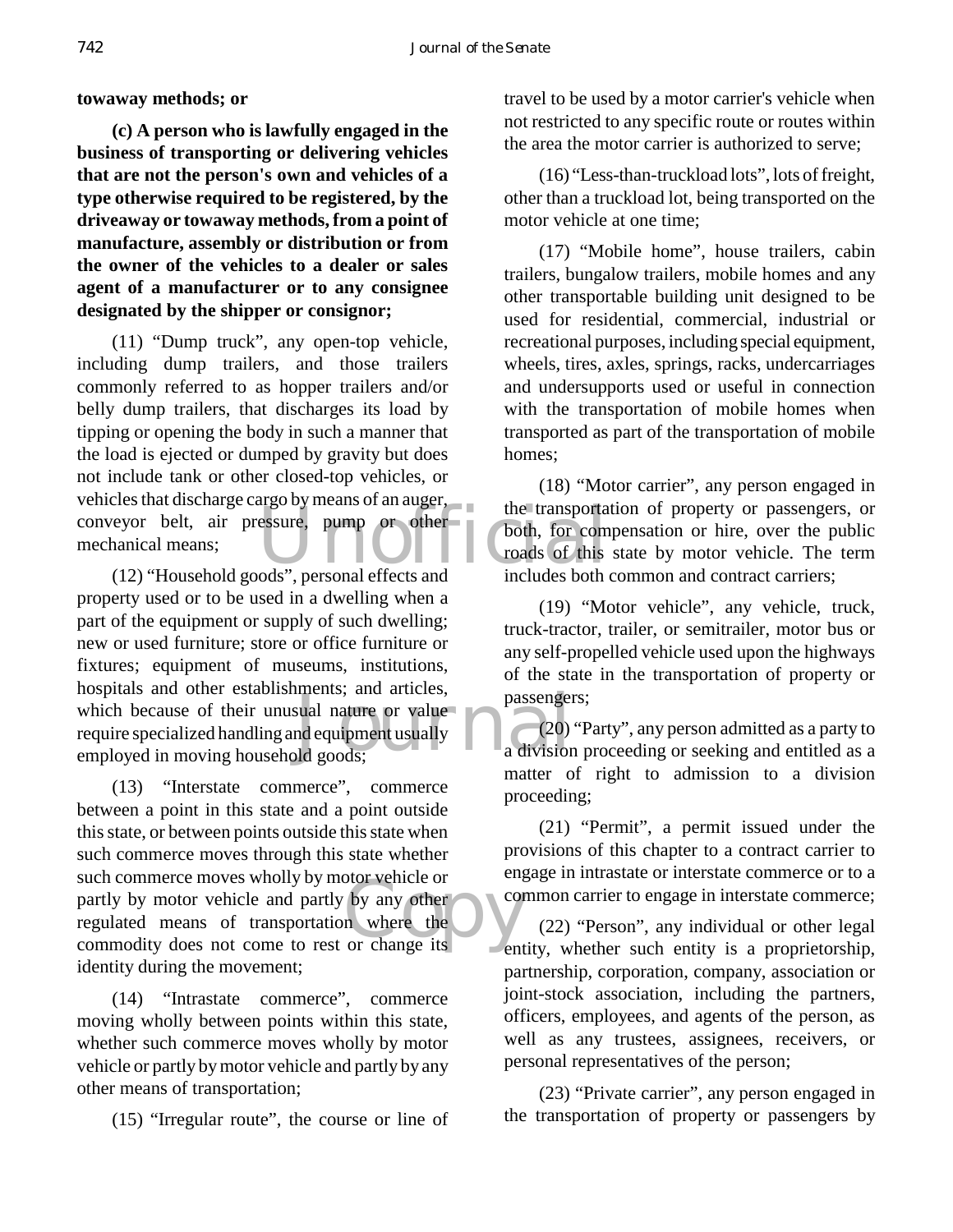**towaway methods; or**

**(c) A person who is lawfully engaged in the business of transporting or delivering vehicles that are not the person's own and vehicles of a type otherwise required to be registered, by the driveaway or towaway methods, from a point of manufacture, assembly or distribution or from the owner of the vehicles to a dealer or sales agent of a manufacturer or to any consignee designated by the shipper or consignor;**

(11) "Dump truck", any open-top vehicle, including dump trailers, and those trailers commonly referred to as hopper trailers and/or belly dump trailers, that discharges its load by tipping or opening the body in such a manner that the load is ejected or dumped by gravity but does not include tank or other closed-top vehicles, or vehicles that discharge cargo by means of an auger, conveyor belt, air pressure, pump or other mechanical means;

(12) "Household goods", personal effects and property used or to be used in a dwelling when a part of the equipment or supply of such dwelling; new or used furniture; store or office furniture or fixtures; equipment of museums, institutions, hospitals and other establishments; and articles, which because of their unusual nature or value require specialized handling and equipment usually employed in moving household goods;

(13) "Interstate commerce", commerce between a point in this state and a point outside this state, or between points outside this state when such commerce moves through this state whether such commerce moves wholly by motor vehicle or partly by motor vehicle and partly by any other regulated means of transportation where the commodity does not come to rest or change its identity during the movement;

(14) "Intrastate commerce", commerce moving wholly between points within this state, whether such commerce moves wholly by motor vehicle or partly by motor vehicle and partly by any other means of transportation;

(15) "Irregular route", the course or line of travel to be used by a motor carrier's vehicle when not restricted to any specific route or routes within the area the motor carrier is authorized to serve;

(16) "Less-than-truckload lots", lots of freight, other than a truckload lot, being transported on the motor vehicle at one time;

(17) "Mobile home", house trailers, cabin trailers, bungalow trailers, mobile homes and any other transportable building unit designed to be used for residential, commercial, industrial or recreational purposes, including special equipment, wheels, tires, axles, springs, racks, undercarriages and undersupports used or useful in connection with the transportation of mobile homes when transported as part of the transportation of mobile homes;

(18) "Motor carrier", any person engaged in the transportation of property or passengers, or both, for compensation or hire, over the public roads of this state by motor vehicle. The term includes both common and contract carriers;

(19) "Motor vehicle", any vehicle, truck, truck-tractor, trailer, or semitrailer, motor bus or any self-propelled vehicle used upon the highways of the state in the transportation of property or passengers;

(20) "Party", any person admitted as a party to a division proceeding or seeking and entitled as a matter of right to admission to a division proceeding;

(21) "Permit", a permit issued under the provisions of this chapter to a contract carrier to engage in intrastate or interstate commerce or to a common carrier to engage in interstate commerce;

(22) "Person", any individual or other legal entity, whether such entity is a proprietorship, partnership, corporation, company, association or joint-stock association, including the partners, officers, employees, and agents of the person, as well as any trustees, assignees, receivers, or personal representatives of the person;

(23) "Private carrier", any person engaged in the transportation of property or passengers by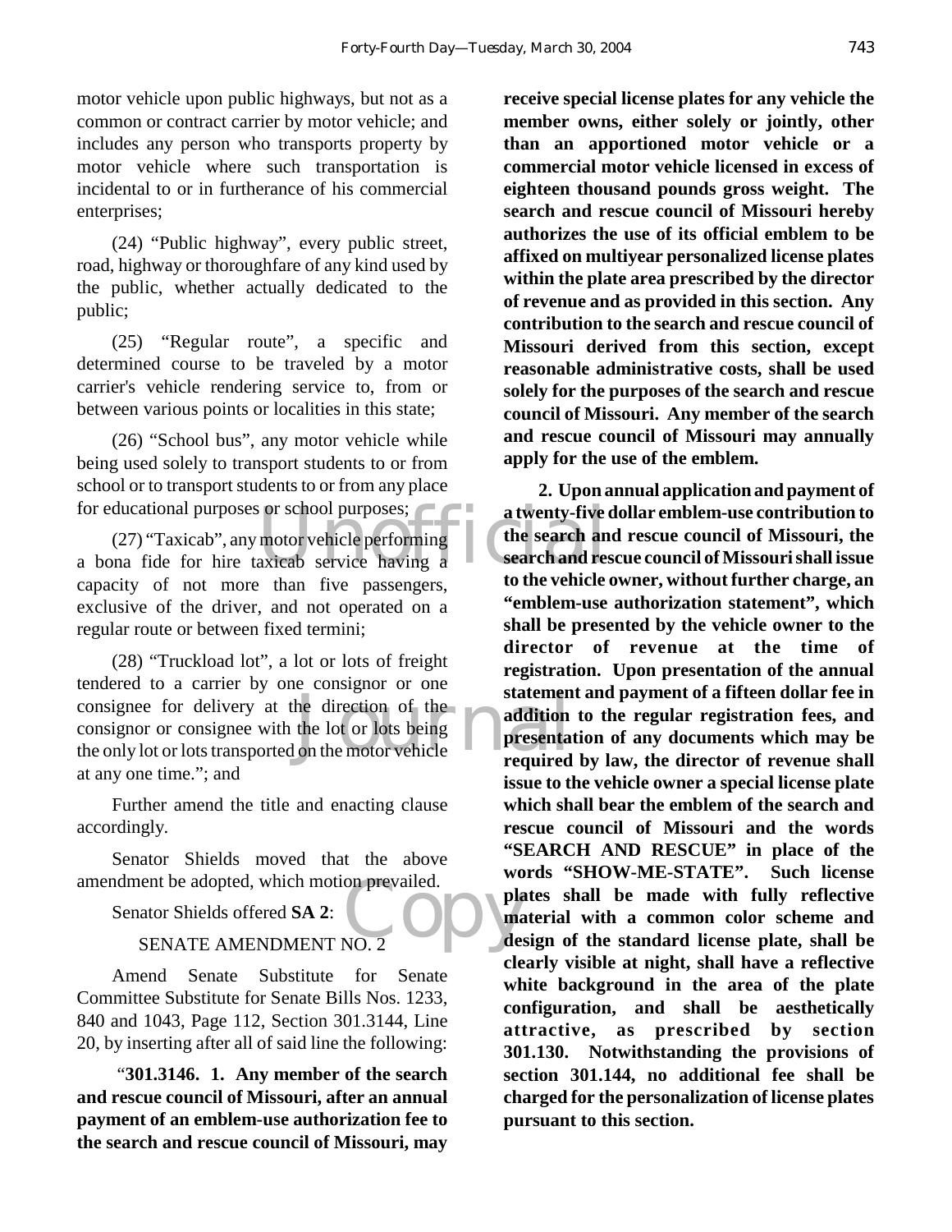motor vehicle upon public highways, but not as a common or contract carrier by motor vehicle; and includes any person who transports property by motor vehicle where such transportation is incidental to or in furtherance of his commercial enterprises;

(24) "Public highway", every public street, road, highway or thoroughfare of any kind used by the public, whether actually dedicated to the public;

(25) "Regular route", a specific and determined course to be traveled by a motor carrier's vehicle rendering service to, from or between various points or localities in this state;

(26) "School bus", any motor vehicle while being used solely to transport students to or from school or to transport students to or from any place for educational purposes or school purposes;

(27) "Taxicab", any motor vehicle performing a bona fide for hire taxicab service having a capacity of not more than five passengers, exclusive of the driver, and not operated on a regular route or between fixed termini;

(28) "Truckload lot", a lot or lots of freight tendered to a carrier by one consignor or one consignee for delivery at the direction of the consignor or consignee with the lot or lots being the only lot or lots transported on the motor vehicle at any one time."; and

Further amend the title and enacting clause accordingly.

Senator Shields moved that the above amendment be adopted, which motion prevailed.

Senator Shields offered **SA 2**:

SENATE AMENDMENT NO. 2

Amend Senate Substitute for Senate Committee Substitute for Senate Bills Nos. 1233, 840 and 1043, Page 112, Section 301.3144, Line 20, by inserting after all of said line the following:

"**301.3146. 1. Any member of the search and rescue council of Missouri, after an annual payment of an emblem-use authorization fee to the search and rescue council of Missouri, may receive special license plates for any vehicle the member owns, either solely or jointly, other than an apportioned motor vehicle or a commercial motor vehicle licensed in excess of eighteen thousand pounds gross weight. The search and rescue council of Missouri hereby authorizes the use of its official emblem to be affixed on multiyear personalized license plates within the plate area prescribed by the director of revenue and as provided in this section. Any contribution to the search and rescue council of Missouri derived from this section, except reasonable administrative costs, shall be used solely for the purposes of the search and rescue council of Missouri. Any member of the search and rescue council of Missouri may annually apply for the use of the emblem.**

**2. Upon annual application and payment of a twenty-five dollar emblem-use contribution to the search and rescue council of Missouri, the search and rescue council of Missouri shall issue to the vehicle owner, without further charge, an "emblem-use authorization statement", which shall be presented by the vehicle owner to the director of revenue at the time of registration. Upon presentation of the annual statement and payment of a fifteen dollar fee in addition to the regular registration fees, and presentation of any documents which may be required by law, the director of revenue shall issue to the vehicle owner a special license plate which shall bear the emblem of the search and rescue council of Missouri and the words "SEARCH AND RESCUE" in place of the words "SHOW-ME-STATE". Such license plates shall be made with fully reflective material with a common color scheme and design of the standard license plate, shall be clearly visible at night, shall have a reflective white background in the area of the plate configuration, and shall be aesthetically attractive, as prescribed by section 301.130. Notwithstanding the provisions of section 301.144, no additional fee shall be charged for the personalization of license plates pursuant to this section.**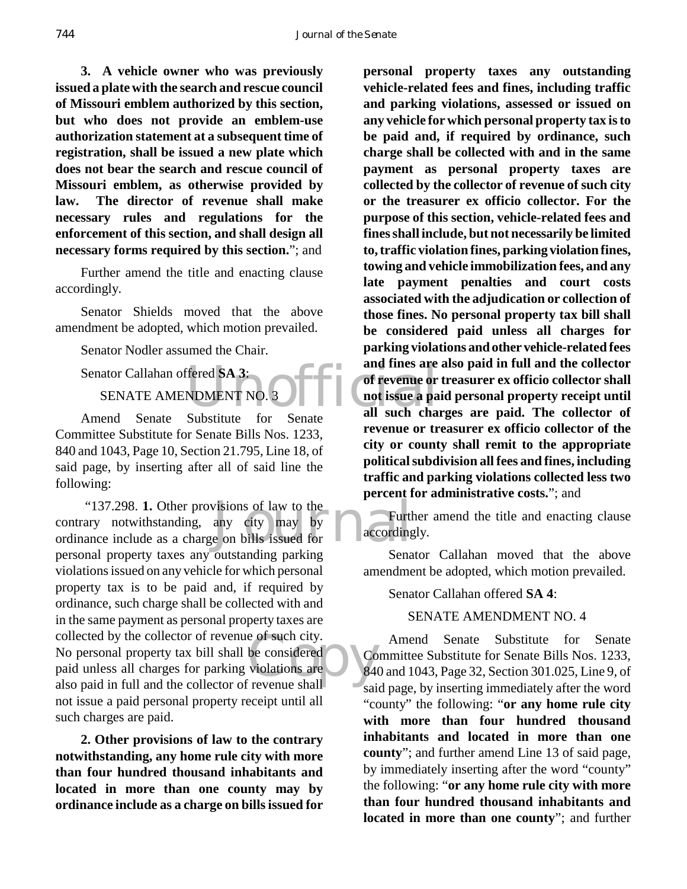**3. A vehicle owner who was previously issued a plate with the search and rescue council of Missouri emblem authorized by this section, but who does not provide an emblem-use authorization statement at a subsequent time of registration, shall be issued a new plate which does not bear the search and rescue council of Missouri emblem, as otherwise provided by law. The director of revenue shall make necessary rules and regulations for the enforcement of this section, and shall design all necessary forms required by this section.**"; and

Further amend the title and enacting clause accordingly.

Senator Shields moved that the above amendment be adopted, which motion prevailed.

Senator Nodler assumed the Chair.

Senator Callahan offered **SA 3**:

SENATE AMENDMENT NO. 3

Amend Senate Substitute for Senate Committee Substitute for Senate Bills Nos. 1233, 840 and 1043, Page 10, Section 21.795, Line 18, of said page, by inserting after all of said line the following:

"137.298. **1.** Other provisions of law to the contrary notwithstanding, any city may by ordinance include as a charge on bills issued for personal property taxes any outstanding parking violations issued on any vehicle for which personal property tax is to be paid and, if required by ordinance, such charge shall be collected with and in the same payment as personal property taxes are collected by the collector of revenue of such city. No personal property tax bill shall be considered paid unless all charges for parking violations are also paid in full and the collector of revenue shall not issue a paid personal property receipt until all such charges are paid.

**2. Other provisions of law to the contrary notwithstanding, any home rule city with more than four hundred thousand inhabitants and located in more than one county may by ordinance include as a charge on bills issued for personal property taxes any outstanding vehicle-related fees and fines, including traffic and parking violations, assessed or issued on any vehicle for which personal property tax is to be paid and, if required by ordinance, such charge shall be collected with and in the same payment as personal property taxes are collected by the collector of revenue of such city or the treasurer ex officio collector. For the purpose of this section, vehicle-related fees and fines shall include, but not necessarily be limited to, traffic violation fines, parking violation fines, towing and vehicle immobilization fees, and any late payment penalties and court costs associated with the adjudication or collection of those fines. No personal property tax bill shall be considered paid unless all charges for parking violations and other vehicle-related fees and fines are also paid in full and the collector of revenue or treasurer ex officio collector shall not issue a paid personal property receipt until all such charges are paid. The collector of revenue or treasurer ex officio collector of the city or county shall remit to the appropriate political subdivision all fees and fines, including traffic and parking violations collected less two percent for administrative costs.**"; and

Further amend the title and enacting clause accordingly.

Senator Callahan moved that the above amendment be adopted, which motion prevailed.

Senator Callahan offered **SA 4**:

SENATE AMENDMENT NO. 4

Amend Senate Substitute for Senate Committee Substitute for Senate Bills Nos. 1233, 840 and 1043, Page 32, Section 301.025, Line 9, of said page, by inserting immediately after the word "county" the following: "**or any home rule city with more than four hundred thousand inhabitants and located in more than one county**"; and further amend Line 13 of said page, by immediately inserting after the word "county" the following: "**or any home rule city with more than four hundred thousand inhabitants and located in more than one county**"; and further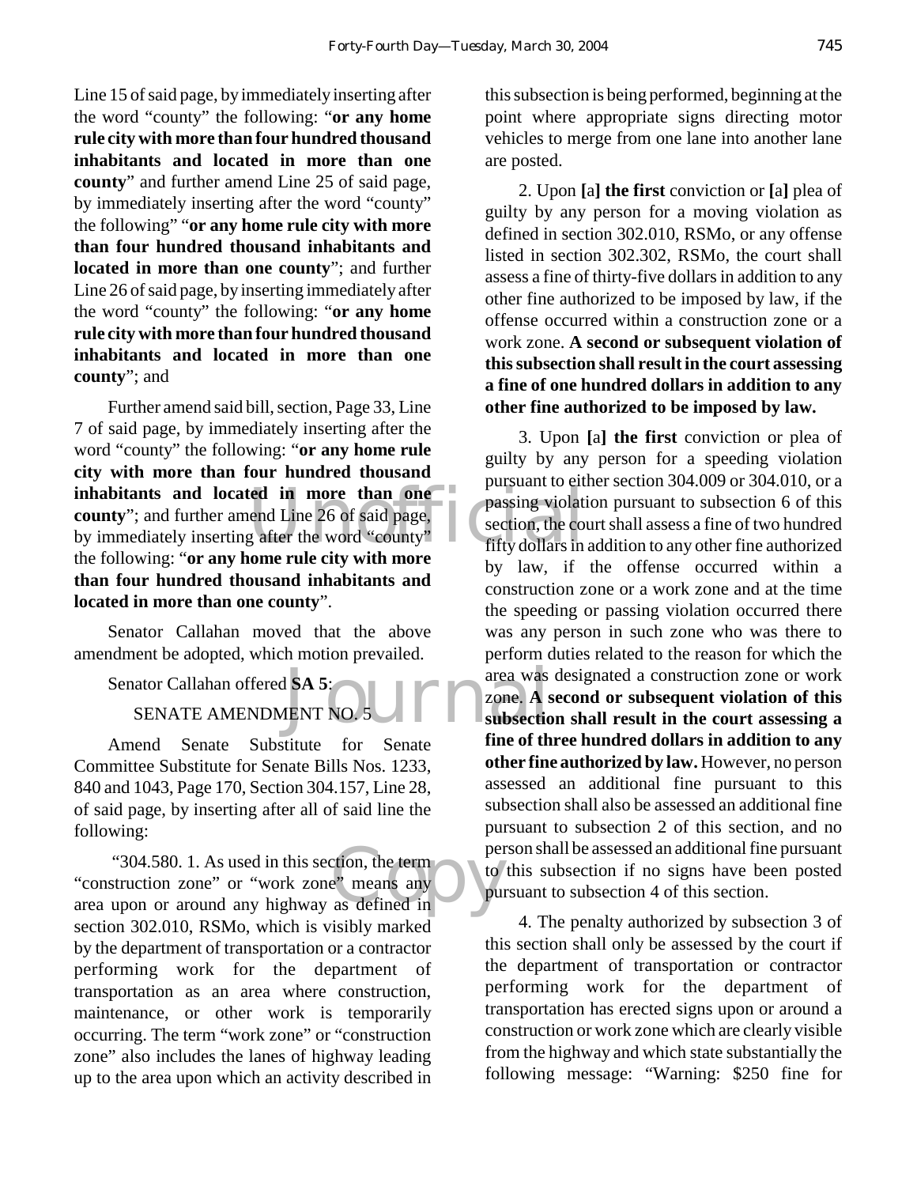Line 15 of said page, by immediately inserting after the word "county" the following: "**or any home rule city with more than four hundred thousand inhabitants and located in more than one county**" and further amend Line 25 of said page, by immediately inserting after the word "county" the following" "**or any home rule city with more than four hundred thousand inhabitants and located in more than one county**"; and further Line 26 of said page, by inserting immediately after the word "county" the following: "**or any home rule city with more than four hundred thousand inhabitants and located in more than one county**"; and

Further amend said bill, section, Page 33, Line 7 of said page, by immediately inserting after the word "county" the following: "**or any home rule city with more than four hundred thousand inhabitants and located in more than one county**"; and further amend Line 26 of said page, by immediately inserting after the word "county" the following: "**or any home rule city with more than four hundred thousand inhabitants and located in more than one county**".

Senator Callahan moved that the above amendment be adopted, which motion prevailed.

Senator Callahan offered **SA 5**:

SENATE AMENDMENT NO. 5

Amend Senate Substitute for Senate Committee Substitute for Senate Bills Nos. 1233, 840 and 1043, Page 170, Section 304.157, Line 28, of said page, by inserting after all of said line the following:

"304.580. 1. As used in this section, the term "construction zone" or "work zone" means any area upon or around any highway as defined in section 302.010, RSMo, which is visibly marked by the department of transportation or a contractor performing work for the department of transportation as an area where construction, maintenance, or other work is temporarily occurring. The term "work zone" or "construction zone" also includes the lanes of highway leading up to the area upon which an activity described in this subsection is being performed, beginning at the point where appropriate signs directing motor vehicles to merge from one lane into another lane are posted.

2. Upon **[**a**] the first** conviction or **[**a**]** plea of guilty by any person for a moving violation as defined in section 302.010, RSMo, or any offense listed in section 302.302, RSMo, the court shall assess a fine of thirty-five dollars in addition to any other fine authorized to be imposed by law, if the offense occurred within a construction zone or a work zone. **A second or subsequent violation of this subsection shall result in the court assessing a fine of one hundred dollars in addition to any other fine authorized to be imposed by law.**

3. Upon **[**a**] the first** conviction or plea of guilty by any person for a speeding violation pursuant to either section 304.009 or 304.010, or a passing violation pursuant to subsection 6 of this section, the court shall assess a fine of two hundred fifty dollars in addition to any other fine authorized by law, if the offense occurred within a construction zone or a work zone and at the time the speeding or passing violation occurred there was any person in such zone who was there to perform duties related to the reason for which the area was designated a construction zone or work zone. **A second or subsequent violation of this subsection shall result in the court assessing a fine of three hundred dollars in addition to any other fine authorized by law.** However, no person assessed an additional fine pursuant to this subsection shall also be assessed an additional fine pursuant to subsection 2 of this section, and no person shall be assessed an additional fine pursuant to this subsection if no signs have been posted pursuant to subsection 4 of this section.

4. The penalty authorized by subsection 3 of this section shall only be assessed by the court if the department of transportation or contractor performing work for the department of transportation has erected signs upon or around a construction or work zone which are clearly visible from the highway and which state substantially the following message: "Warning: $250 fine for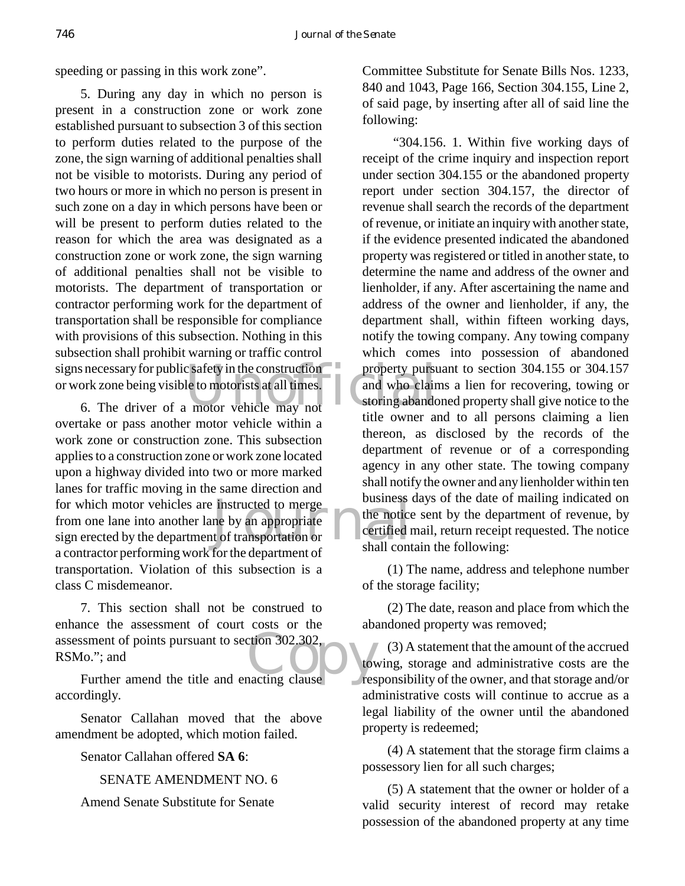speeding or passing in this work zone".

5. During any day in which no person is present in a construction zone or work zone established pursuant to subsection 3 of this section to perform duties related to the purpose of the zone, the sign warning of additional penalties shall not be visible to motorists. During any period of two hours or more in which no person is present in such zone on a day in which persons have been or will be present to perform duties related to the reason for which the area was designated as a construction zone or work zone, the sign warning of additional penalties shall not be visible to motorists. The department of transportation or contractor performing work for the department of transportation shall be responsible for compliance with provisions of this subsection. Nothing in this subsection shall prohibit warning or traffic control signs necessary for public safety in the construction or work zone being visible to motorists at all times.

6. The driver of a motor vehicle may not overtake or pass another motor vehicle within a work zone or construction zone. This subsection applies to a construction zone or work zone located upon a highway divided into two or more marked lanes for traffic moving in the same direction and for which motor vehicles are instructed to merge from one lane into another lane by an appropriate sign erected by the department of transportation or a contractor performing work for the department of transportation. Violation of this subsection is a class C misdemeanor.

7. This section shall not be construed to enhance the assessment of court costs or the assessment of points pursuant to section 302.302, RSMo."; and

Further amend the title and enacting clause accordingly.

Senator Callahan moved that the above amendment be adopted, which motion failed.

Senator Callahan offered **SA 6**:

SENATE AMENDMENT NO. 6

Amend Senate Substitute for Senate Committee Substitute for Senate Bills Nos. 1233, 840 and 1043, Page 166, Section 304.155, Line 2, of said page, by inserting after all of said line the following:

"304.156. 1. Within five working days of receipt of the crime inquiry and inspection report under section 304.155 or the abandoned property report under section 304.157, the director of revenue shall search the records of the department of revenue, or initiate an inquiry with another state, if the evidence presented indicated the abandoned property was registered or titled in another state, to determine the name and address of the owner and lienholder, if any. After ascertaining the name and address of the owner and lienholder, if any, the department shall, within fifteen working days, notify the towing company. Any towing company which comes into possession of abandoned property pursuant to section 304.155 or 304.157 and who claims a lien for recovering, towing or storing abandoned property shall give notice to the title owner and to all persons claiming a lien thereon, as disclosed by the records of the department of revenue or of a corresponding agency in any other state. The towing company shall notify the owner and any lienholder within ten business days of the date of mailing indicated on the notice sent by the department of revenue, by certified mail, return receipt requested. The notice shall contain the following:

(1) The name, address and telephone number of the storage facility;

(2) The date, reason and place from which the abandoned property was removed;

(3) A statement that the amount of the accrued towing, storage and administrative costs are the responsibility of the owner, and that storage and/or administrative costs will continue to accrue as a legal liability of the owner until the abandoned property is redeemed;

(4) A statement that the storage firm claims a possessory lien for all such charges;

(5) A statement that the owner or holder of a valid security interest of record may retake possession of the abandoned property at any time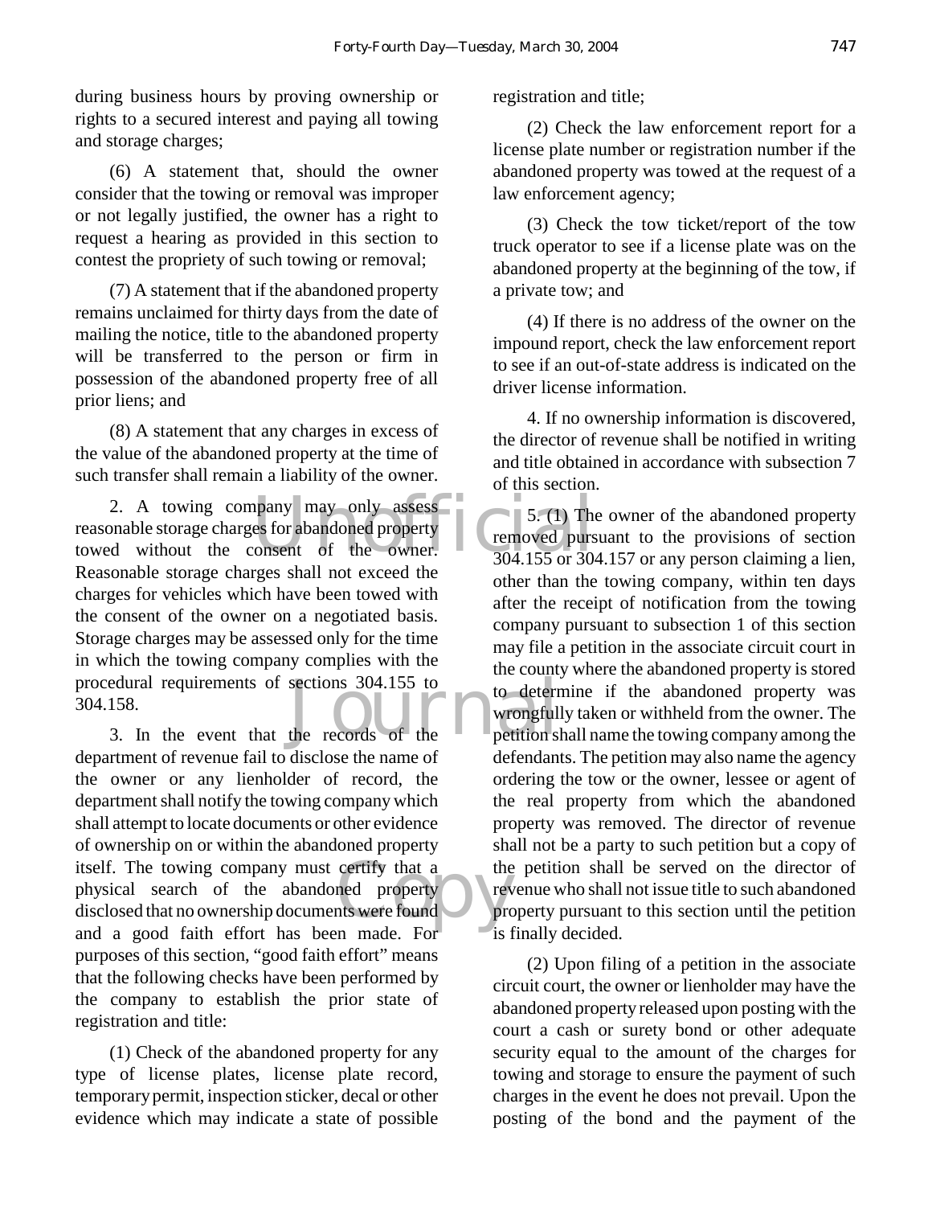during business hours by proving ownership or rights to a secured interest and paying all towing and storage charges;

(6) A statement that, should the owner consider that the towing or removal was improper or not legally justified, the owner has a right to request a hearing as provided in this section to contest the propriety of such towing or removal;

(7) A statement that if the abandoned property remains unclaimed for thirty days from the date of mailing the notice, title to the abandoned property will be transferred to the person or firm in possession of the abandoned property free of all prior liens; and

(8) A statement that any charges in excess of the value of the abandoned property at the time of such transfer shall remain a liability of the owner.

2. A towing company may only assess reasonable storage charges for abandoned property towed without the consent of the owner. Reasonable storage charges shall not exceed the charges for vehicles which have been towed with the consent of the owner on a negotiated basis. Storage charges may be assessed only for the time in which the towing company complies with the procedural requirements of sections 304.155 to 304.158.

3. In the event that the records of the department of revenue fail to disclose the name of the owner or any lienholder of record, the department shall notify the towing company which shall attempt to locate documents or other evidence of ownership on or within the abandoned property itself. The towing company must certify that a physical search of the abandoned property disclosed that no ownership documents were found and a good faith effort has been made. For purposes of this section, "good faith effort" means that the following checks have been performed by the company to establish the prior state of registration and title:

(1) Check of the abandoned property for any type of license plates, license plate record, temporary permit, inspection sticker, decal or other evidence which may indicate a state of possible registration and title;

(2) Check the law enforcement report for a license plate number or registration number if the abandoned property was towed at the request of a law enforcement agency;

(3) Check the tow ticket/report of the tow truck operator to see if a license plate was on the abandoned property at the beginning of the tow, if a private tow; and

(4) If there is no address of the owner on the impound report, check the law enforcement report to see if an out-of-state address is indicated on the driver license information.

4. If no ownership information is discovered, the director of revenue shall be notified in writing and title obtained in accordance with subsection 7 of this section.

5. (1) The owner of the abandoned property removed pursuant to the provisions of section 304.155 or 304.157 or any person claiming a lien, other than the towing company, within ten days after the receipt of notification from the towing company pursuant to subsection 1 of this section may file a petition in the associate circuit court in the county where the abandoned property is stored to determine if the abandoned property was wrongfully taken or withheld from the owner. The petition shall name the towing company among the defendants. The petition may also name the agency ordering the tow or the owner, lessee or agent of the real property from which the abandoned property was removed. The director of revenue shall not be a party to such petition but a copy of the petition shall be served on the director of revenue who shall not issue title to such abandoned property pursuant to this section until the petition is finally decided.

(2) Upon filing of a petition in the associate circuit court, the owner or lienholder may have the abandoned property released upon posting with the court a cash or surety bond or other adequate security equal to the amount of the charges for towing and storage to ensure the payment of such charges in the event he does not prevail. Upon the posting of the bond and the payment of the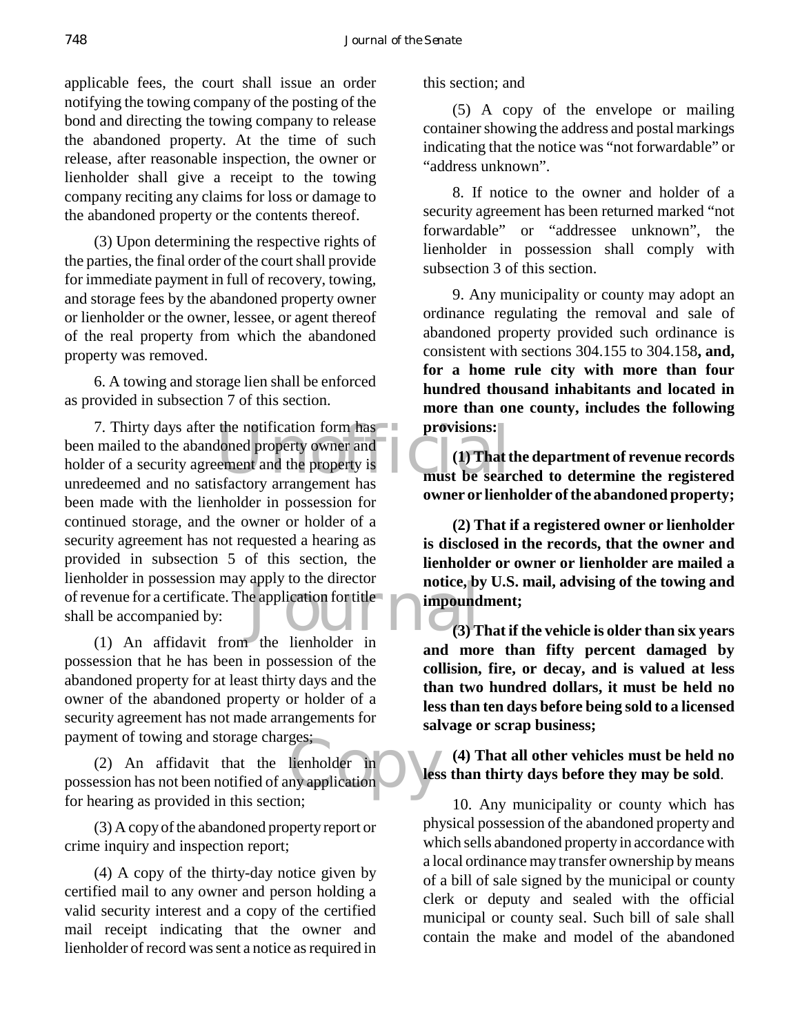applicable fees, the court shall issue an order notifying the towing company of the posting of the bond and directing the towing company to release the abandoned property. At the time of such release, after reasonable inspection, the owner or lienholder shall give a receipt to the towing company reciting any claims for loss or damage to the abandoned property or the contents thereof.

(3) Upon determining the respective rights of the parties, the final order of the court shall provide for immediate payment in full of recovery, towing, and storage fees by the abandoned property owner or lienholder or the owner, lessee, or agent thereof of the real property from which the abandoned property was removed.

6. A towing and storage lien shall be enforced as provided in subsection 7 of this section.

7. Thirty days after the notification form has been mailed to the abandoned property owner and holder of a security agreement and the property is unredeemed and no satisfactory arrangement has been made with the lienholder in possession for continued storage, and the owner or holder of a security agreement has not requested a hearing as provided in subsection 5 of this section, the lienholder in possession may apply to the director of revenue for a certificate. The application for title shall be accompanied by:

(1) An affidavit from the lienholder in possession that he has been in possession of the abandoned property for at least thirty days and the owner of the abandoned property or holder of a security agreement has not made arrangements for payment of towing and storage charges;

(2) An affidavit that the lienholder in possession has not been notified of any application for hearing as provided in this section;

(3) A copy of the abandoned property report or crime inquiry and inspection report;

(4) A copy of the thirty-day notice given by certified mail to any owner and person holding a valid security interest and a copy of the certified mail receipt indicating that the owner and lienholder of record was sent a notice as required in this section; and

(5) A copy of the envelope or mailing container showing the address and postal markings indicating that the notice was "not forwardable" or "address unknown".

8. If notice to the owner and holder of a security agreement has been returned marked "not forwardable" or "addressee unknown", the lienholder in possession shall comply with subsection 3 of this section.

9. Any municipality or county may adopt an ordinance regulating the removal and sale of abandoned property provided such ordinance is consistent with sections 304.155 to 304.158**, and, for a home rule city with more than four hundred thousand inhabitants and located in more than one county, includes the following provisions:**

**(1) That the department of revenue records must be searched to determine the registered owner or lienholder of the abandoned property;**

**(2) That if a registered owner or lienholder is disclosed in the records, that the owner and lienholder or owner or lienholder are mailed a notice, by U.S. mail, advising of the towing and impoundment;**

**(3) That if the vehicle is older than six years and more than fifty percent damaged by collision, fire, or decay, and is valued at less than two hundred dollars, it must be held no less than ten days before being sold to a licensed salvage or scrap business;**

**(4) That all other vehicles must be held no less than thirty days before they may be sold**.

10. Any municipality or county which has physical possession of the abandoned property and which sells abandoned property in accordance with a local ordinance may transfer ownership by means of a bill of sale signed by the municipal or county clerk or deputy and sealed with the official municipal or county seal. Such bill of sale shall contain the make and model of the abandoned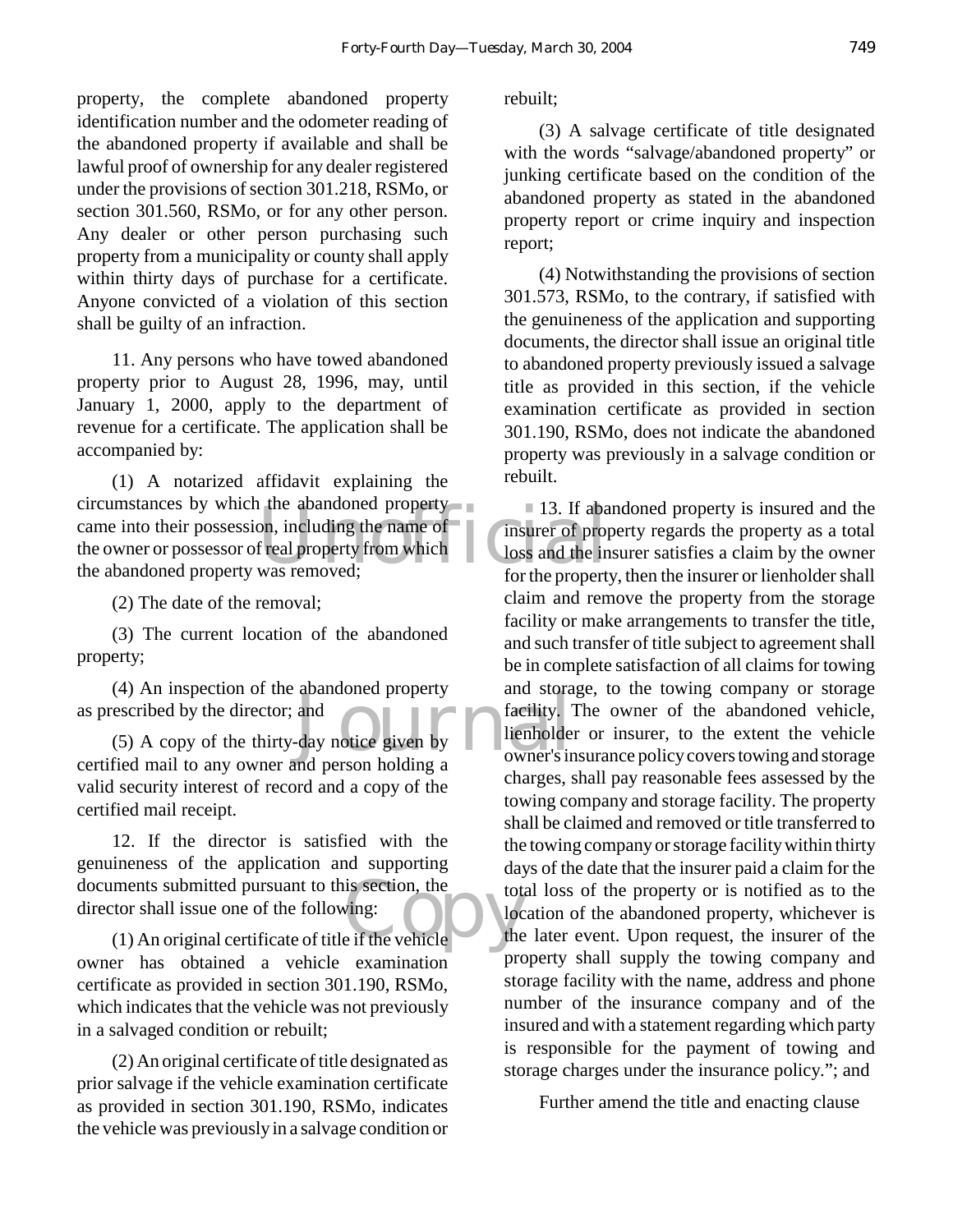property, the complete abandoned property identification number and the odometer reading of the abandoned property if available and shall be lawful proof of ownership for any dealer registered under the provisions of section 301.218, RSMo, or section 301.560, RSMo, or for any other person. Any dealer or other person purchasing such property from a municipality or county shall apply within thirty days of purchase for a certificate. Anyone convicted of a violation of this section shall be guilty of an infraction.

11. Any persons who have towed abandoned property prior to August 28, 1996, may, until January 1, 2000, apply to the department of revenue for a certificate. The application shall be accompanied by:

(1) A notarized affidavit explaining the circumstances by which the abandoned property came into their possession, including the name of the owner or possessor of real property from which the abandoned property was removed;

(2) The date of the removal;

(3) The current location of the abandoned property;

(4) An inspection of the abandoned property as prescribed by the director; and

(5) A copy of the thirty-day notice given by certified mail to any owner and person holding a valid security interest of record and a copy of the certified mail receipt.

12. If the director is satisfied with the genuineness of the application and supporting documents submitted pursuant to this section, the director shall issue one of the following:

(1) An original certificate of title if the vehicle owner has obtained a vehicle examination certificate as provided in section 301.190, RSMo, which indicates that the vehicle was not previously in a salvaged condition or rebuilt;

(2) An original certificate of title designated as prior salvage if the vehicle examination certificate as provided in section 301.190, RSMo, indicates the vehicle was previously in a salvage condition or rebuilt;

(3) A salvage certificate of title designated with the words "salvage/abandoned property" or junking certificate based on the condition of the abandoned property as stated in the abandoned property report or crime inquiry and inspection report;

(4) Notwithstanding the provisions of section 301.573, RSMo, to the contrary, if satisfied with the genuineness of the application and supporting documents, the director shall issue an original title to abandoned property previously issued a salvage title as provided in this section, if the vehicle examination certificate as provided in section 301.190, RSMo, does not indicate the abandoned property was previously in a salvage condition or rebuilt.

13. If abandoned property is insured and the insurer of property regards the property as a total loss and the insurer satisfies a claim by the owner for the property, then the insurer or lienholder shall claim and remove the property from the storage facility or make arrangements to transfer the title, and such transfer of title subject to agreement shall be in complete satisfaction of all claims for towing and storage, to the towing company or storage facility. The owner of the abandoned vehicle, lienholder or insurer, to the extent the vehicle owner's insurance policy covers towing and storage charges, shall pay reasonable fees assessed by the towing company and storage facility. The property shall be claimed and removed or title transferred to the towing company or storage facility within thirty days of the date that the insurer paid a claim for the total loss of the property or is notified as to the location of the abandoned property, whichever is the later event. Upon request, the insurer of the property shall supply the towing company and storage facility with the name, address and phone number of the insurance company and of the insured and with a statement regarding which party is responsible for the payment of towing and storage charges under the insurance policy."; and

Further amend the title and enacting clause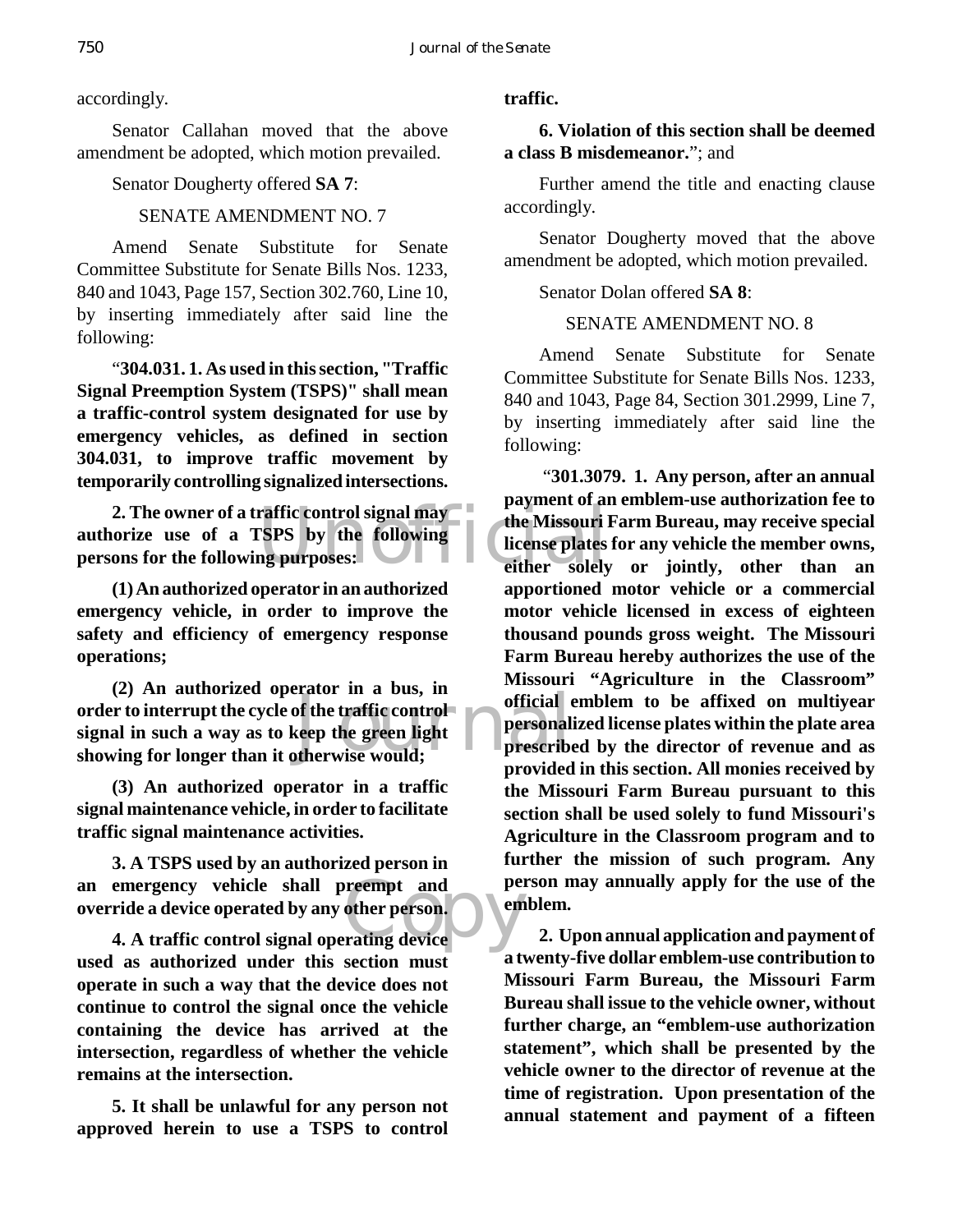accordingly.

Senator Callahan moved that the above amendment be adopted, which motion prevailed.

Senator Dougherty offered **SA 7**:

SENATE AMENDMENT NO. 7

Amend Senate Substitute for Senate Committee Substitute for Senate Bills Nos. 1233, 840 and 1043, Page 157, Section 302.760, Line 10, by inserting immediately after said line the following:

"**304.031. 1. As used in this section, "Traffic Signal Preemption System (TSPS)" shall mean a traffic-control system designated for use by emergency vehicles, as defined in section 304.031, to improve traffic movement by temporarily controlling signalized intersections.**

**2. The owner of a traffic control signal may authorize use of a TSPS by the following persons for the following purposes:**

**(1) An authorized operator in an authorized emergency vehicle, in order to improve the safety and efficiency of emergency response operations;**

**(2) An authorized operator in a bus, in order to interrupt the cycle of the traffic control signal in such a way as to keep the green light showing for longer than it otherwise would;**

**(3) An authorized operator in a traffic signal maintenance vehicle, in order to facilitate traffic signal maintenance activities.**

**3. A TSPS used by an authorized person in an emergency vehicle shall preempt and override a device operated by any other person.**

**4. A traffic control signal operating device used as authorized under this section must operate in such a way that the device does not continue to control the signal once the vehicle containing the device has arrived at the intersection, regardless of whether the vehicle remains at the intersection.**

**5. It shall be unlawful for any person not approved herein to use a TSPS to control traffic.**

**6. Violation of this section shall be deemed a class B misdemeanor.**"; and

Further amend the title and enacting clause accordingly.

Senator Dougherty moved that the above amendment be adopted, which motion prevailed.

Senator Dolan offered **SA 8**:

SENATE AMENDMENT NO. 8

Amend Senate Substitute for Senate Committee Substitute for Senate Bills Nos. 1233, 840 and 1043, Page 84, Section 301.2999, Line 7, by inserting immediately after said line the following:

"**301.3079. 1. Any person, after an annual payment of an emblem-use authorization fee to the Missouri Farm Bureau, may receive special license plates for any vehicle the member owns, either solely or jointly, other than an apportioned motor vehicle or a commercial motor vehicle licensed in excess of eighteen thousand pounds gross weight. The Missouri Farm Bureau hereby authorizes the use of the Missouri "Agriculture in the Classroom" official emblem to be affixed on multiyear personalized license plates within the plate area prescribed by the director of revenue and as provided in this section. All monies received by the Missouri Farm Bureau pursuant to this section shall be used solely to fund Missouri's Agriculture in the Classroom program and to further the mission of such program. Any person may annually apply for the use of the emblem.**

**2. Upon annual application and payment of a twenty-five dollar emblem-use contribution to Missouri Farm Bureau, the Missouri Farm Bureau shall issue to the vehicle owner, without further charge, an "emblem-use authorization statement", which shall be presented by the vehicle owner to the director of revenue at the time of registration. Upon presentation of the annual statement and payment of a fifteen**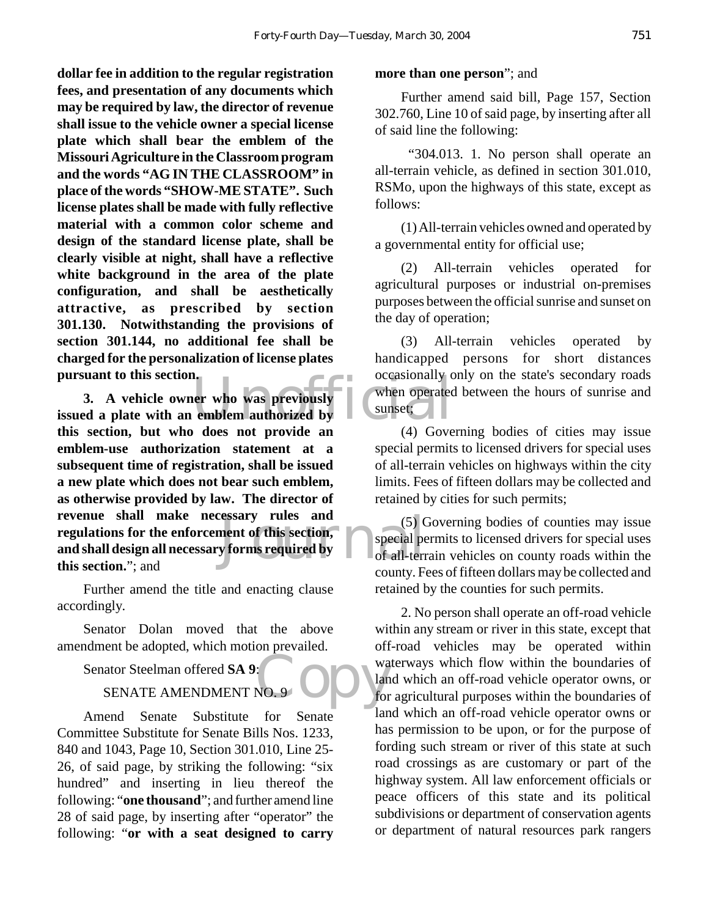**dollar fee in addition to the regular registration fees, and presentation of any documents which may be required by law, the director of revenue shall issue to the vehicle owner a special license plate which shall bear the emblem of the Missouri Agriculture in the Classroom program and the words "AG IN THE CLASSROOM" in place of the words "SHOW-ME STATE". Such license plates shall be made with fully reflective material with a common color scheme and design of the standard license plate, shall be clearly visible at night, shall have a reflective white background in the area of the plate configuration, and shall be aesthetically attractive, as prescribed by section 301.130. Notwithstanding the provisions of section 301.144, no additional fee shall be charged for the personalization of license plates pursuant to this section.**

**3. A vehicle owner who was previously issued a plate with an emblem authorized by this section, but who does not provide an emblem-use authorization statement at a subsequent time of registration, shall be issued a new plate which does not bear such emblem, as otherwise provided by law. The director of revenue shall make necessary rules and regulations for the enforcement of this section, and shall design all necessary forms required by this section.**"; and

Further amend the title and enacting clause accordingly.

Senator Dolan moved that the above amendment be adopted, which motion prevailed.

Senator Steelman offered **SA 9**:

SENATE AMENDMENT NO. 9

Amend Senate Substitute for Senate Committee Substitute for Senate Bills Nos. 1233, 840 and 1043, Page 10, Section 301.010, Line 25-26, of said page, by striking the following: "six hundred" and inserting in lieu thereof the following: "**one thousand**"; and further amend line 28 of said page, by inserting after "operator" the following: "**or with a seat designed to carry more than one person**"; and

Further amend said bill, Page 157, Section 302.760, Line 10 of said page, by inserting after all of said line the following:

"304.013. 1. No person shall operate an all-terrain vehicle, as defined in section 301.010, RSMo, upon the highways of this state, except as follows:

(1) All-terrain vehicles owned and operated by a governmental entity for official use;

(2) All-terrain vehicles operated for agricultural purposes or industrial on-premises purposes between the official sunrise and sunset on the day of operation;

(3) All-terrain vehicles operated by handicapped persons for short distances occasionally only on the state's secondary roads when operated between the hours of sunrise and sunset;

(4) Governing bodies of cities may issue special permits to licensed drivers for special uses of all-terrain vehicles on highways within the city limits. Fees of fifteen dollars may be collected and retained by cities for such permits;

(5) Governing bodies of counties may issue special permits to licensed drivers for special uses of all-terrain vehicles on county roads within the county. Fees of fifteen dollars may be collected and retained by the counties for such permits.

2. No person shall operate an off-road vehicle within any stream or river in this state, except that off-road vehicles may be operated within waterways which flow within the boundaries of land which an off-road vehicle operator owns, or for agricultural purposes within the boundaries of land which an off-road vehicle operator owns or has permission to be upon, or for the purpose of fording such stream or river of this state at such road crossings as are customary or part of the highway system. All law enforcement officials or peace officers of this state and its political subdivisions or department of conservation agents or department of natural resources park rangers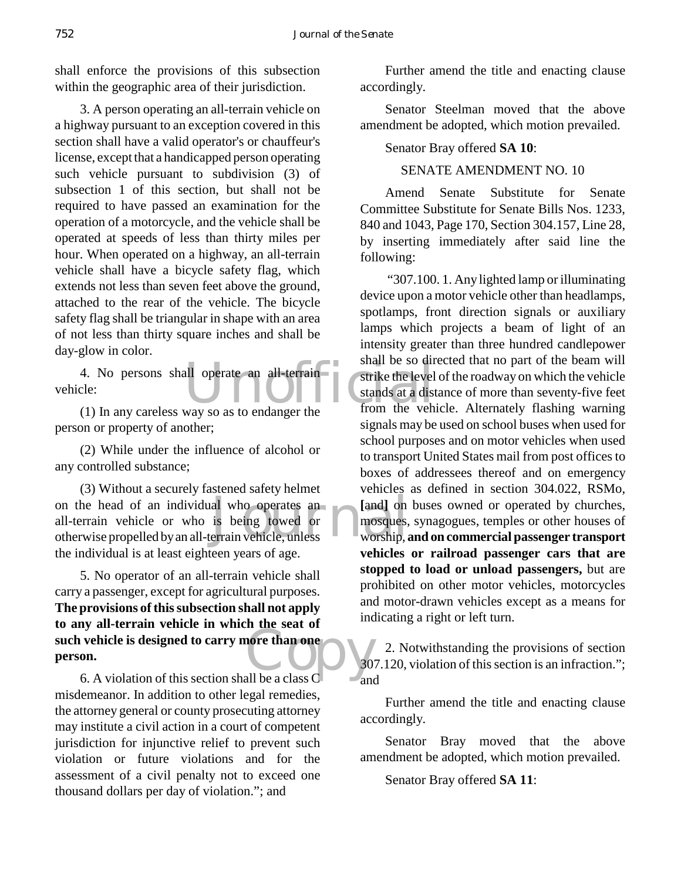shall enforce the provisions of this subsection within the geographic area of their jurisdiction.

3. A person operating an all-terrain vehicle on a highway pursuant to an exception covered in this section shall have a valid operator's or chauffeur's license, except that a handicapped person operating such vehicle pursuant to subdivision (3) of subsection 1 of this section, but shall not be required to have passed an examination for the operation of a motorcycle, and the vehicle shall be operated at speeds of less than thirty miles per hour. When operated on a highway, an all-terrain vehicle shall have a bicycle safety flag, which extends not less than seven feet above the ground, attached to the rear of the vehicle. The bicycle safety flag shall be triangular in shape with an area of not less than thirty square inches and shall be day-glow in color.

4. No persons shall operate an all-terrain vehicle:

(1) In any careless way so as to endanger the person or property of another;

(2) While under the influence of alcohol or any controlled substance;

(3) Without a securely fastened safety helmet on the head of an individual who operates an all-terrain vehicle or who is being towed or otherwise propelled by an all-terrain vehicle, unless the individual is at least eighteen years of age.

5. No operator of an all-terrain vehicle shall carry a passenger, except for agricultural purposes. **The provisions of this subsection shall not apply to any all-terrain vehicle in which the seat of such vehicle is designed to carry more than one person.**

6. A violation of this section shall be a class C misdemeanor. In addition to other legal remedies, the attorney general or county prosecuting attorney may institute a civil action in a court of competent jurisdiction for injunctive relief to prevent such violation or future violations and for the assessment of a civil penalty not to exceed one thousand dollars per day of violation."; and

Further amend the title and enacting clause accordingly.

Senator Steelman moved that the above amendment be adopted, which motion prevailed.

Senator Bray offered **SA 10**:

SENATE AMENDMENT NO. 10

Amend Senate Substitute for Senate Committee Substitute for Senate Bills Nos. 1233, 840 and 1043, Page 170, Section 304.157, Line 28, by inserting immediately after said line the following:

"307.100. 1. Any lighted lamp or illuminating device upon a motor vehicle other than headlamps, spotlamps, front direction signals or auxiliary lamps which projects a beam of light of an intensity greater than three hundred candlepower shall be so directed that no part of the beam will strike the level of the roadway on which the vehicle stands at a distance of more than seventy-five feet from the vehicle. Alternately flashing warning signals may be used on school buses when used for school purposes and on motor vehicles when used to transport United States mail from post offices to boxes of addressees thereof and on emergency vehicles as defined in section 304.022, RSMo, **[**and**]** on buses owned or operated by churches, mosques, synagogues, temples or other houses of worship, **and on commercial passenger transport vehicles or railroad passenger cars that are stopped to load or unload passengers,** but are prohibited on other motor vehicles, motorcycles and motor-drawn vehicles except as a means for indicating a right or left turn.

2. Notwithstanding the provisions of section 307.120, violation of this section is an infraction."; and

Further amend the title and enacting clause accordingly.

Senator Bray moved that the above amendment be adopted, which motion prevailed.

Senator Bray offered **SA 11**: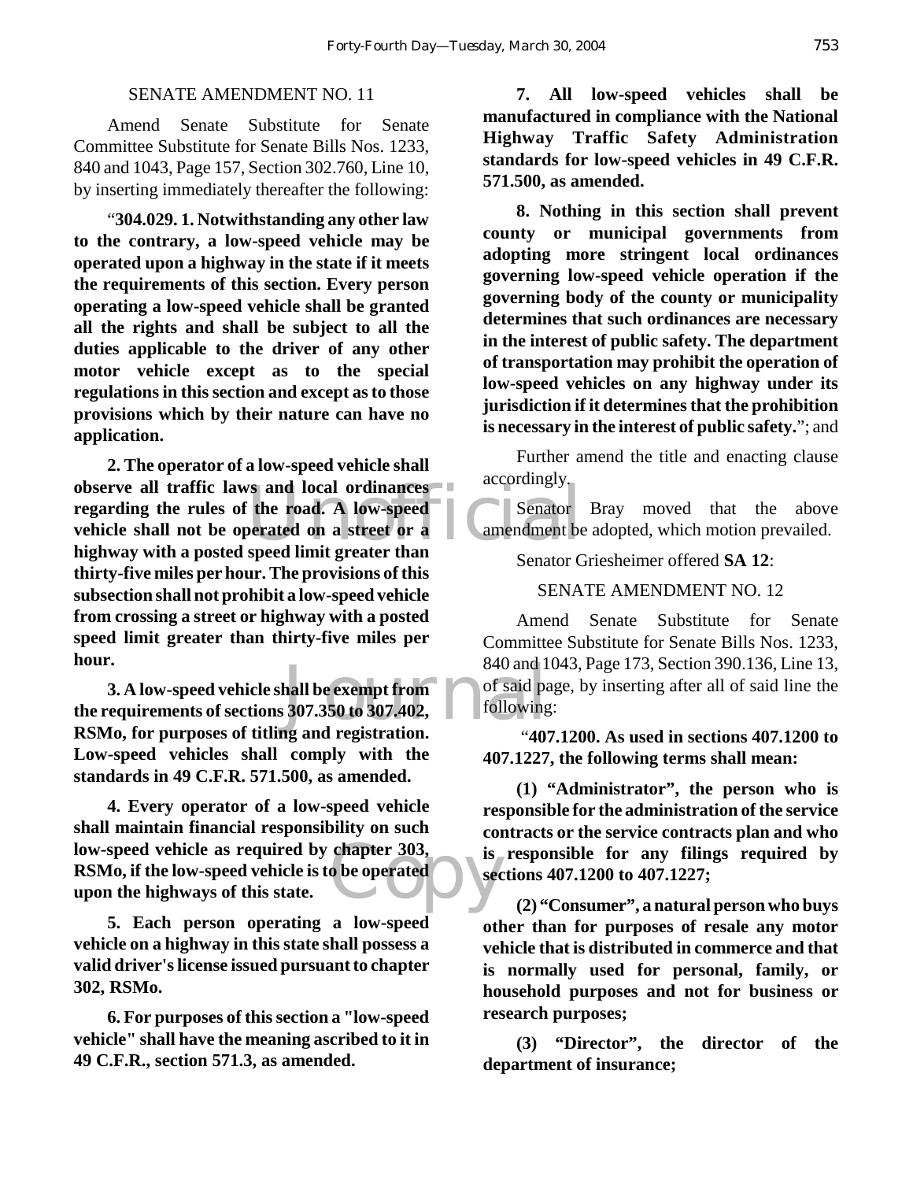SENATE AMENDMENT NO. 11

Amend Senate Substitute for Senate Committee Substitute for Senate Bills Nos. 1233, 840 and 1043, Page 157, Section 302.760, Line 10, by inserting immediately thereafter the following:

"**304.029. 1. Notwithstanding any other law to the contrary, a low-speed vehicle may be operated upon a highway in the state if it meets the requirements of this section. Every person operating a low-speed vehicle shall be granted all the rights and shall be subject to all the duties applicable to the driver of any other motor vehicle except as to the special regulations in this section and except as to those provisions which by their nature can have no application.**

**2. The operator of a low-speed vehicle shall observe all traffic laws and local ordinances regarding the rules of the road. A low-speed vehicle shall not be operated on a street or a highway with a posted speed limit greater than thirty-five miles per hour. The provisions of this subsection shall not prohibit a low-speed vehicle from crossing a street or highway with a posted speed limit greater than thirty-five miles per hour.**

**3. A low-speed vehicle shall be exempt from the requirements of sections 307.350 to 307.402, RSMo, for purposes of titling and registration. Low-speed vehicles shall comply with the standards in 49 C.F.R. 571.500, as amended.**

**4. Every operator of a low-speed vehicle shall maintain financial responsibility on such low-speed vehicle as required by chapter 303, RSMo, if the low-speed vehicle is to be operated upon the highways of this state.**

**5. Each person operating a low-speed vehicle on a highway in this state shall possess a valid driver's license issued pursuant to chapter 302, RSMo.**

**6. For purposes of this section a "low-speed vehicle" shall have the meaning ascribed to it in 49 C.F.R., section 571.3, as amended.**

**7. All low-speed vehicles shall be manufactured in compliance with the National Highway Traffic Safety Administration standards for low-speed vehicles in 49 C.F.R. 571.500, as amended.**

**8. Nothing in this section shall prevent county or municipal governments from adopting more stringent local ordinances governing low-speed vehicle operation if the governing body of the county or municipality determines that such ordinances are necessary in the interest of public safety. The department of transportation may prohibit the operation of low-speed vehicles on any highway under its jurisdiction if it determines that the prohibition is necessary in the interest of public safety.**"; and

Further amend the title and enacting clause accordingly.

Senator Bray moved that the above amendment be adopted, which motion prevailed.

Senator Griesheimer offered **SA 12**:

SENATE AMENDMENT NO. 12

Amend Senate Substitute for Senate Committee Substitute for Senate Bills Nos. 1233, 840 and 1043, Page 173, Section 390.136, Line 13, of said page, by inserting after all of said line the following:

"**407.1200. As used in sections 407.1200 to 407.1227, the following terms shall mean:**

**(1) "Administrator", the person who is responsible for the administration of the service contracts or the service contracts plan and who is responsible for any filings required by sections 407.1200 to 407.1227;**

**(2) "Consumer", a natural person who buys other than for purposes of resale any motor vehicle that is distributed in commerce and that is normally used for personal, family, or household purposes and not for business or research purposes;**

**(3) "Director", the director of the department of insurance;**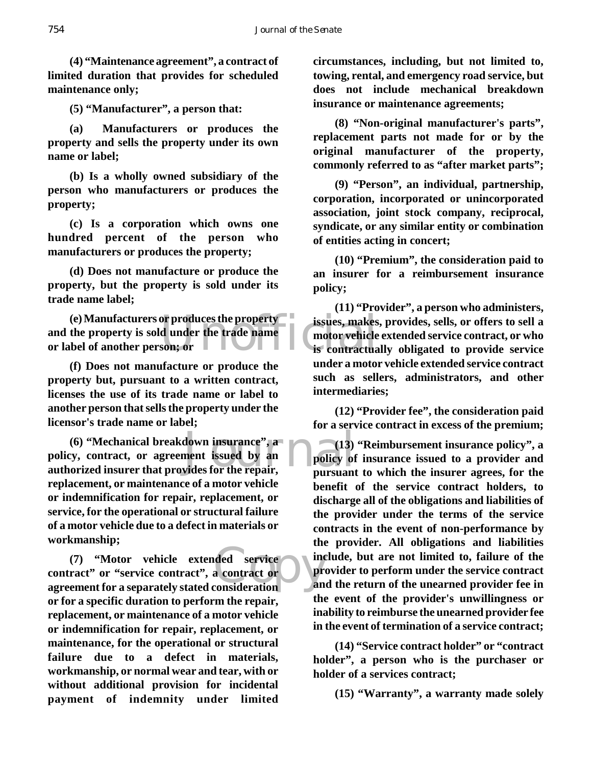**(4) "Maintenance agreement", a contract of limited duration that provides for scheduled maintenance only;**

**(5) "Manufacturer", a person that:**

**(a) Manufacturers or produces the property and sells the property under its own name or label;**

**(b) Is a wholly owned subsidiary of the person who manufacturers or produces the property;**

**(c) Is a corporation which owns one hundred percent of the person who manufacturers or produces the property;**

**(d) Does not manufacture or produce the property, but the property is sold under its trade name label;**

**(e) Manufacturers or produces the property and the property is sold under the trade name or label of another person; or**

**(f) Does not manufacture or produce the property but, pursuant to a written contract, licenses the use of its trade name or label to another person that sells the property under the licensor's trade name or label;**

**(6) "Mechanical breakdown insurance", a policy, contract, or agreement issued by an authorized insurer that provides for the repair, replacement, or maintenance of a motor vehicle or indemnification for repair, replacement, or service, for the operational or structural failure of a motor vehicle due to a defect in materials or workmanship;**

**(7) "Motor vehicle extended service contract" or "service contract", a contract or agreement for a separately stated consideration or for a specific duration to perform the repair, replacement, or maintenance of a motor vehicle or indemnification for repair, replacement, or maintenance, for the operational or structural failure due to a defect in materials, workmanship, or normal wear and tear, with or without additional provision for incidental payment of indemnity under limited circumstances, including, but not limited to, towing, rental, and emergency road service, but does not include mechanical breakdown insurance or maintenance agreements;**

**(8) "Non-original manufacturer's parts", replacement parts not made for or by the original manufacturer of the property, commonly referred to as "after market parts";**

**(9) "Person", an individual, partnership, corporation, incorporated or unincorporated association, joint stock company, reciprocal, syndicate, or any similar entity or combination of entities acting in concert;**

**(10) "Premium", the consideration paid to an insurer for a reimbursement insurance policy;**

**(11) "Provider", a person who administers, issues, makes, provides, sells, or offers to sell a motor vehicle extended service contract, or who is contractually obligated to provide service under a motor vehicle extended service contract such as sellers, administrators, and other intermediaries;**

**(12) "Provider fee", the consideration paid for a service contract in excess of the premium;**

**(13) "Reimbursement insurance policy", a policy of insurance issued to a provider and pursuant to which the insurer agrees, for the benefit of the service contract holders, to discharge all of the obligations and liabilities of the provider under the terms of the service contracts in the event of non-performance by the provider. All obligations and liabilities include, but are not limited to, failure of the provider to perform under the service contract and the return of the unearned provider fee in the event of the provider's unwillingness or inability to reimburse the unearned provider fee in the event of termination of a service contract;**

**(14) "Service contract holder" or "contract holder", a person who is the purchaser or holder of a services contract;**

**(15) "Warranty", a warranty made solely**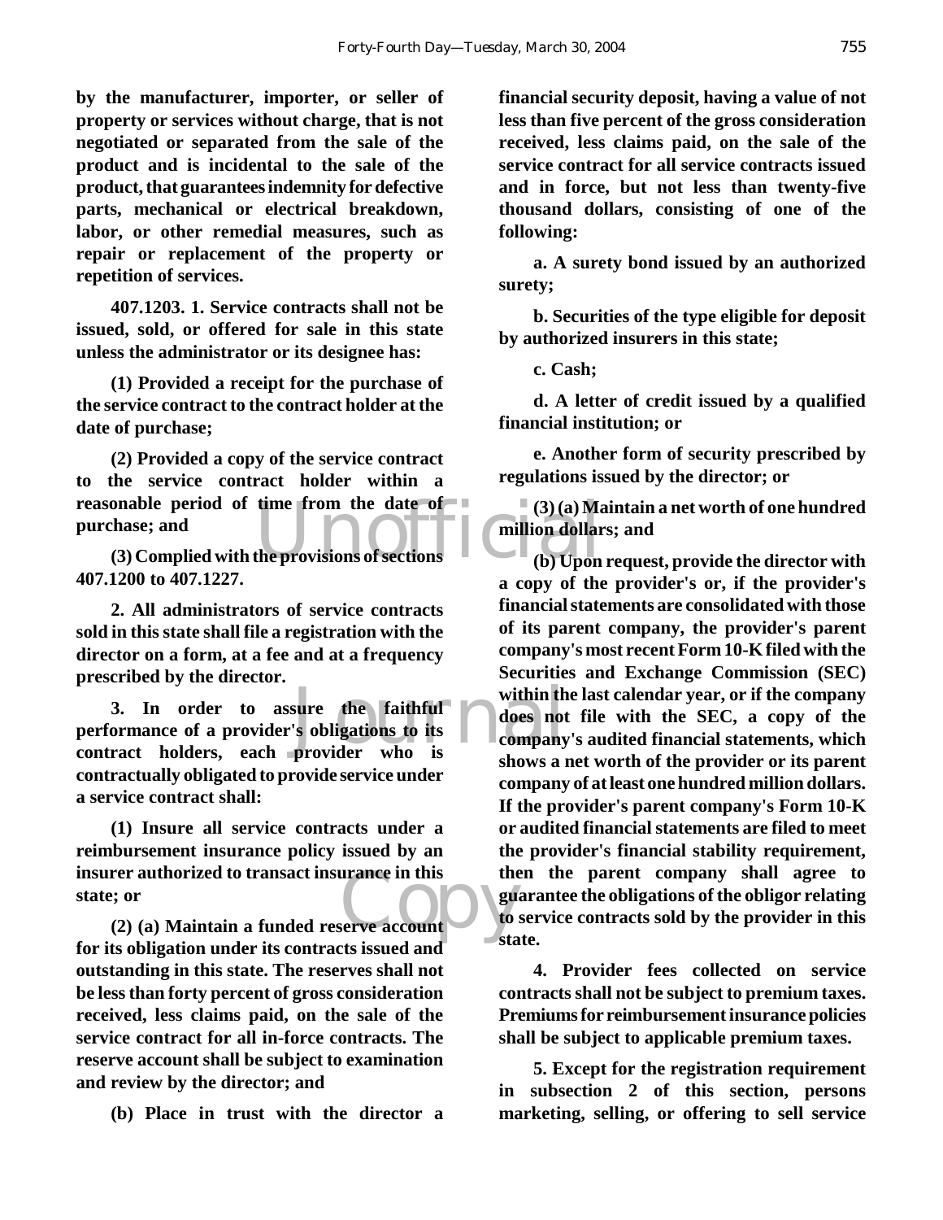**by the manufacturer, importer, or seller of property or services without charge, that is not negotiated or separated from the sale of the product and is incidental to the sale of the product, that guarantees indemnity for defective parts, mechanical or electrical breakdown, labor, or other remedial measures, such as repair or replacement of the property or repetition of services.**

**407.1203. 1. Service contracts shall not be issued, sold, or offered for sale in this state unless the administrator or its designee has:**

**(1) Provided a receipt for the purchase of the service contract to the contract holder at the date of purchase;**

**(2) Provided a copy of the service contract to the service contract holder within a reasonable period of time from the date of purchase; and**

**(3) Complied with the provisions of sections 407.1200 to 407.1227.**

**2. All administrators of service contracts sold in this state shall file a registration with the director on a form, at a fee and at a frequency prescribed by the director.**

**3. In order to assure the faithful performance of a provider's obligations to its contract holders, each provider who is contractually obligated to provide service under a service contract shall:**

**(1) Insure all service contracts under a reimbursement insurance policy issued by an insurer authorized to transact insurance in this state; or**

**(2) (a) Maintain a funded reserve account for its obligation under its contracts issued and outstanding in this state. The reserves shall not be less than forty percent of gross consideration received, less claims paid, on the sale of the service contract for all in-force contracts. The reserve account shall be subject to examination and review by the director; and**

**(b) Place in trust with the director a financial security deposit, having a value of not less than five percent of the gross consideration received, less claims paid, on the sale of the service contract for all service contracts issued and in force, but not less than twenty-five thousand dollars, consisting of one of the following:**

**a. A surety bond issued by an authorized surety;**

**b. Securities of the type eligible for deposit by authorized insurers in this state;**

**c. Cash;**

**d. A letter of credit issued by a qualified financial institution; or**

**e. Another form of security prescribed by regulations issued by the director; or**

**(3) (a) Maintain a net worth of one hundred million dollars; and**

**(b) Upon request, provide the director with a copy of the provider's or, if the provider's financial statements are consolidated with those of its parent company, the provider's parent company's most recent Form 10-K filed with the Securities and Exchange Commission (SEC) within the last calendar year, or if the company does not file with the SEC, a copy of the company's audited financial statements, which shows a net worth of the provider or its parent company of at least one hundred million dollars. If the provider's parent company's Form 10-K or audited financial statements are filed to meet the provider's financial stability requirement, then the parent company shall agree to guarantee the obligations of the obligor relating to service contracts sold by the provider in this state.**

**4. Provider fees collected on service contracts shall not be subject to premium taxes. Premiums for reimbursement insurance policies shall be subject to applicable premium taxes.**

**5. Except for the registration requirement in subsection 2 of this section, persons marketing, selling, or offering to sell service**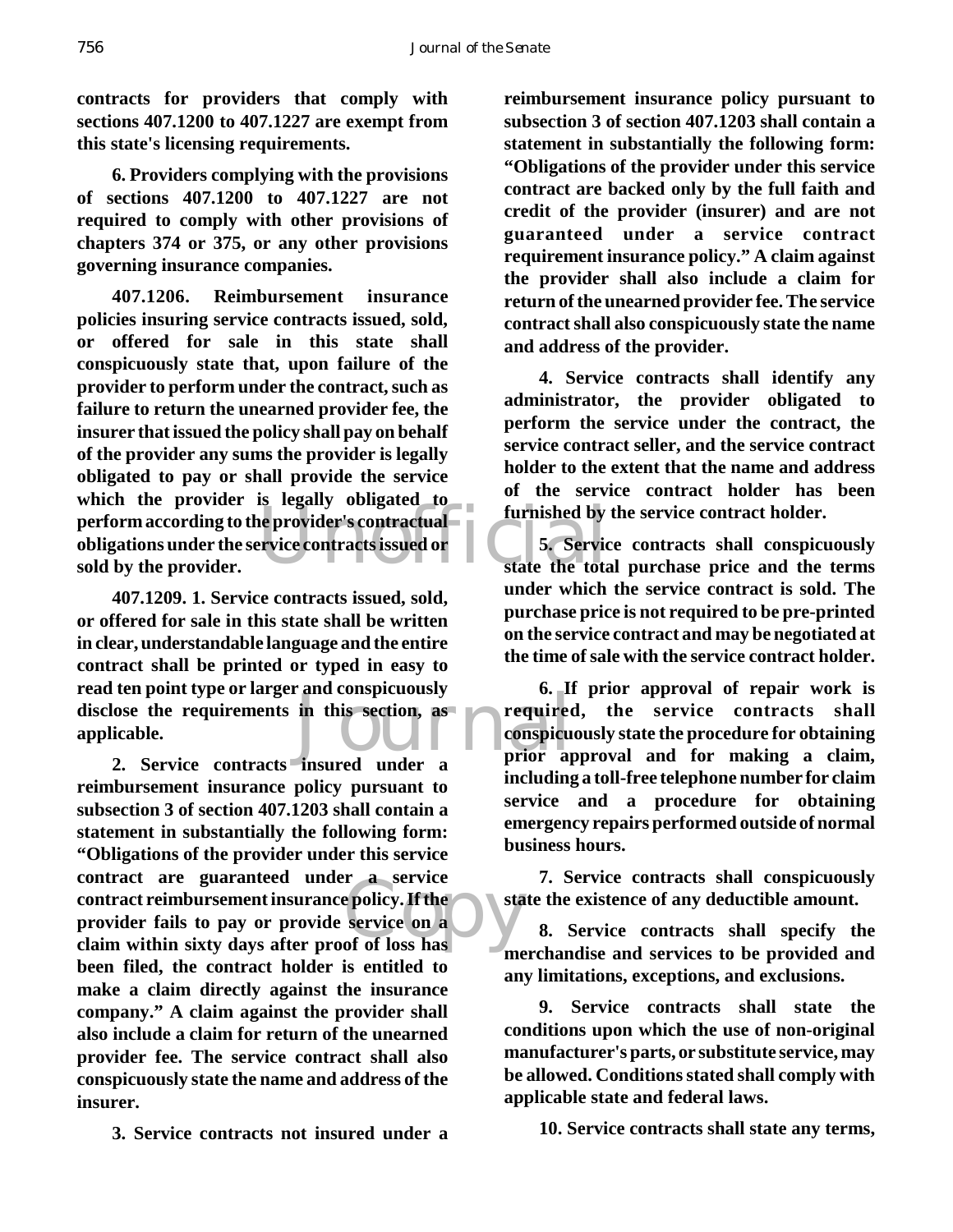**contracts for providers that comply with sections 407.1200 to 407.1227 are exempt from this state's licensing requirements.**

**6. Providers complying with the provisions of sections 407.1200 to 407.1227 are not required to comply with other provisions of chapters 374 or 375, or any other provisions governing insurance companies.**

**407.1206. Reimbursement insurance policies insuring service contracts issued, sold, or offered for sale in this state shall conspicuously state that, upon failure of the provider to perform under the contract, such as failure to return the unearned provider fee, the insurer that issued the policy shall pay on behalf of the provider any sums the provider is legally obligated to pay or shall provide the service which the provider is legally obligated to perform according to the provider's contractual obligations under the service contracts issued or sold by the provider.**

**407.1209. 1. Service contracts issued, sold, or offered for sale in this state shall be written in clear, understandable language and the entire contract shall be printed or typed in easy to read ten point type or larger and conspicuously disclose the requirements in this section, as applicable.**

**2. Service contracts insured under a reimbursement insurance policy pursuant to subsection 3 of section 407.1203 shall contain a statement in substantially the following form: "Obligations of the provider under this service contract are guaranteed under a service contract reimbursement insurance policy. If the provider fails to pay or provide service on a claim within sixty days after proof of loss has been filed, the contract holder is entitled to make a claim directly against the insurance company." A claim against the provider shall also include a claim for return of the unearned provider fee. The service contract shall also conspicuously state the name and address of the insurer.**

**3. Service contracts not insured under a reimbursement insurance policy pursuant to subsection 3 of section 407.1203 shall contain a statement in substantially the following form: "Obligations of the provider under this service contract are backed only by the full faith and credit of the provider (insurer) and are not guaranteed under a service contract requirement insurance policy." A claim against the provider shall also include a claim for return of the unearned provider fee. The service contract shall also conspicuously state the name and address of the provider.**

**4. Service contracts shall identify any administrator, the provider obligated to perform the service under the contract, the service contract seller, and the service contract holder to the extent that the name and address of the service contract holder has been furnished by the service contract holder.**

**5. Service contracts shall conspicuously state the total purchase price and the terms under which the service contract is sold. The purchase price is not required to be pre-printed on the service contract and may be negotiated at the time of sale with the service contract holder.**

**6. If prior approval of repair work is required, the service contracts shall conspicuously state the procedure for obtaining prior approval and for making a claim, including a toll-free telephone number for claim service and a procedure for obtaining emergency repairs performed outside of normal business hours.**

**7. Service contracts shall conspicuously state the existence of any deductible amount.**

**8. Service contracts shall specify the merchandise and services to be provided and any limitations, exceptions, and exclusions.**

**9. Service contracts shall state the conditions upon which the use of non-original manufacturer's parts, or substitute service, may be allowed. Conditions stated shall comply with applicable state and federal laws.**

**10. Service contracts shall state any terms,**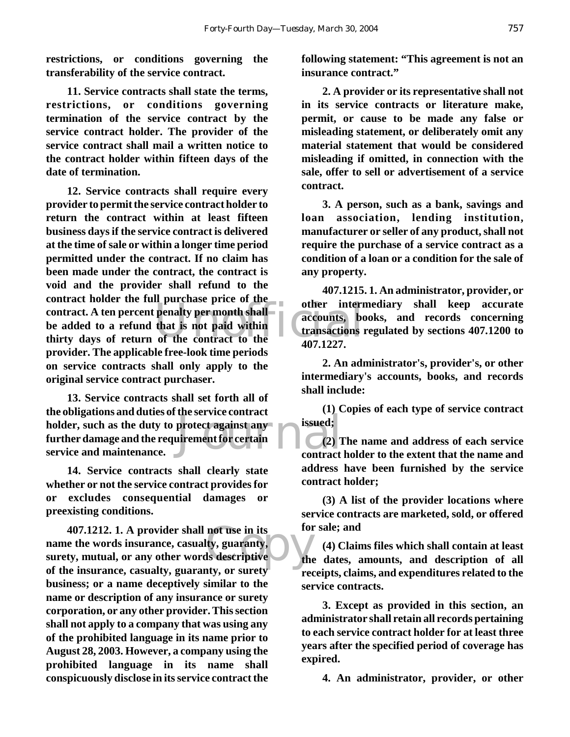**restrictions, or conditions governing the transferability of the service contract.**

**11. Service contracts shall state the terms, restrictions, or conditions governing termination of the service contract by the service contract holder. The provider of the service contract shall mail a written notice to the contract holder within fifteen days of the date of termination.**

**12. Service contracts shall require every provider to permit the service contract holder to return the contract within at least fifteen business days if the service contract is delivered at the time of sale or within a longer time period permitted under the contract. If no claim has been made under the contract, the contract is void and the provider shall refund to the contract holder the full purchase price of the contract. A ten percent penalty per month shall be added to a refund that is not paid within thirty days of return of the contract to the provider. The applicable free-look time periods on service contracts shall only apply to the original service contract purchaser.**

**13. Service contracts shall set forth all of the obligations and duties of the service contract holder, such as the duty to protect against any further damage and the requirement for certain service and maintenance.**

**14. Service contracts shall clearly state whether or not the service contract provides for or excludes consequential damages or preexisting conditions.**

**407.1212. 1. A provider shall not use in its name the words insurance, casualty, guaranty, surety, mutual, or any other words descriptive of the insurance, casualty, guaranty, or surety business; or a name deceptively similar to the name or description of any insurance or surety corporation, or any other provider. This section shall not apply to a company that was using any of the prohibited language in its name prior to August 28, 2003. However, a company using the prohibited language in its name shall conspicuously disclose in its service contract the following statement: "This agreement is not an insurance contract."**

**2. A provider or its representative shall not in its service contracts or literature make, permit, or cause to be made any false or misleading statement, or deliberately omit any material statement that would be considered misleading if omitted, in connection with the sale, offer to sell or advertisement of a service contract.**

**3. A person, such as a bank, savings and loan association, lending institution, manufacturer or seller of any product, shall not require the purchase of a service contract as a condition of a loan or a condition for the sale of any property.**

**407.1215. 1. An administrator, provider, or other intermediary shall keep accurate accounts, books, and records concerning transactions regulated by sections 407.1200 to 407.1227.**

**2. An administrator's, provider's, or other intermediary's accounts, books, and records shall include:**

**(1) Copies of each type of service contract issued;**

**(2) The name and address of each service contract holder to the extent that the name and address have been furnished by the service contract holder;**

**(3) A list of the provider locations where service contracts are marketed, sold, or offered for sale; and**

**(4) Claims files which shall contain at least the dates, amounts, and description of all receipts, claims, and expenditures related to the service contracts.**

**3. Except as provided in this section, an administrator shall retain all records pertaining to each service contract holder for at least three years after the specified period of coverage has expired.**

**4. An administrator, provider, or other**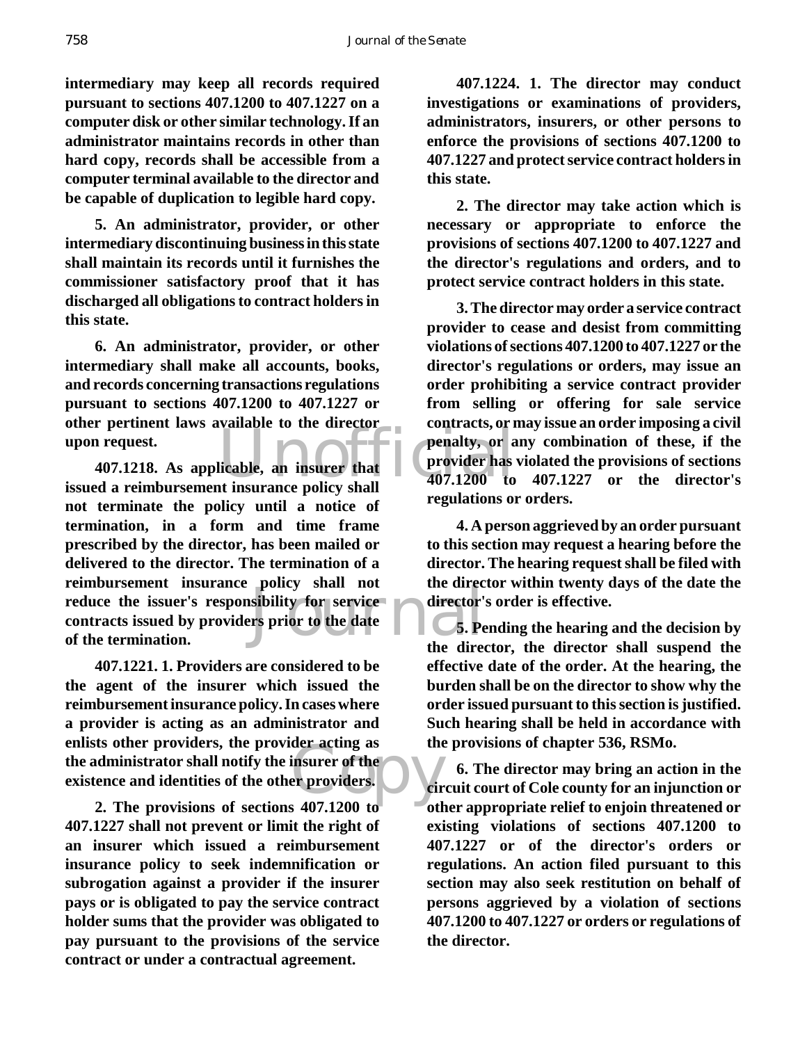**intermediary may keep all records required pursuant to sections 407.1200 to 407.1227 on a computer disk or other similar technology. If an administrator maintains records in other than hard copy, records shall be accessible from a computer terminal available to the director and be capable of duplication to legible hard copy.**

**5. An administrator, provider, or other intermediary discontinuing business in this state shall maintain its records until it furnishes the commissioner satisfactory proof that it has discharged all obligations to contract holders in this state.**

**6. An administrator, provider, or other intermediary shall make all accounts, books, and records concerning transactions regulations pursuant to sections 407.1200 to 407.1227 or other pertinent laws available to the director upon request.**

**407.1218. As applicable, an insurer that issued a reimbursement insurance policy shall not terminate the policy until a notice of termination, in a form and time frame prescribed by the director, has been mailed or delivered to the director. The termination of a reimbursement insurance policy shall not reduce the issuer's responsibility for service contracts issued by providers prior to the date of the termination.**

**407.1221. 1. Providers are considered to be the agent of the insurer which issued the reimbursement insurance policy. In cases where a provider is acting as an administrator and enlists other providers, the provider acting as the administrator shall notify the insurer of the existence and identities of the other providers.**

**2. The provisions of sections 407.1200 to 407.1227 shall not prevent or limit the right of an insurer which issued a reimbursement insurance policy to seek indemnification or subrogation against a provider if the insurer pays or is obligated to pay the service contract holder sums that the provider was obligated to pay pursuant to the provisions of the service contract or under a contractual agreement.**

**407.1224. 1. The director may conduct investigations or examinations of providers, administrators, insurers, or other persons to enforce the provisions of sections 407.1200 to 407.1227 and protect service contract holders in this state.**

**2. The director may take action which is necessary or appropriate to enforce the provisions of sections 407.1200 to 407.1227 and the director's regulations and orders, and to protect service contract holders in this state.**

**3. The director may order a service contract provider to cease and desist from committing violations of sections 407.1200 to 407.1227 or the director's regulations or orders, may issue an order prohibiting a service contract provider from selling or offering for sale service contracts, or may issue an order imposing a civil penalty, or any combination of these, if the provider has violated the provisions of sections 407.1200 to 407.1227 or the director's regulations or orders.**

**4. A person aggrieved by an order pursuant to this section may request a hearing before the director. The hearing request shall be filed with the director within twenty days of the date the director's order is effective.**

**5. Pending the hearing and the decision by the director, the director shall suspend the effective date of the order. At the hearing, the burden shall be on the director to show why the order issued pursuant to this section is justified. Such hearing shall be held in accordance with the provisions of chapter 536, RSMo.**

**6. The director may bring an action in the circuit court of Cole county for an injunction or other appropriate relief to enjoin threatened or existing violations of sections 407.1200 to 407.1227 or of the director's orders or regulations. An action filed pursuant to this section may also seek restitution on behalf of persons aggrieved by a violation of sections 407.1200 to 407.1227 or orders or regulations of the director.**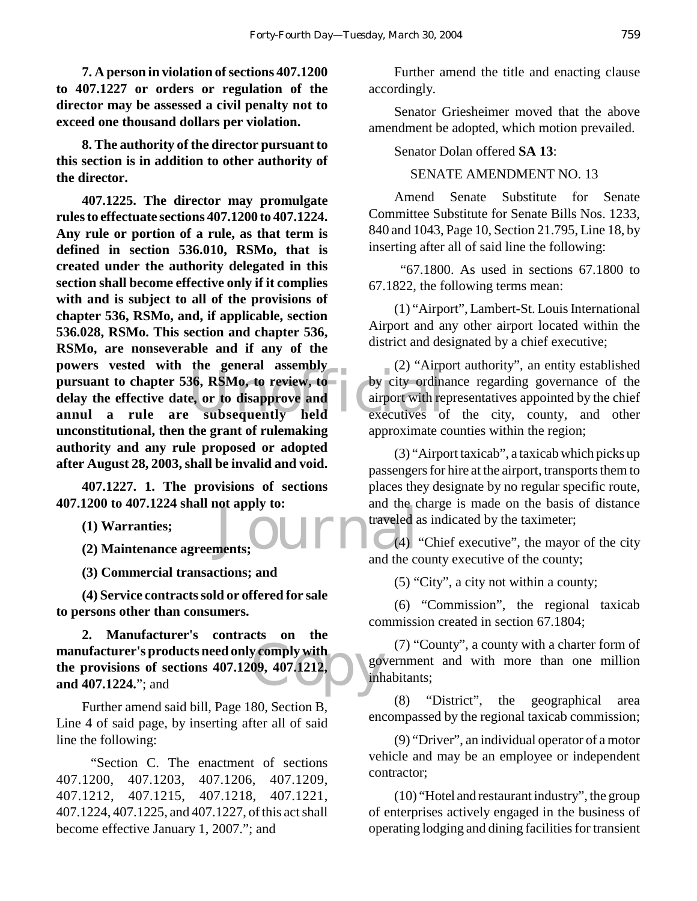**7. A person in violation of sections 407.1200 to 407.1227 or orders or regulation of the director may be assessed a civil penalty not to exceed one thousand dollars per violation.**

**8. The authority of the director pursuant to this section is in addition to other authority of the director.**

**407.1225. The director may promulgate rules to effectuate sections 407.1200 to 407.1224. Any rule or portion of a rule, as that term is defined in section 536.010, RSMo, that is created under the authority delegated in this section shall become effective only if it complies with and is subject to all of the provisions of chapter 536, RSMo, and, if applicable, section 536.028, RSMo. This section and chapter 536, RSMo, are nonseverable and if any of the powers vested with the general assembly pursuant to chapter 536, RSMo, to review, to delay the effective date, or to disapprove and annul a rule are subsequently held unconstitutional, then the grant of rulemaking authority and any rule proposed or adopted after August 28, 2003, shall be invalid and void.**

**407.1227. 1. The provisions of sections 407.1200 to 407.1224 shall not apply to:**

**(1) Warranties;**

**(2) Maintenance agreements;**

**(3) Commercial transactions; and**

**(4) Service contracts sold or offered for sale to persons other than consumers.**

**2. Manufacturer's contracts on the manufacturer's products need only comply with the provisions of sections 407.1209, 407.1212, and 407.1224.**"; and

Further amend said bill, Page 180, Section B, Line 4 of said page, by inserting after all of said line the following:

"Section C. The enactment of sections 407.1200, 407.1203, 407.1206, 407.1209, 407.1212, 407.1215, 407.1218, 407.1221, 407.1224, 407.1225, and 407.1227, of this act shall become effective January 1, 2007."; and

Further amend the title and enacting clause accordingly.

Senator Griesheimer moved that the above amendment be adopted, which motion prevailed.

Senator Dolan offered **SA 13**:

SENATE AMENDMENT NO. 13

Amend Senate Substitute for Senate Committee Substitute for Senate Bills Nos. 1233, 840 and 1043, Page 10, Section 21.795, Line 18, by inserting after all of said line the following:

"67.1800. As used in sections 67.1800 to 67.1822, the following terms mean:

(1) "Airport", Lambert-St. Louis International Airport and any other airport located within the district and designated by a chief executive;

(2) "Airport authority", an entity established by city ordinance regarding governance of the airport with representatives appointed by the chief executives of the city, county, and other approximate counties within the region;

(3) "Airport taxicab", a taxicab which picks up passengers for hire at the airport, transports them to places they designate by no regular specific route, and the charge is made on the basis of distance traveled as indicated by the taximeter;

(4) "Chief executive", the mayor of the city and the county executive of the county;

(5) "City", a city not within a county;

(6) "Commission", the regional taxicab commission created in section 67.1804;

(7) "County", a county with a charter form of government and with more than one million inhabitants;

(8) "District", the geographical area encompassed by the regional taxicab commission;

(9) "Driver", an individual operator of a motor vehicle and may be an employee or independent contractor;

(10) "Hotel and restaurant industry", the group of enterprises actively engaged in the business of operating lodging and dining facilities for transient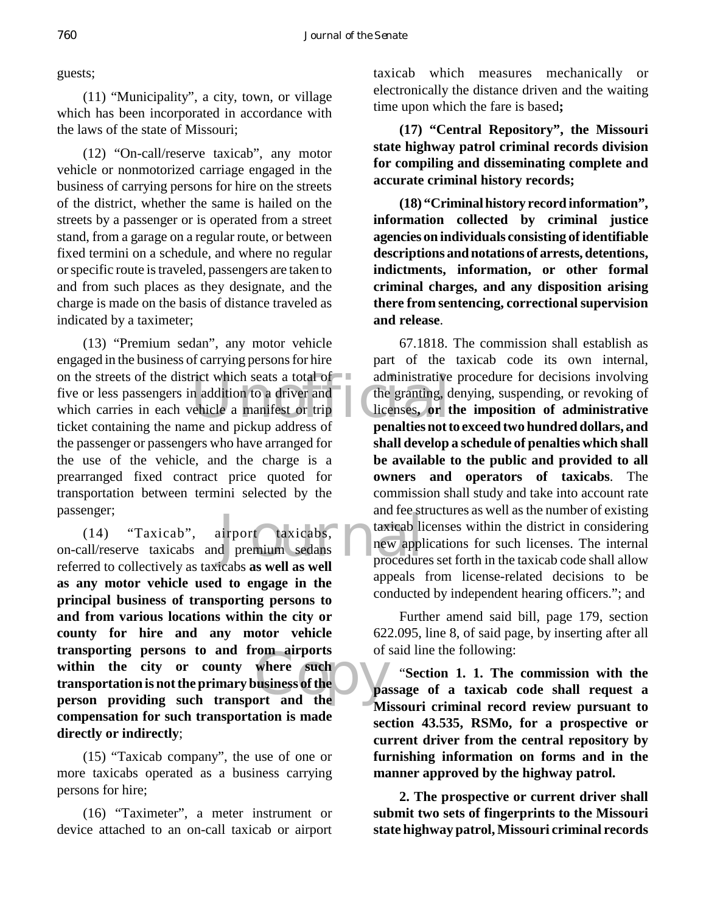guests;

(11) "Municipality", a city, town, or village which has been incorporated in accordance with the laws of the state of Missouri;

(12) "On-call/reserve taxicab", any motor vehicle or nonmotorized carriage engaged in the business of carrying persons for hire on the streets of the district, whether the same is hailed on the streets by a passenger or is operated from a street stand, from a garage on a regular route, or between fixed termini on a schedule, and where no regular or specific route is traveled, passengers are taken to and from such places as they designate, and the charge is made on the basis of distance traveled as indicated by a taximeter;

(13) "Premium sedan", any motor vehicle engaged in the business of carrying persons for hire on the streets of the district which seats a total of five or less passengers in addition to a driver and which carries in each vehicle a manifest or trip ticket containing the name and pickup address of the passenger or passengers who have arranged for the use of the vehicle, and the charge is a prearranged fixed contract price quoted for transportation between termini selected by the passenger;

(14) "Taxicab", airport taxicabs, on-call/reserve taxicabs and premium sedans referred to collectively as taxicabs **as well as well as any motor vehicle used to engage in the principal business of transporting persons to and from various locations within the city or county for hire and any motor vehicle transporting persons to and from airports within the city or county where such transportation is not the primary business of the person providing such transport and the compensation for such transportation is made directly or indirectly**;

(15) "Taxicab company", the use of one or more taxicabs operated as a business carrying persons for hire;

(16) "Taximeter", a meter instrument or device attached to an on-call taxicab or airport taxicab which measures mechanically or electronically the distance driven and the waiting time upon which the fare is based**;**

**(17) "Central Repository", the Missouri state highway patrol criminal records division for compiling and disseminating complete and accurate criminal history records;**

**(18) "Criminal history record information", information collected by criminal justice agencies on individuals consisting of identifiable descriptions and notations of arrests, detentions, indictments, information, or other formal criminal charges, and any disposition arising there from sentencing, correctional supervision and release**.

67.1818. The commission shall establish as part of the taxicab code its own internal, administrative procedure for decisions involving the granting, denying, suspending, or revoking of licenses**, or the imposition of administrative penalties not to exceed two hundred dollars, and shall develop a schedule of penalties which shall be available to the public and provided to all owners and operators of taxicabs**. The commission shall study and take into account rate and fee structures as well as the number of existing taxicab licenses within the district in considering new applications for such licenses. The internal procedures set forth in the taxicab code shall allow appeals from license-related decisions to be conducted by independent hearing officers."; and

Further amend said bill, page 179, section 622.095, line 8, of said page, by inserting after all of said line the following:

"**Section 1. 1. The commission with the passage of a taxicab code shall request a Missouri criminal record review pursuant to section 43.535, RSMo, for a prospective or current driver from the central repository by furnishing information on forms and in the manner approved by the highway patrol.**

**2. The prospective or current driver shall submit two sets of fingerprints to the Missouri state highway patrol, Missouri criminal records**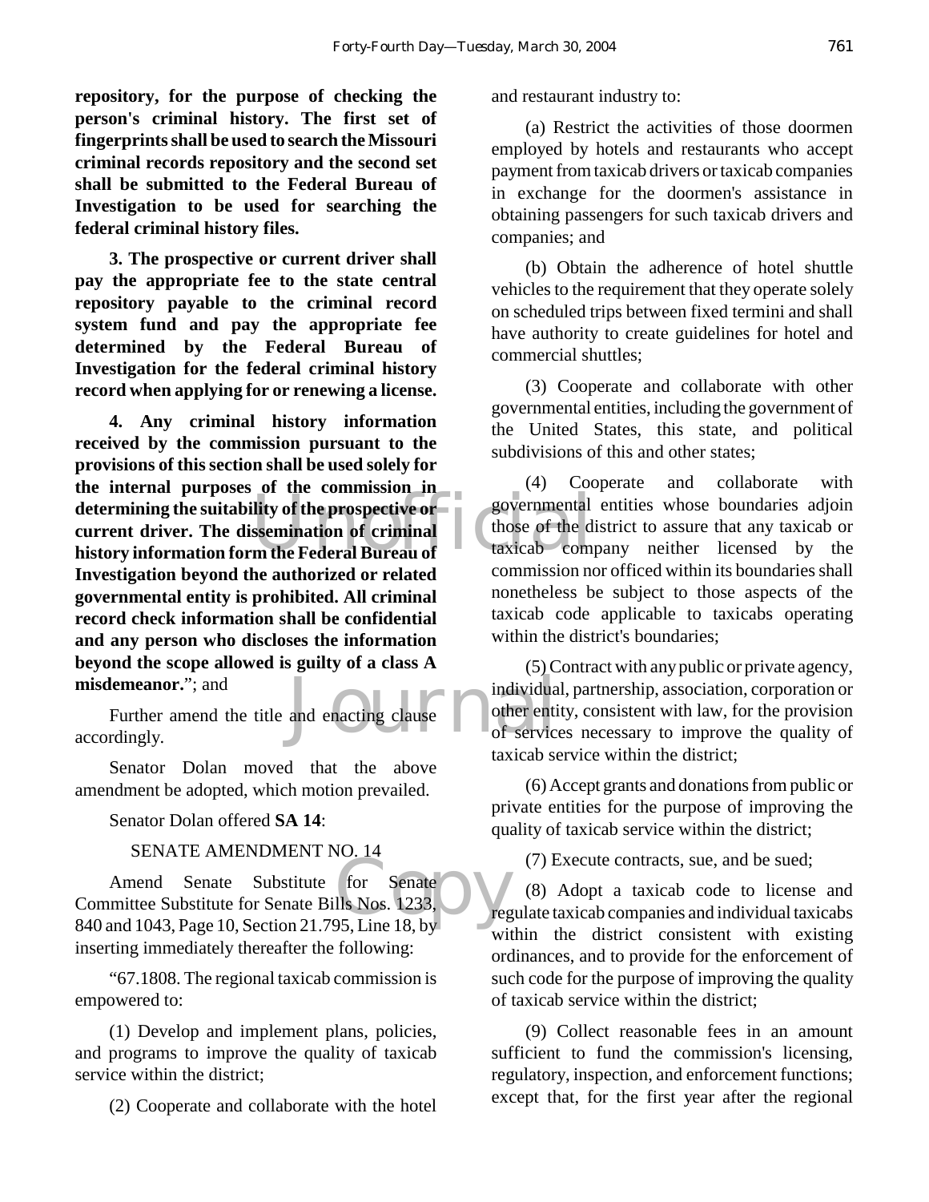**repository, for the purpose of checking the person's criminal history. The first set of fingerprints shall be used to search the Missouri criminal records repository and the second set shall be submitted to the Federal Bureau of Investigation to be used for searching the federal criminal history files.**

**3. The prospective or current driver shall pay the appropriate fee to the state central repository payable to the criminal record system fund and pay the appropriate fee determined by the Federal Bureau of Investigation for the federal criminal history record when applying for or renewing a license.**

**4. Any criminal history information received by the commission pursuant to the provisions of this section shall be used solely for the internal purposes of the commission in determining the suitability of the prospective or current driver. The dissemination of criminal history information form the Federal Bureau of Investigation beyond the authorized or related governmental entity is prohibited. All criminal record check information shall be confidential and any person who discloses the information beyond the scope allowed is guilty of a class A misdemeanor.**"; and

Further amend the title and enacting clause accordingly.

Senator Dolan moved that the above amendment be adopted, which motion prevailed.

Senator Dolan offered **SA 14**:

SENATE AMENDMENT NO. 14

Amend Senate Substitute for Senate Committee Substitute for Senate Bills Nos. 1233, 840 and 1043, Page 10, Section 21.795, Line 18, by inserting immediately thereafter the following:

"67.1808. The regional taxicab commission is empowered to:

(1) Develop and implement plans, policies, and programs to improve the quality of taxicab service within the district;

(2) Cooperate and collaborate with the hotel and restaurant industry to:

(a) Restrict the activities of those doormen employed by hotels and restaurants who accept payment from taxicab drivers or taxicab companies in exchange for the doormen's assistance in obtaining passengers for such taxicab drivers and companies; and

(b) Obtain the adherence of hotel shuttle vehicles to the requirement that they operate solely on scheduled trips between fixed termini and shall have authority to create guidelines for hotel and commercial shuttles;

(3) Cooperate and collaborate with other governmental entities, including the government of the United States, this state, and political subdivisions of this and other states;

(4) Cooperate and collaborate with governmental entities whose boundaries adjoin those of the district to assure that any taxicab or taxicab company neither licensed by the commission nor officed within its boundaries shall nonetheless be subject to those aspects of the taxicab code applicable to taxicabs operating within the district's boundaries;

(5) Contract with any public or private agency, individual, partnership, association, corporation or other entity, consistent with law, for the provision of services necessary to improve the quality of taxicab service within the district;

(6) Accept grants and donations from public or private entities for the purpose of improving the quality of taxicab service within the district;

(7) Execute contracts, sue, and be sued;

(8) Adopt a taxicab code to license and regulate taxicab companies and individual taxicabs within the district consistent with existing ordinances, and to provide for the enforcement of such code for the purpose of improving the quality of taxicab service within the district;

(9) Collect reasonable fees in an amount sufficient to fund the commission's licensing, regulatory, inspection, and enforcement functions; except that, for the first year after the regional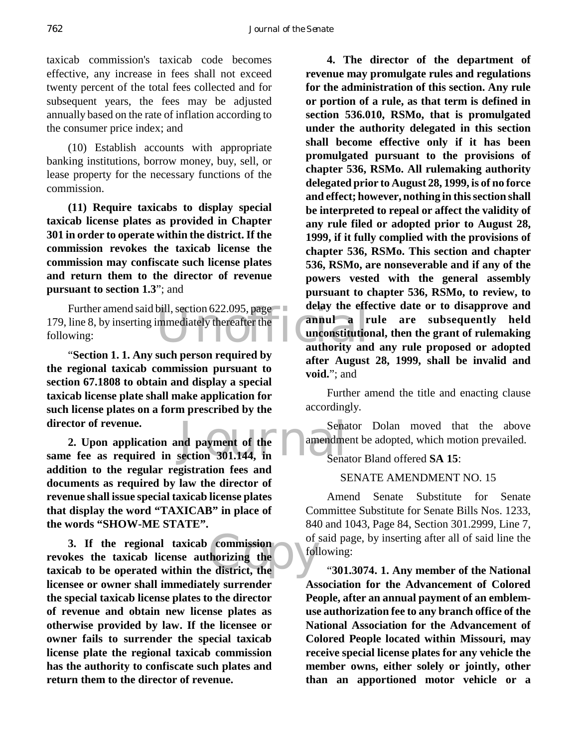taxicab commission's taxicab code becomes effective, any increase in fees shall not exceed twenty percent of the total fees collected and for subsequent years, the fees may be adjusted annually based on the rate of inflation according to the consumer price index; and

(10) Establish accounts with appropriate banking institutions, borrow money, buy, sell, or lease property for the necessary functions of the commission.

**(11) Require taxicabs to display special taxicab license plates as provided in Chapter 301 in order to operate within the district. If the commission revokes the taxicab license the commission may confiscate such license plates and return them to the director of revenue pursuant to section 1.3**"; and

Further amend said bill, section 622.095, page 179, line 8, by inserting immediately thereafter the following:

"**Section 1. 1. Any such person required by the regional taxicab commission pursuant to section 67.1808 to obtain and display a special taxicab license plate shall make application for such license plates on a form prescribed by the director of revenue.**

**2. Upon application and payment of the same fee as required in section 301.144, in addition to the regular registration fees and documents as required by law the director of revenue shall issue special taxicab license plates that display the word "TAXICAB" in place of the words "SHOW-ME STATE".**

**3. If the regional taxicab commission revokes the taxicab license authorizing the taxicab to be operated within the district, the licensee or owner shall immediately surrender the special taxicab license plates to the director of revenue and obtain new license plates as otherwise provided by law. If the licensee or owner fails to surrender the special taxicab license plate the regional taxicab commission has the authority to confiscate such plates and return them to the director of revenue.**

**4. The director of the department of revenue may promulgate rules and regulations for the administration of this section. Any rule or portion of a rule, as that term is defined in section 536.010, RSMo, that is promulgated under the authority delegated in this section shall become effective only if it has been promulgated pursuant to the provisions of chapter 536, RSMo. All rulemaking authority delegated prior to August 28, 1999, is of no force and effect; however, nothing in this section shall be interpreted to repeal or affect the validity of any rule filed or adopted prior to August 28, 1999, if it fully complied with the provisions of chapter 536, RSMo. This section and chapter 536, RSMo, are nonseverable and if any of the powers vested with the general assembly pursuant to chapter 536, RSMo, to review, to delay the effective date or to disapprove and annul a rule are subsequently held unconstitutional, then the grant of rulemaking authority and any rule proposed or adopted after August 28, 1999, shall be invalid and void.**"; and

Further amend the title and enacting clause accordingly.

Senator Dolan moved that the above amendment be adopted, which motion prevailed.

Senator Bland offered **SA 15**:

SENATE AMENDMENT NO. 15

Amend Senate Substitute for Senate Committee Substitute for Senate Bills Nos. 1233, 840 and 1043, Page 84, Section 301.2999, Line 7, of said page, by inserting after all of said line the following:

"**301.3074. 1. Any member of the National Association for the Advancement of Colored People, after an annual payment of an emblem-use authorization fee to any branch office of the National Association for the Advancement of Colored People located within Missouri, may receive special license plates for any vehicle the member owns, either solely or jointly, other than an apportioned motor vehicle or a**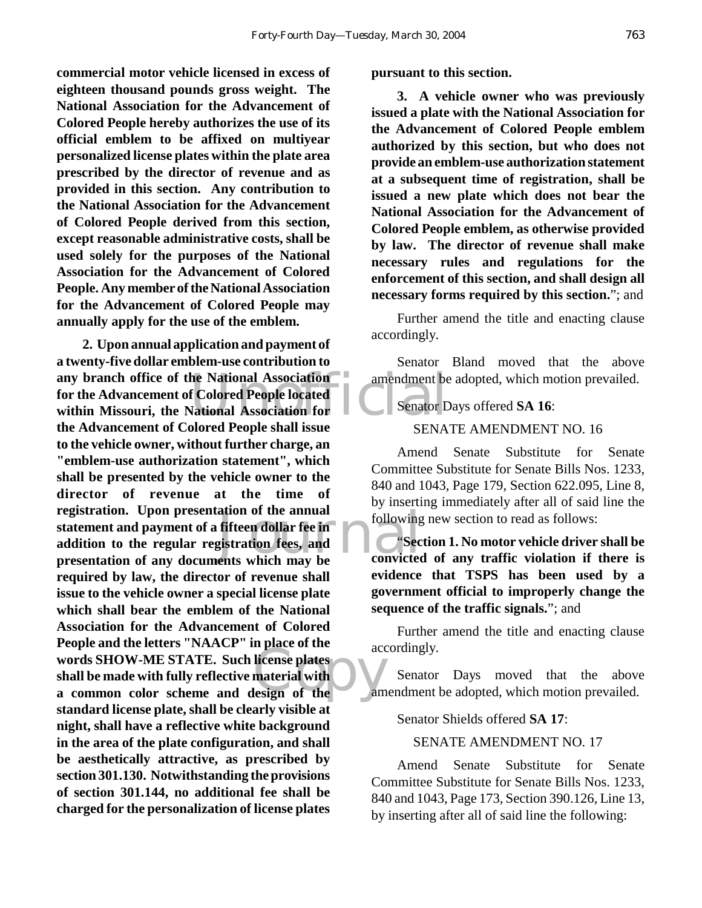**commercial motor vehicle licensed in excess of eighteen thousand pounds gross weight. The National Association for the Advancement of Colored People hereby authorizes the use of its official emblem to be affixed on multiyear personalized license plates within the plate area prescribed by the director of revenue and as provided in this section. Any contribution to the National Association for the Advancement of Colored People derived from this section, except reasonable administrative costs, shall be used solely for the purposes of the National Association for the Advancement of Colored People. Any member of the National Association for the Advancement of Colored People may annually apply for the use of the emblem.**

**2. Upon annual application and payment of a twenty-five dollar emblem-use contribution to any branch office of the National Association for the Advancement of Colored People located within Missouri, the National Association for the Advancement of Colored People shall issue to the vehicle owner, without further charge, an "emblem-use authorization statement", which shall be presented by the vehicle owner to the director of revenue at the time of registration. Upon presentation of the annual statement and payment of a fifteen dollar fee in addition to the regular registration fees, and presentation of any documents which may be required by law, the director of revenue shall issue to the vehicle owner a special license plate which shall bear the emblem of the National Association for the Advancement of Colored People and the letters "NAACP" in place of the words SHOW-ME STATE. Such license plates shall be made with fully reflective material with a common color scheme and design of the standard license plate, shall be clearly visible at night, shall have a reflective white background in the area of the plate configuration, and shall be aesthetically attractive, as prescribed by section 301.130. Notwithstanding the provisions of section 301.144, no additional fee shall be charged for the personalization of license plates pursuant to this section.**

**3. A vehicle owner who was previously issued a plate with the National Association for the Advancement of Colored People emblem authorized by this section, but who does not provide an emblem-use authorization statement at a subsequent time of registration, shall be issued a new plate which does not bear the National Association for the Advancement of Colored People emblem, as otherwise provided by law. The director of revenue shall make necessary rules and regulations for the enforcement of this section, and shall design all necessary forms required by this section.**"; and

Further amend the title and enacting clause accordingly.

Senator Bland moved that the above amendment be adopted, which motion prevailed.

Senator Days offered **SA 16**:

SENATE AMENDMENT NO. 16

Amend Senate Substitute for Senate Committee Substitute for Senate Bills Nos. 1233, 840 and 1043, Page 179, Section 622.095, Line 8, by inserting immediately after all of said line the following new section to read as follows:

"**Section 1. No motor vehicle driver shall be convicted of any traffic violation if there is evidence that TSPS has been used by a government official to improperly change the sequence of the traffic signals.**"; and

Further amend the title and enacting clause accordingly.

Senator Days moved that the above amendment be adopted, which motion prevailed.

Senator Shields offered **SA 17**:

SENATE AMENDMENT NO. 17

Amend Senate Substitute for Senate Committee Substitute for Senate Bills Nos. 1233, 840 and 1043, Page 173, Section 390.126, Line 13, by inserting after all of said line the following: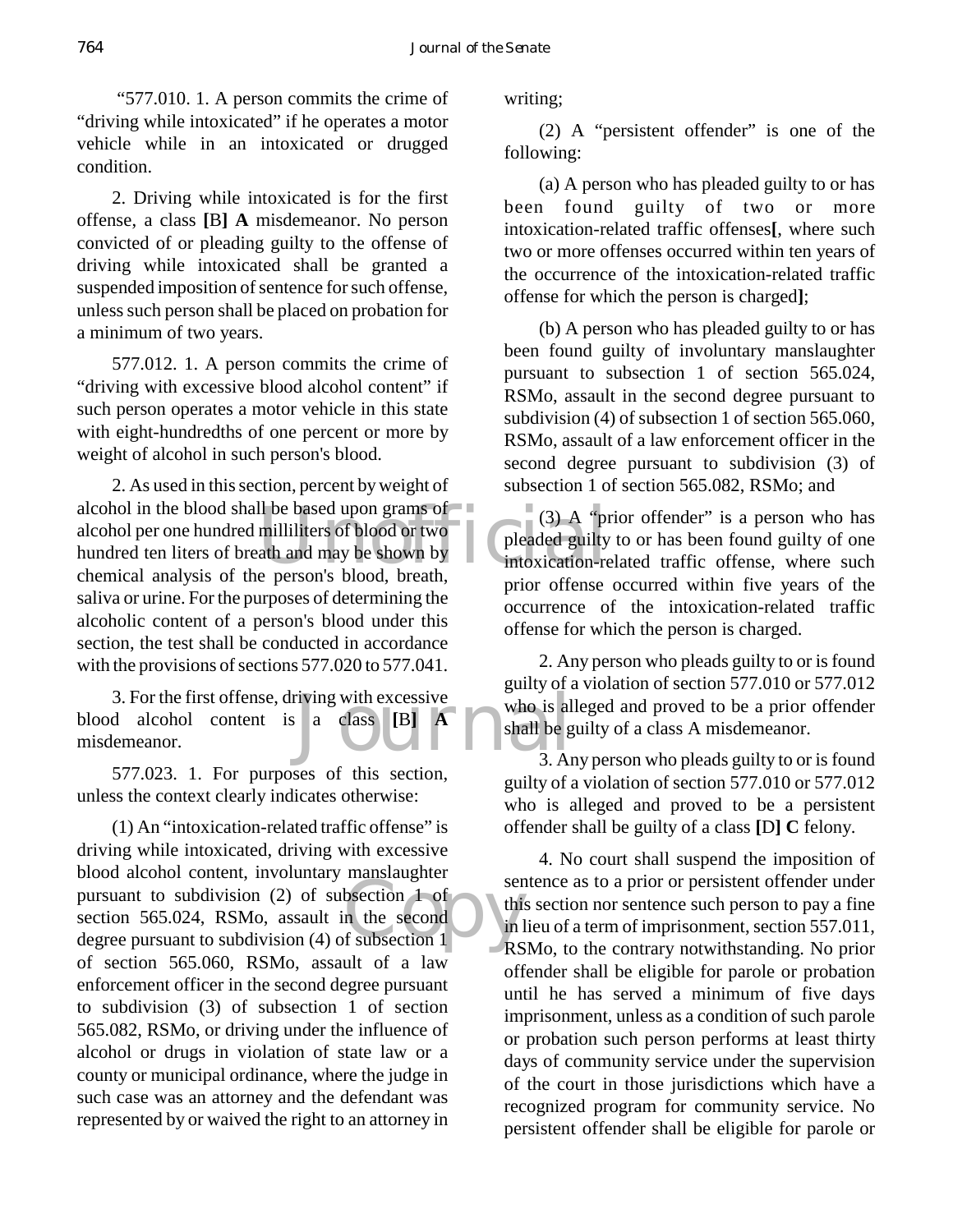"577.010. 1. A person commits the crime of "driving while intoxicated" if he operates a motor vehicle while in an intoxicated or drugged condition.

2. Driving while intoxicated is for the first offense, a class **[**B**] A** misdemeanor. No person convicted of or pleading guilty to the offense of driving while intoxicated shall be granted a suspended imposition of sentence for such offense, unless such person shall be placed on probation for a minimum of two years.

577.012. 1. A person commits the crime of "driving with excessive blood alcohol content" if such person operates a motor vehicle in this state with eight-hundredths of one percent or more by weight of alcohol in such person's blood.

2. As used in this section, percent by weight of alcohol in the blood shall be based upon grams of alcohol per one hundred milliliters of blood or two hundred ten liters of breath and may be shown by chemical analysis of the person's blood, breath, saliva or urine. For the purposes of determining the alcoholic content of a person's blood under this section, the test shall be conducted in accordance with the provisions of sections 577.020 to 577.041.

3. For the first offense, driving with excessive blood alcohol content is a class **[**B**] A** misdemeanor.

577.023. 1. For purposes of this section, unless the context clearly indicates otherwise:

(1) An "intoxication-related traffic offense" is driving while intoxicated, driving with excessive blood alcohol content, involuntary manslaughter pursuant to subdivision (2) of subsection 1 of section 565.024, RSMo, assault in the second degree pursuant to subdivision (4) of subsection 1 of section 565.060, RSMo, assault of a law enforcement officer in the second degree pursuant to subdivision (3) of subsection 1 of section 565.082, RSMo, or driving under the influence of alcohol or drugs in violation of state law or a county or municipal ordinance, where the judge in such case was an attorney and the defendant was represented by or waived the right to an attorney in writing;

(2) A "persistent offender" is one of the following:

(a) A person who has pleaded guilty to or has been found guilty of two or more intoxication-related traffic offenses**[**, where such two or more offenses occurred within ten years of the occurrence of the intoxication-related traffic offense for which the person is charged**]**;

(b) A person who has pleaded guilty to or has been found guilty of involuntary manslaughter pursuant to subsection 1 of section 565.024, RSMo, assault in the second degree pursuant to subdivision (4) of subsection 1 of section 565.060, RSMo, assault of a law enforcement officer in the second degree pursuant to subdivision (3) of subsection 1 of section 565.082, RSMo; and

(3) A "prior offender" is a person who has pleaded guilty to or has been found guilty of one intoxication-related traffic offense, where such prior offense occurred within five years of the occurrence of the intoxication-related traffic offense for which the person is charged.

2. Any person who pleads guilty to or is found guilty of a violation of section 577.010 or 577.012 who is alleged and proved to be a prior offender shall be guilty of a class A misdemeanor.

3. Any person who pleads guilty to or is found guilty of a violation of section 577.010 or 577.012 who is alleged and proved to be a persistent offender shall be guilty of a class **[**D**] C** felony.

4. No court shall suspend the imposition of sentence as to a prior or persistent offender under this section nor sentence such person to pay a fine in lieu of a term of imprisonment, section 557.011, RSMo, to the contrary notwithstanding. No prior offender shall be eligible for parole or probation until he has served a minimum of five days imprisonment, unless as a condition of such parole or probation such person performs at least thirty days of community service under the supervision of the court in those jurisdictions which have a recognized program for community service. No persistent offender shall be eligible for parole or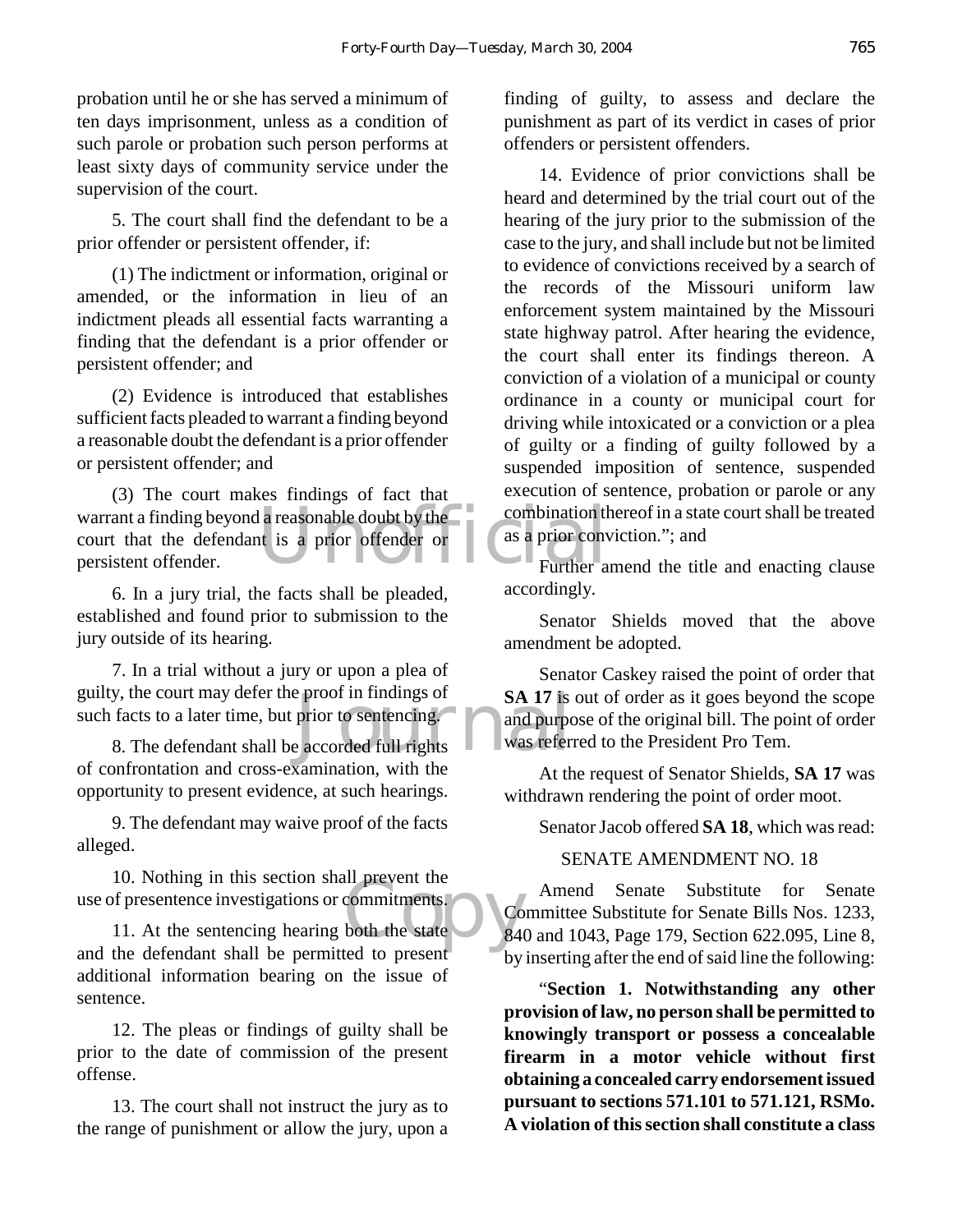probation until he or she has served a minimum of ten days imprisonment, unless as a condition of such parole or probation such person performs at least sixty days of community service under the supervision of the court.

5. The court shall find the defendant to be a prior offender or persistent offender, if:

(1) The indictment or information, original or amended, or the information in lieu of an indictment pleads all essential facts warranting a finding that the defendant is a prior offender or persistent offender; and

(2) Evidence is introduced that establishes sufficient facts pleaded to warrant a finding beyond a reasonable doubt the defendant is a prior offender or persistent offender; and

(3) The court makes findings of fact that warrant a finding beyond a reasonable doubt by the court that the defendant is a prior offender or persistent offender.

6. In a jury trial, the facts shall be pleaded, established and found prior to submission to the jury outside of its hearing.

7. In a trial without a jury or upon a plea of guilty, the court may defer the proof in findings of such facts to a later time, but prior to sentencing.

8. The defendant shall be accorded full rights of confrontation and cross-examination, with the opportunity to present evidence, at such hearings.

9. The defendant may waive proof of the facts alleged.

10. Nothing in this section shall prevent the use of presentence investigations or commitments.

11. At the sentencing hearing both the state and the defendant shall be permitted to present additional information bearing on the issue of sentence.

12. The pleas or findings of guilty shall be prior to the date of commission of the present offense.

13. The court shall not instruct the jury as to the range of punishment or allow the jury, upon a finding of guilty, to assess and declare the punishment as part of its verdict in cases of prior offenders or persistent offenders.

14. Evidence of prior convictions shall be heard and determined by the trial court out of the hearing of the jury prior to the submission of the case to the jury, and shall include but not be limited to evidence of convictions received by a search of the records of the Missouri uniform law enforcement system maintained by the Missouri state highway patrol. After hearing the evidence, the court shall enter its findings thereon. A conviction of a violation of a municipal or county ordinance in a county or municipal court for driving while intoxicated or a conviction or a plea of guilty or a finding of guilty followed by a suspended imposition of sentence, suspended execution of sentence, probation or parole or any combination thereof in a state court shall be treated as a prior conviction."; and

Further amend the title and enacting clause accordingly.

Senator Shields moved that the above amendment be adopted.

Senator Caskey raised the point of order that **SA 17** is out of order as it goes beyond the scope and purpose of the original bill. The point of order was referred to the President Pro Tem.

At the request of Senator Shields, **SA 17** was withdrawn rendering the point of order moot.

Senator Jacob offered **SA 18**, which was read:

SENATE AMENDMENT NO. 18

Amend Senate Substitute for Senate Committee Substitute for Senate Bills Nos. 1233, 840 and 1043, Page 179, Section 622.095, Line 8, by inserting after the end of said line the following:

"**Section 1. Notwithstanding any other provision of law, no person shall be permitted to knowingly transport or possess a concealable firearm in a motor vehicle without first obtaining a concealed carry endorsement issued pursuant to sections 571.101 to 571.121, RSMo. A violation of this section shall constitute a class**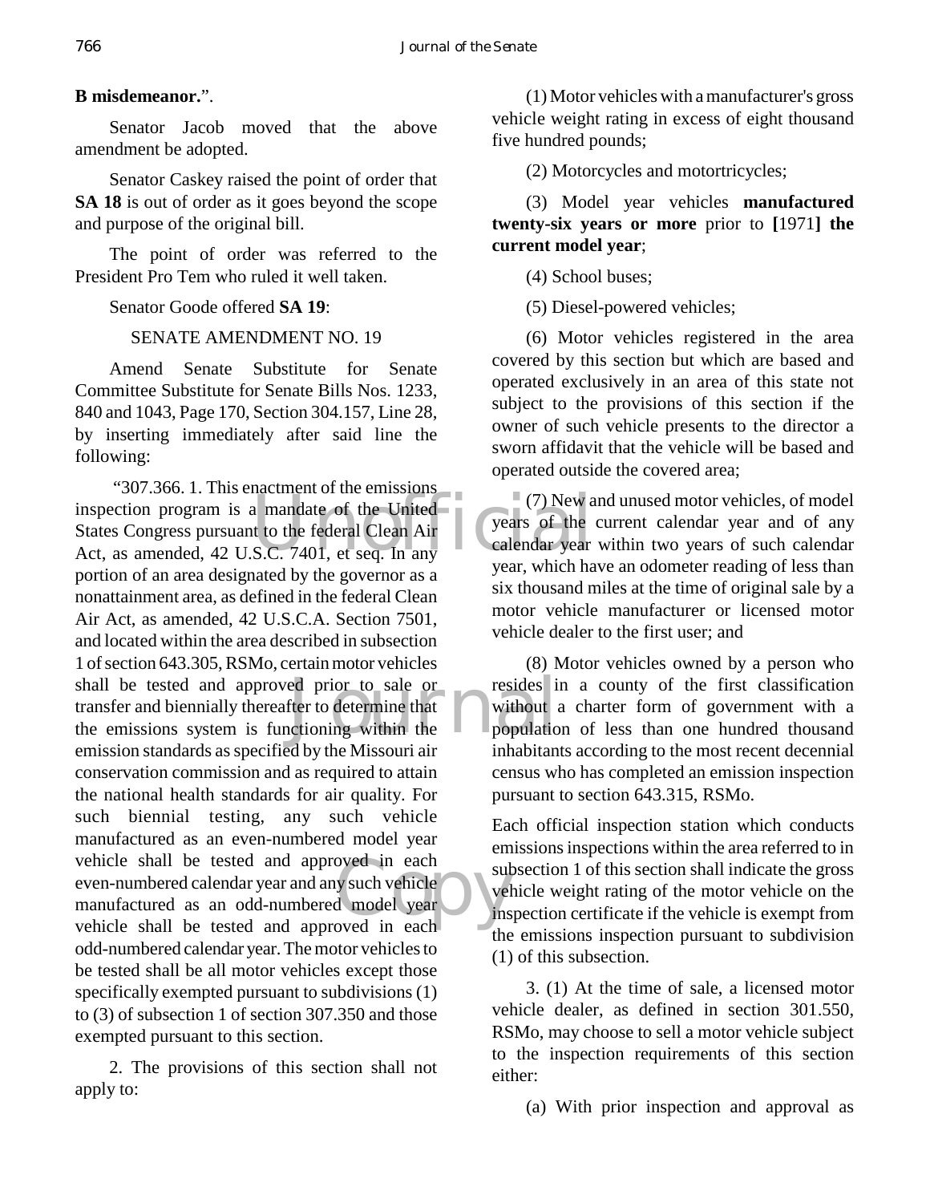**B misdemeanor.**".

Senator Jacob moved that the above amendment be adopted.

Senator Caskey raised the point of order that **SA 18** is out of order as it goes beyond the scope and purpose of the original bill.

The point of order was referred to the President Pro Tem who ruled it well taken.

Senator Goode offered **SA 19**:

SENATE AMENDMENT NO. 19

Amend Senate Substitute for Senate Committee Substitute for Senate Bills Nos. 1233, 840 and 1043, Page 170, Section 304.157, Line 28, by inserting immediately after said line the following:

"307.366. 1. This enactment of the emissions inspection program is a mandate of the United States Congress pursuant to the federal Clean Air Act, as amended, 42 U.S.C. 7401, et seq. In any portion of an area designated by the governor as a nonattainment area, as defined in the federal Clean Air Act, as amended, 42 U.S.C.A. Section 7501, and located within the area described in subsection 1 of section 643.305, RSMo, certain motor vehicles shall be tested and approved prior to sale or transfer and biennially thereafter to determine that the emissions system is functioning within the emission standards as specified by the Missouri air conservation commission and as required to attain the national health standards for air quality. For such biennial testing, any such vehicle manufactured as an even-numbered model year vehicle shall be tested and approved in each even-numbered calendar year and any such vehicle manufactured as an odd-numbered model year vehicle shall be tested and approved in each odd-numbered calendar year. The motor vehicles to be tested shall be all motor vehicles except those specifically exempted pursuant to subdivisions (1) to (3) of subsection 1 of section 307.350 and those exempted pursuant to this section.

2. The provisions of this section shall not apply to:

(1) Motor vehicles with a manufacturer's gross vehicle weight rating in excess of eight thousand five hundred pounds;

(2) Motorcycles and motortricycles;

(3) Model year vehicles **manufactured twenty-six years or more** prior to **[**1971**] the current model year**;

(4) School buses;

(5) Diesel-powered vehicles;

(6) Motor vehicles registered in the area covered by this section but which are based and operated exclusively in an area of this state not subject to the provisions of this section if the owner of such vehicle presents to the director a sworn affidavit that the vehicle will be based and operated outside the covered area;

(7) New and unused motor vehicles, of model years of the current calendar year and of any calendar year within two years of such calendar year, which have an odometer reading of less than six thousand miles at the time of original sale by a motor vehicle manufacturer or licensed motor vehicle dealer to the first user; and

(8) Motor vehicles owned by a person who resides in a county of the first classification without a charter form of government with a population of less than one hundred thousand inhabitants according to the most recent decennial census who has completed an emission inspection pursuant to section 643.315, RSMo.

Each official inspection station which conducts emissions inspections within the area referred to in subsection 1 of this section shall indicate the gross vehicle weight rating of the motor vehicle on the inspection certificate if the vehicle is exempt from the emissions inspection pursuant to subdivision (1) of this subsection.

3. (1) At the time of sale, a licensed motor vehicle dealer, as defined in section 301.550, RSMo, may choose to sell a motor vehicle subject to the inspection requirements of this section either:

(a) With prior inspection and approval as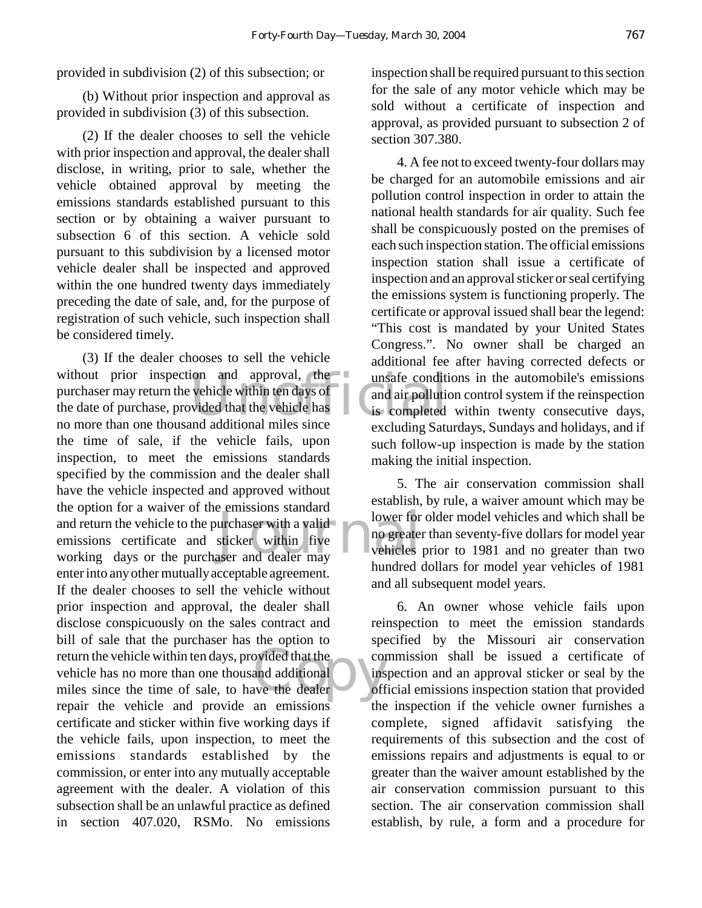provided in subdivision (2) of this subsection; or

(b) Without prior inspection and approval as provided in subdivision (3) of this subsection.

(2) If the dealer chooses to sell the vehicle with prior inspection and approval, the dealer shall disclose, in writing, prior to sale, whether the vehicle obtained approval by meeting the emissions standards established pursuant to this section or by obtaining a waiver pursuant to subsection 6 of this section. A vehicle sold pursuant to this subdivision by a licensed motor vehicle dealer shall be inspected and approved within the one hundred twenty days immediately preceding the date of sale, and, for the purpose of registration of such vehicle, such inspection shall be considered timely.

(3) If the dealer chooses to sell the vehicle without prior inspection and approval, the purchaser may return the vehicle within ten days of the date of purchase, provided that the vehicle has no more than one thousand additional miles since the time of sale, if the vehicle fails, upon inspection, to meet the emissions standards specified by the commission and the dealer shall have the vehicle inspected and approved without the option for a waiver of the emissions standard and return the vehicle to the purchaser with a valid emissions certificate and sticker within five working days or the purchaser and dealer may enter into any other mutually acceptable agreement. If the dealer chooses to sell the vehicle without prior inspection and approval, the dealer shall disclose conspicuously on the sales contract and bill of sale that the purchaser has the option to return the vehicle within ten days, provided that the vehicle has no more than one thousand additional miles since the time of sale, to have the dealer repair the vehicle and provide an emissions certificate and sticker within five working days if the vehicle fails, upon inspection, to meet the emissions standards established by the commission, or enter into any mutually acceptable agreement with the dealer. A violation of this subsection shall be an unlawful practice as defined in section 407.020, RSMo. No emissions inspection shall be required pursuant to this section for the sale of any motor vehicle which may be sold without a certificate of inspection and approval, as provided pursuant to subsection 2 of section 307.380.

4. A fee not to exceed twenty-four dollars may be charged for an automobile emissions and air pollution control inspection in order to attain the national health standards for air quality. Such fee shall be conspicuously posted on the premises of each such inspection station. The official emissions inspection station shall issue a certificate of inspection and an approval sticker or seal certifying the emissions system is functioning properly. The certificate or approval issued shall bear the legend: "This cost is mandated by your United States Congress.". No owner shall be charged an additional fee after having corrected defects or unsafe conditions in the automobile's emissions and air pollution control system if the reinspection is completed within twenty consecutive days, excluding Saturdays, Sundays and holidays, and if such follow-up inspection is made by the station making the initial inspection.

5. The air conservation commission shall establish, by rule, a waiver amount which may be lower for older model vehicles and which shall be no greater than seventy-five dollars for model year vehicles prior to 1981 and no greater than two hundred dollars for model year vehicles of 1981 and all subsequent model years.

6. An owner whose vehicle fails upon reinspection to meet the emission standards specified by the Missouri air conservation commission shall be issued a certificate of inspection and an approval sticker or seal by the official emissions inspection station that provided the inspection if the vehicle owner furnishes a complete, signed affidavit satisfying the requirements of this subsection and the cost of emissions repairs and adjustments is equal to or greater than the waiver amount established by the air conservation commission pursuant to this section. The air conservation commission shall establish, by rule, a form and a procedure for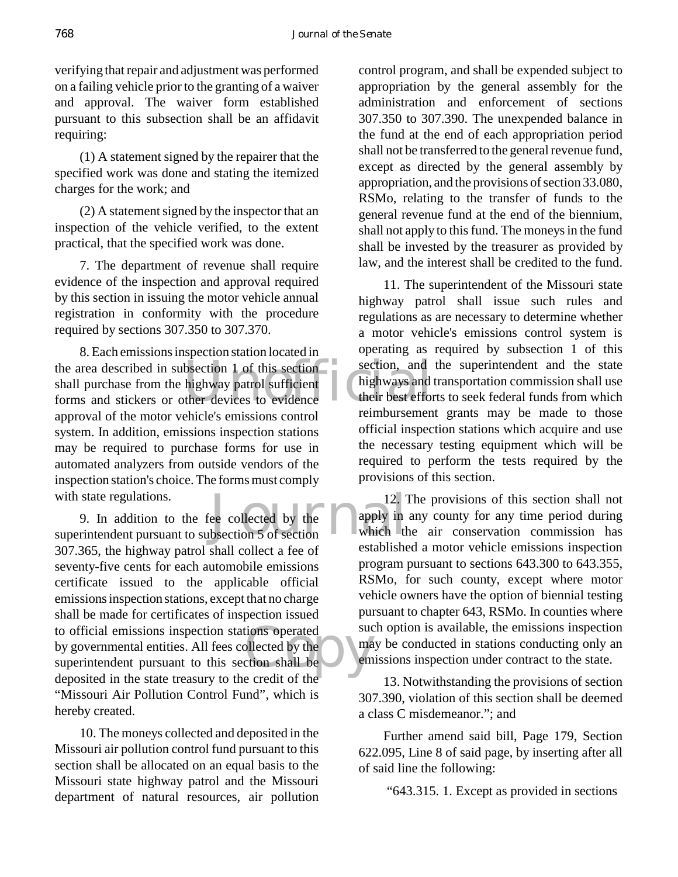verifying that repair and adjustment was performed on a failing vehicle prior to the granting of a waiver and approval. The waiver form established pursuant to this subsection shall be an affidavit requiring:

(1) A statement signed by the repairer that the specified work was done and stating the itemized charges for the work; and

(2) A statement signed by the inspector that an inspection of the vehicle verified, to the extent practical, that the specified work was done.

7. The department of revenue shall require evidence of the inspection and approval required by this section in issuing the motor vehicle annual registration in conformity with the procedure required by sections 307.350 to 307.370.

8. Each emissions inspection station located in the area described in subsection 1 of this section shall purchase from the highway patrol sufficient forms and stickers or other devices to evidence approval of the motor vehicle's emissions control system. In addition, emissions inspection stations may be required to purchase forms for use in automated analyzers from outside vendors of the inspection station's choice. The forms must comply with state regulations.

9. In addition to the fee collected by the superintendent pursuant to subsection 5 of section 307.365, the highway patrol shall collect a fee of seventy-five cents for each automobile emissions certificate issued to the applicable official emissions inspection stations, except that no charge shall be made for certificates of inspection issued to official emissions inspection stations operated by governmental entities. All fees collected by the superintendent pursuant to this section shall be deposited in the state treasury to the credit of the "Missouri Air Pollution Control Fund", which is hereby created.

10. The moneys collected and deposited in the Missouri air pollution control fund pursuant to this section shall be allocated on an equal basis to the Missouri state highway patrol and the Missouri department of natural resources, air pollution control program, and shall be expended subject to appropriation by the general assembly for the administration and enforcement of sections 307.350 to 307.390. The unexpended balance in the fund at the end of each appropriation period shall not be transferred to the general revenue fund, except as directed by the general assembly by appropriation, and the provisions of section 33.080, RSMo, relating to the transfer of funds to the general revenue fund at the end of the biennium, shall not apply to this fund. The moneys in the fund shall be invested by the treasurer as provided by law, and the interest shall be credited to the fund.

11. The superintendent of the Missouri state highway patrol shall issue such rules and regulations as are necessary to determine whether a motor vehicle's emissions control system is operating as required by subsection 1 of this section, and the superintendent and the state highways and transportation commission shall use their best efforts to seek federal funds from which reimbursement grants may be made to those official inspection stations which acquire and use the necessary testing equipment which will be required to perform the tests required by the provisions of this section.

12. The provisions of this section shall not apply in any county for any time period during which the air conservation commission has established a motor vehicle emissions inspection program pursuant to sections 643.300 to 643.355, RSMo, for such county, except where motor vehicle owners have the option of biennial testing pursuant to chapter 643, RSMo. In counties where such option is available, the emissions inspection may be conducted in stations conducting only an emissions inspection under contract to the state.

13. Notwithstanding the provisions of section 307.390, violation of this section shall be deemed a class C misdemeanor."; and

Further amend said bill, Page 179, Section 622.095, Line 8 of said page, by inserting after all of said line the following:

"643.315. 1. Except as provided in sections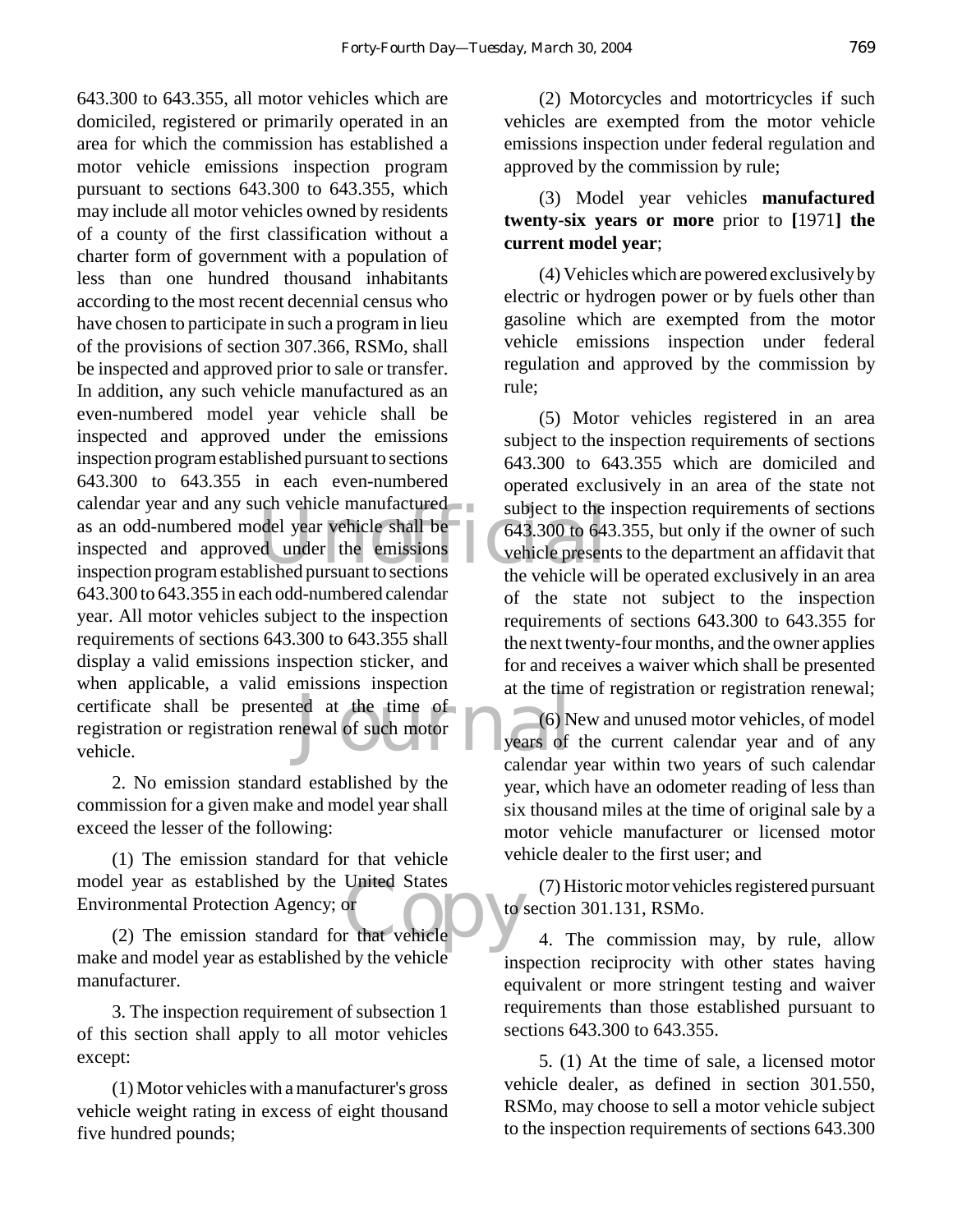643.300 to 643.355, all motor vehicles which are domiciled, registered or primarily operated in an area for which the commission has established a motor vehicle emissions inspection program pursuant to sections 643.300 to 643.355, which may include all motor vehicles owned by residents of a county of the first classification without a charter form of government with a population of less than one hundred thousand inhabitants according to the most recent decennial census who have chosen to participate in such a program in lieu of the provisions of section 307.366, RSMo, shall be inspected and approved prior to sale or transfer. In addition, any such vehicle manufactured as an even-numbered model year vehicle shall be inspected and approved under the emissions inspection program established pursuant to sections 643.300 to 643.355 in each even-numbered calendar year and any such vehicle manufactured as an odd-numbered model year vehicle shall be inspected and approved under the emissions inspection program established pursuant to sections 643.300 to 643.355 in each odd-numbered calendar year. All motor vehicles subject to the inspection requirements of sections 643.300 to 643.355 shall display a valid emissions inspection sticker, and when applicable, a valid emissions inspection certificate shall be presented at the time of registration or registration renewal of such motor vehicle.

2. No emission standard established by the commission for a given make and model year shall exceed the lesser of the following:

(1) The emission standard for that vehicle model year as established by the United States Environmental Protection Agency; or

(2) The emission standard for that vehicle make and model year as established by the vehicle manufacturer.

3. The inspection requirement of subsection 1 of this section shall apply to all motor vehicles except:

(1) Motor vehicles with a manufacturer's gross vehicle weight rating in excess of eight thousand five hundred pounds;

(2) Motorcycles and motortricycles if such vehicles are exempted from the motor vehicle emissions inspection under federal regulation and approved by the commission by rule;

(3) Model year vehicles **manufactured twenty-six years or more** prior to [1971] **the current model year**;

(4) Vehicles which are powered exclusively by electric or hydrogen power or by fuels other than gasoline which are exempted from the motor vehicle emissions inspection under federal regulation and approved by the commission by rule;

(5) Motor vehicles registered in an area subject to the inspection requirements of sections 643.300 to 643.355 which are domiciled and operated exclusively in an area of the state not subject to the inspection requirements of sections 643.300 to 643.355, but only if the owner of such vehicle presents to the department an affidavit that the vehicle will be operated exclusively in an area of the state not subject to the inspection requirements of sections 643.300 to 643.355 for the next twenty-four months, and the owner applies for and receives a waiver which shall be presented at the time of registration or registration renewal;

(6) New and unused motor vehicles, of model years of the current calendar year and of any calendar year within two years of such calendar year, which have an odometer reading of less than six thousand miles at the time of original sale by a motor vehicle manufacturer or licensed motor vehicle dealer to the first user; and

(7) Historic motor vehicles registered pursuant to section 301.131, RSMo.

4. The commission may, by rule, allow inspection reciprocity with other states having equivalent or more stringent testing and waiver requirements than those established pursuant to sections 643.300 to 643.355.

5. (1) At the time of sale, a licensed motor vehicle dealer, as defined in section 301.550, RSMo, may choose to sell a motor vehicle subject to the inspection requirements of sections 643.300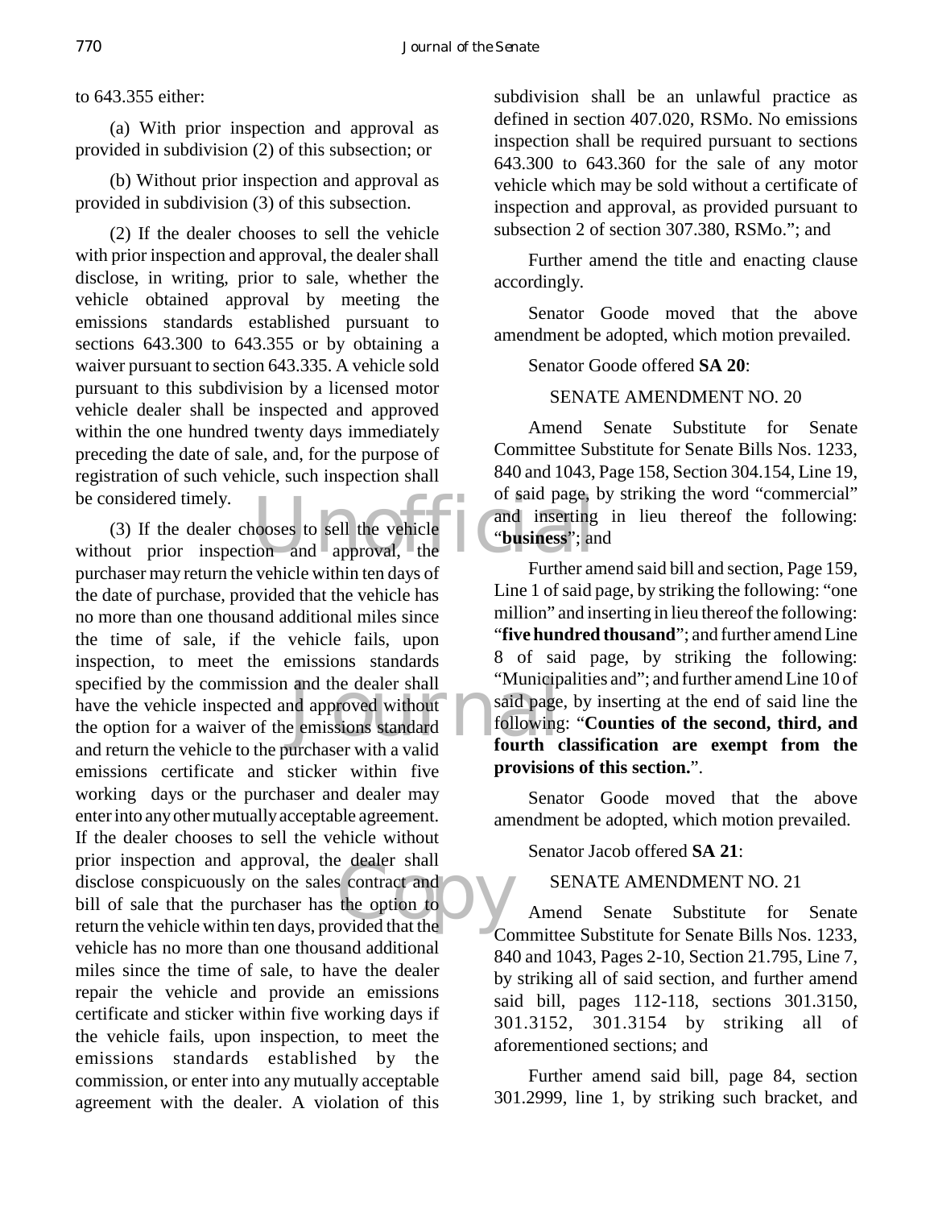to 643.355 either:

(a) With prior inspection and approval as provided in subdivision (2) of this subsection; or

(b) Without prior inspection and approval as provided in subdivision (3) of this subsection.

(2) If the dealer chooses to sell the vehicle with prior inspection and approval, the dealer shall disclose, in writing, prior to sale, whether the vehicle obtained approval by meeting the emissions standards established pursuant to sections 643.300 to 643.355 or by obtaining a waiver pursuant to section 643.335. A vehicle sold pursuant to this subdivision by a licensed motor vehicle dealer shall be inspected and approved within the one hundred twenty days immediately preceding the date of sale, and, for the purpose of registration of such vehicle, such inspection shall be considered timely.

(3) If the dealer chooses to sell the vehicle without prior inspection and approval, the purchaser may return the vehicle within ten days of the date of purchase, provided that the vehicle has no more than one thousand additional miles since the time of sale, if the vehicle fails, upon inspection, to meet the emissions standards specified by the commission and the dealer shall have the vehicle inspected and approved without the option for a waiver of the emissions standard and return the vehicle to the purchaser with a valid emissions certificate and sticker within five working days or the purchaser and dealer may enter into any other mutually acceptable agreement. If the dealer chooses to sell the vehicle without prior inspection and approval, the dealer shall disclose conspicuously on the sales contract and bill of sale that the purchaser has the option to return the vehicle within ten days, provided that the vehicle has no more than one thousand additional miles since the time of sale, to have the dealer repair the vehicle and provide an emissions certificate and sticker within five working days if the vehicle fails, upon inspection, to meet the emissions standards established by the commission, or enter into any mutually acceptable agreement with the dealer. A violation of this subdivision shall be an unlawful practice as defined in section 407.020, RSMo. No emissions inspection shall be required pursuant to sections 643.300 to 643.360 for the sale of any motor vehicle which may be sold without a certificate of inspection and approval, as provided pursuant to subsection 2 of section 307.380, RSMo."; and

Further amend the title and enacting clause accordingly.

Senator Goode moved that the above amendment be adopted, which motion prevailed.

Senator Goode offered **SA 20**:

SENATE AMENDMENT NO. 20

Amend Senate Substitute for Senate Committee Substitute for Senate Bills Nos. 1233, 840 and 1043, Page 158, Section 304.154, Line 19, of said page, by striking the word "commercial" and inserting in lieu thereof the following: "**business**"; and

Further amend said bill and section, Page 159, Line 1 of said page, by striking the following: "one million" and inserting in lieu thereof the following: "**five hundred thousand**"; and further amend Line 8 of said page, by striking the following: "Municipalities and"; and further amend Line 10 of said page, by inserting at the end of said line the following: "**Counties of the second, third, and fourth classification are exempt from the provisions of this section.**".

Senator Goode moved that the above amendment be adopted, which motion prevailed.

Senator Jacob offered **SA 21**:

SENATE AMENDMENT NO. 21

Amend Senate Substitute for Senate Committee Substitute for Senate Bills Nos. 1233, 840 and 1043, Pages 2-10, Section 21.795, Line 7, by striking all of said section, and further amend said bill, pages 112-118, sections 301.3150, 301.3152, 301.3154 by striking all of aforementioned sections; and

Further amend said bill, page 84, section 301.2999, line 1, by striking such bracket, and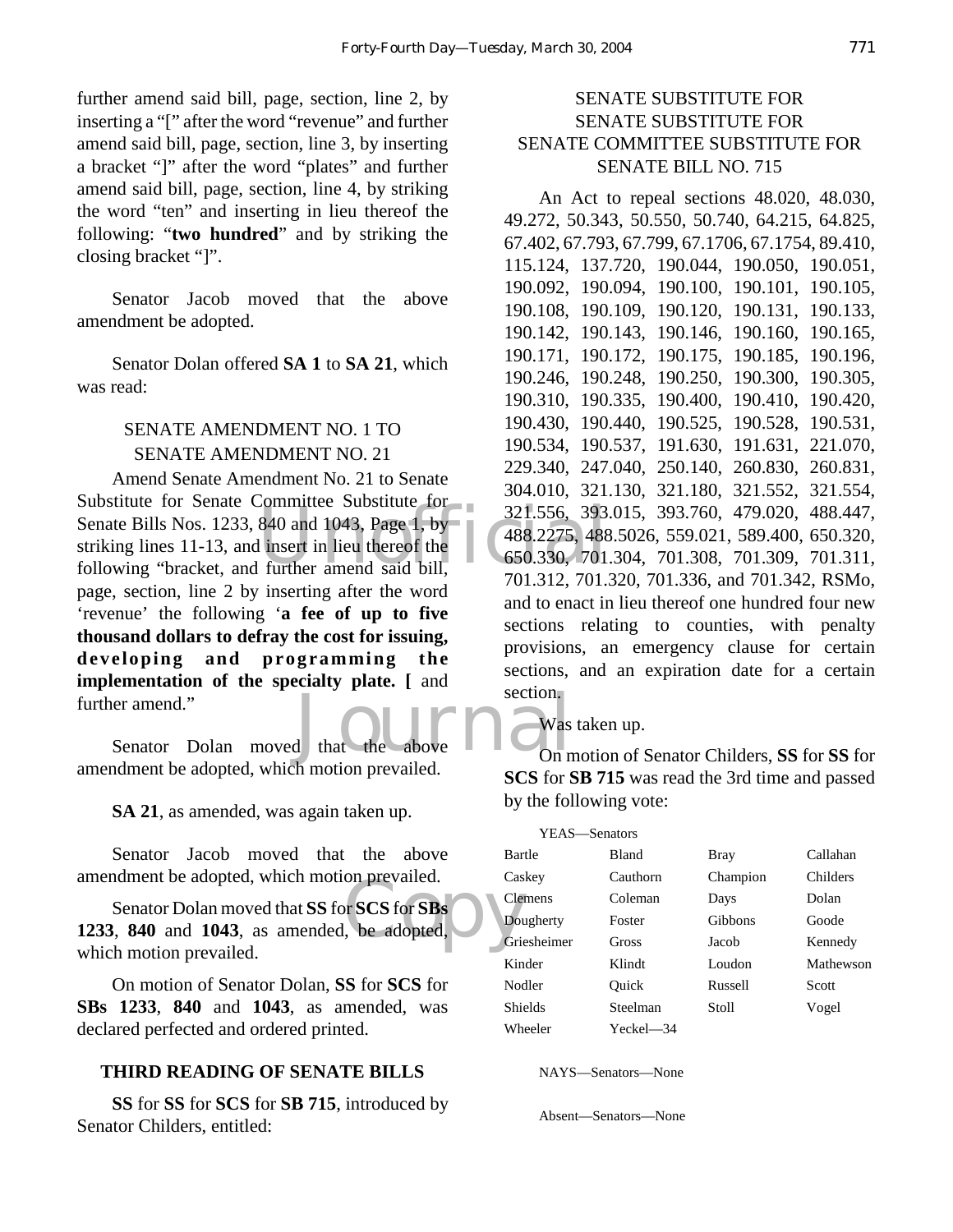further amend said bill, page, section, line 2, by inserting a "[" after the word "revenue" and further amend said bill, page, section, line 3, by inserting a bracket "]" after the word "plates" and further amend said bill, page, section, line 4, by striking the word "ten" and inserting in lieu thereof the following: "**two hundred**" and by striking the closing bracket "]".

Senator Jacob moved that the above amendment be adopted.

Senator Dolan offered **SA 1** to **SA 21**, which was read:

SENATE AMENDMENT NO. 1 TO SENATE AMENDMENT NO. 21

Amend Senate Amendment No. 21 to Senate Substitute for Senate Committee Substitute for Senate Bills Nos. 1233, 840 and 1043, Page 1, by striking lines 11-13, and insert in lieu thereof the following "bracket, and further amend said bill, page, section, line 2 by inserting after the word 'revenue' the following '**a fee of up to five thousand dollars to defray the cost for issuing, developing and programming the implementation of the specialty plate. [** and further amend."

Senator Dolan moved that the above amendment be adopted, which motion prevailed.

**SA 21**, as amended, was again taken up.

Senator Jacob moved that the above amendment be adopted, which motion prevailed.

Senator Dolan moved that **SS** for **SCS** for **SBs 1233**, **840** and **1043**, as amended, be adopted, which motion prevailed.

On motion of Senator Dolan, **SS** for **SCS** for **SBs 1233**, **840** and **1043**, as amended, was declared perfected and ordered printed.

## THIRD READING OF SENATE BILLS

**SS** for **SS** for **SCS** for **SB 715**, introduced by Senator Childers, entitled:

SENATE SUBSTITUTE FOR SENATE SUBSTITUTE FOR SENATE COMMITTEE SUBSTITUTE FOR SENATE BILL NO. 715

An Act to repeal sections 48.020, 48.030, 49.272, 50.343, 50.550, 50.740, 64.215, 64.825, 67.402, 67.793, 67.799, 67.1706, 67.1754, 89.410, 115.124, 137.720, 190.044, 190.050, 190.051, 190.092, 190.094, 190.100, 190.101, 190.105, 190.108, 190.109, 190.120, 190.131, 190.133, 190.142, 190.143, 190.146, 190.160, 190.165, 190.171, 190.172, 190.175, 190.185, 190.196, 190.246, 190.248, 190.250, 190.300, 190.305, 190.310, 190.335, 190.400, 190.410, 190.420, 190.430, 190.440, 190.525, 190.528, 190.531, 190.534, 190.537, 191.630, 191.631, 221.070, 229.340, 247.040, 250.140, 260.830, 260.831, 304.010, 321.130, 321.180, 321.552, 321.554, 321.556, 393.015, 393.760, 479.020, 488.447, 488.2275, 488.5026, 559.021, 589.400, 650.320, 650.330, 701.304, 701.308, 701.309, 701.311, 701.312, 701.320, 701.336, and 701.342, RSMo, and to enact in lieu thereof one hundred four new sections relating to counties, with penalty provisions, an emergency clause for certain sections, and an expiration date for a certain section.

Was taken up.

On motion of Senator Childers, **SS** for **SS** for **SCS** for **SB 715** was read the 3rd time and passed by the following vote:

YEAS—Senators

| | | | |
|---|---|---|---|
| Bartle | Bland | Bray | Callahan |
| Caskey | Cauthorn | Champion | Childers |
| Clemens | Coleman | Days | Dolan |
| Dougherty | Foster | Gibbons | Goode |
| Griesheimer | Gross | Jacob | Kennedy |
| Kinder | Klindt | Loudon | Mathewson |
| Nodler | Quick | Russell | Scott |
| Shields | Steelman | Stoll | Vogel |
| Wheeler | Yeckel—34 | | |

NAYS—Senators—None

Absent—Senators—None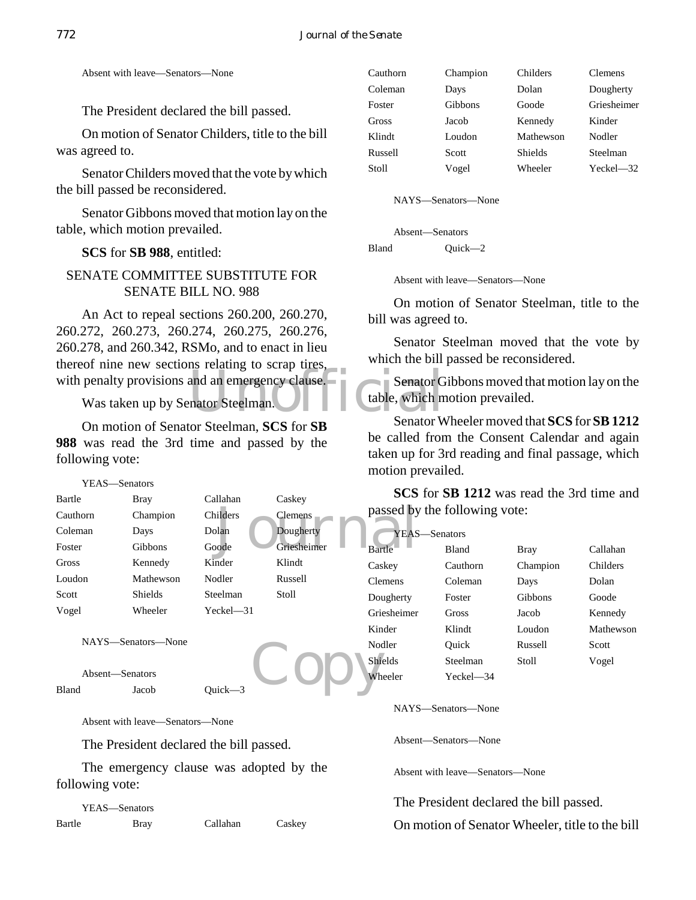Absent with leave—Senators—None

The President declared the bill passed.

On motion of Senator Childers, title to the bill was agreed to.

Senator Childers moved that the vote by which the bill passed be reconsidered.

Senator Gibbons moved that motion lay on the table, which motion prevailed.

**SCS** for **SB 988**, entitled:

SENATE COMMITTEE SUBSTITUTE FOR SENATE BILL NO. 988

An Act to repeal sections 260.200, 260.270, 260.272, 260.273, 260.274, 260.275, 260.276, 260.278, and 260.342, RSMo, and to enact in lieu thereof nine new sections relating to scrap tires, with penalty provisions and an emergency clause.

Was taken up by Senator Steelman.

On motion of Senator Steelman, **SCS** for **SB 988** was read the 3rd time and passed by the following vote:

YEAS—Senators

| | | | |
|---|---|---|---|
| Bartle | Bray | Callahan | Caskey |
| Cauthorn | Champion | Childers | Clemens |
| Coleman | Days | Dolan | Dougherty |
| Foster | Gibbons | Goode | Griesheimer |
| Gross | Kennedy | Kinder | Klindt |
| Loudon | Mathewson | Nodler | Russell |
| Scott | Shields | Steelman | Stoll |
| Vogel | Wheeler | Yeckel—31 | |

NAYS—Senators—None

Absent—Senators

| | | |
|---|---|---|
| Bland | Jacob | Quick—3 |

Absent with leave—Senators—None

The President declared the bill passed.

The emergency clause was adopted by the following vote:

YEAS—Senators

| | | | |
|---|---|---|---|
| Bartle | Bray | Callahan | Caskey |
| Cauthorn | Champion | Childers | Clemens |
| Coleman | Days | Dolan | Dougherty |
| Foster | Gibbons | Goode | Griesheimer |
| Gross | Jacob | Kennedy | Kinder |
| Klindt | Loudon | Mathewson | Nodler |
| Russell | Scott | Shields | Steelman |
| Stoll | Vogel | Wheeler | Yeckel—32 |

NAYS—Senators—None

Absent—Senators

| | |
|---|---|
| Bland | Quick—2 |

Absent with leave—Senators—None

On motion of Senator Steelman, title to the bill was agreed to.

Senator Steelman moved that the vote by which the bill passed be reconsidered.

Senator Gibbons moved that motion lay on the table, which motion prevailed.

Senator Wheeler moved that **SCS** for **SB 1212** be called from the Consent Calendar and again taken up for 3rd reading and final passage, which motion prevailed.

**SCS** for **SB 1212** was read the 3rd time and passed by the following vote:

YEAS—Senators

| | | | |
|---|---|---|---|
| Bartle | Bland | Bray | Callahan |
| Caskey | Cauthorn | Champion | Childers |
| Clemens | Coleman | Days | Dolan |
| Dougherty | Foster | Gibbons | Goode |
| Griesheimer | Gross | Jacob | Kennedy |
| Kinder | Klindt | Loudon | Mathewson |
| Nodler | Quick | Russell | Scott |
| Shields | Steelman | Stoll | Vogel |
| Wheeler | Yeckel—34 | | |

NAYS—Senators—None

Absent—Senators—None

Absent with leave—Senators—None

The President declared the bill passed.

On motion of Senator Wheeler, title to the bill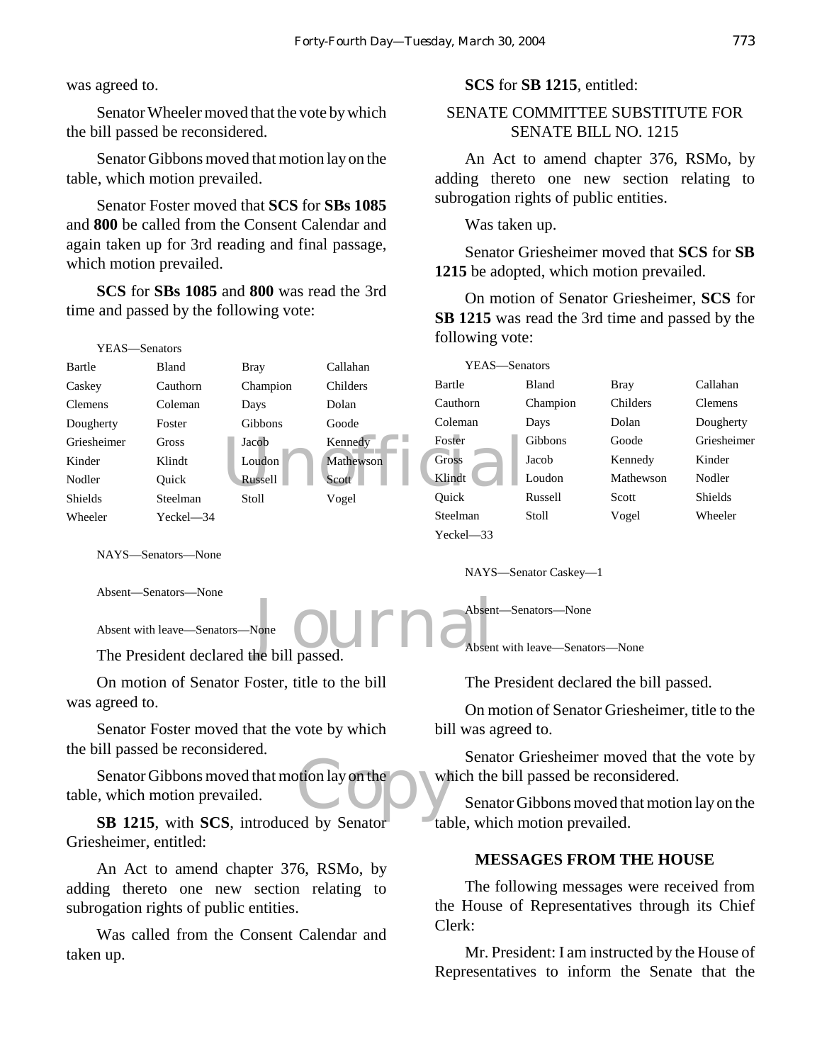was agreed to.

Senator Wheeler moved that the vote by which the bill passed be reconsidered.

Senator Gibbons moved that motion lay on the table, which motion prevailed.

Senator Foster moved that **SCS** for **SBs 1085** and **800** be called from the Consent Calendar and again taken up for 3rd reading and final passage, which motion prevailed.

**SCS** for **SBs 1085** and **800** was read the 3rd time and passed by the following vote:

YEAS—Senators

| | | | |
|---|---|---|---|
| Bartle | Bland | Bray | Callahan |
| Caskey | Cauthorn | Champion | Childers |
| Clemens | Coleman | Days | Dolan |
| Dougherty | Foster | Gibbons | Goode |
| Griesheimer | Gross | Jacob | Kennedy |
| Kinder | Klindt | Loudon | Mathewson |
| Nodler | Quick | Russell | Scott |
| Shields | Steelman | Stoll | Vogel |
| Wheeler | Yeckel—34 | | |

NAYS—Senators—None

Absent—Senators—None

Absent with leave—Senators—None

The President declared the bill passed.

On motion of Senator Foster, title to the bill was agreed to.

Senator Foster moved that the vote by which the bill passed be reconsidered.

Senator Gibbons moved that motion lay on the table, which motion prevailed.

**SB 1215**, with **SCS**, introduced by Senator Griesheimer, entitled:

An Act to amend chapter 376, RSMo, by adding thereto one new section relating to subrogation rights of public entities.

Was called from the Consent Calendar and taken up.

**SCS** for **SB 1215**, entitled:

SENATE COMMITTEE SUBSTITUTE FOR SENATE BILL NO. 1215

An Act to amend chapter 376, RSMo, by adding thereto one new section relating to subrogation rights of public entities.

Was taken up.

Senator Griesheimer moved that **SCS** for **SB 1215** be adopted, which motion prevailed.

On motion of Senator Griesheimer, **SCS** for **SB 1215** was read the 3rd time and passed by the following vote:

YEAS—Senators

| | | | |
|---|---|---|---|
| Bartle | Bland | Bray | Callahan |
| Cauthorn | Champion | Childers | Clemens |
| Coleman | Days | Dolan | Dougherty |
| Foster | Gibbons | Goode | Griesheimer |
| Gross | Jacob | Kennedy | Kinder |
| Klindt | Loudon | Mathewson | Nodler |
| Quick | Russell | Scott | Shields |
| Steelman | Stoll | Vogel | Wheeler |
| Yeckel—33 | | | |

NAYS—Senator Caskey—1

Absent—Senators—None

Absent with leave—Senators—None

The President declared the bill passed.

On motion of Senator Griesheimer, title to the bill was agreed to.

Senator Griesheimer moved that the vote by which the bill passed be reconsidered.

Senator Gibbons moved that motion lay on the table, which motion prevailed.

## MESSAGES FROM THE HOUSE

The following messages were received from the House of Representatives through its Chief Clerk:

Mr. President: I am instructed by the House of Representatives to inform the Senate that the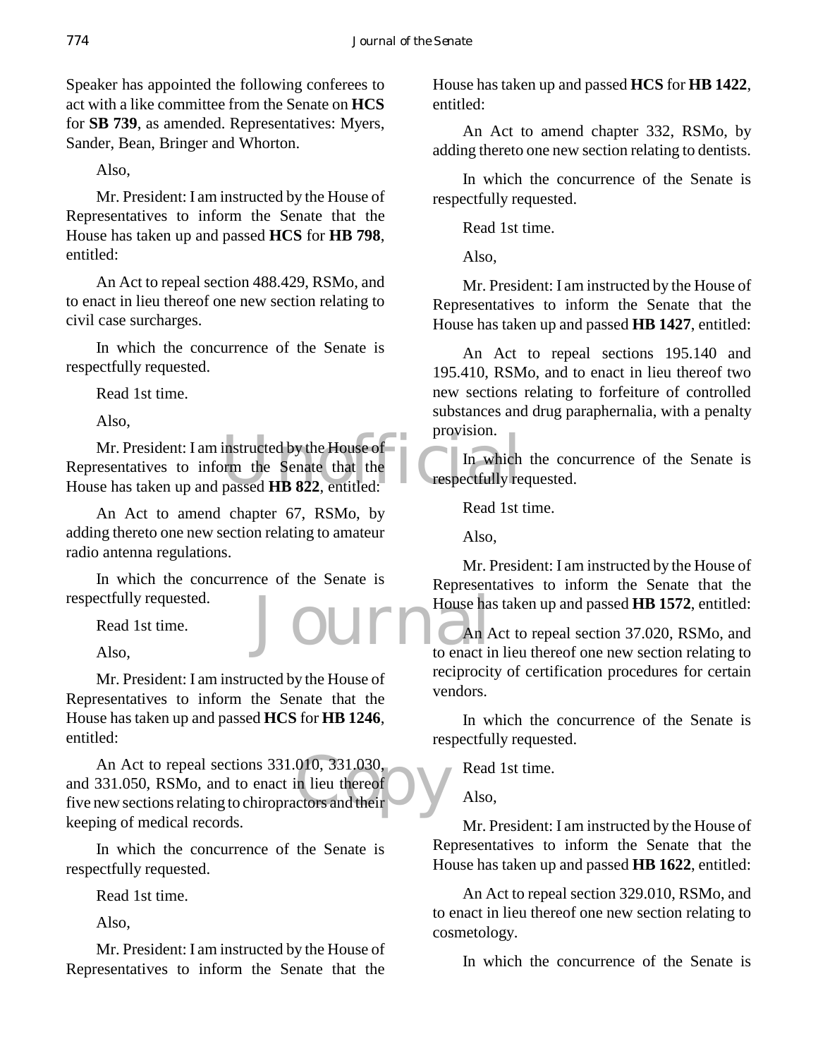Speaker has appointed the following conferees to act with a like committee from the Senate on **HCS** for **SB 739**, as amended. Representatives: Myers, Sander, Bean, Bringer and Whorton.

Also,

Mr. President: I am instructed by the House of Representatives to inform the Senate that the House has taken up and passed **HCS** for **HB 798**, entitled:

An Act to repeal section 488.429, RSMo, and to enact in lieu thereof one new section relating to civil case surcharges.

In which the concurrence of the Senate is respectfully requested.

Read 1st time.

Also,

Mr. President: I am instructed by the House of Representatives to inform the Senate that the House has taken up and passed **HB 822**, entitled:

An Act to amend chapter 67, RSMo, by adding thereto one new section relating to amateur radio antenna regulations.

In which the concurrence of the Senate is respectfully requested.

Read 1st time.

Also,

Mr. President: I am instructed by the House of Representatives to inform the Senate that the House has taken up and passed **HCS** for **HB 1246**, entitled:

An Act to repeal sections 331.010, 331.030, and 331.050, RSMo, and to enact in lieu thereof five new sections relating to chiropractors and their keeping of medical records.

In which the concurrence of the Senate is respectfully requested.

Read 1st time.

Also,

Mr. President: I am instructed by the House of Representatives to inform the Senate that the House has taken up and passed **HCS** for **HB 1422**, entitled:

An Act to amend chapter 332, RSMo, by adding thereto one new section relating to dentists.

In which the concurrence of the Senate is respectfully requested.

Read 1st time.

Also,

Mr. President: I am instructed by the House of Representatives to inform the Senate that the House has taken up and passed **HB 1427**, entitled:

An Act to repeal sections 195.140 and 195.410, RSMo, and to enact in lieu thereof two new sections relating to forfeiture of controlled substances and drug paraphernalia, with a penalty provision.

In which the concurrence of the Senate is respectfully requested.

Read 1st time.

Also,

Mr. President: I am instructed by the House of Representatives to inform the Senate that the House has taken up and passed **HB 1572**, entitled:

An Act to repeal section 37.020, RSMo, and to enact in lieu thereof one new section relating to reciprocity of certification procedures for certain vendors.

In which the concurrence of the Senate is respectfully requested.

Read 1st time.

Also,

Mr. President: I am instructed by the House of Representatives to inform the Senate that the House has taken up and passed **HB 1622**, entitled:

An Act to repeal section 329.010, RSMo, and to enact in lieu thereof one new section relating to cosmetology.

In which the concurrence of the Senate is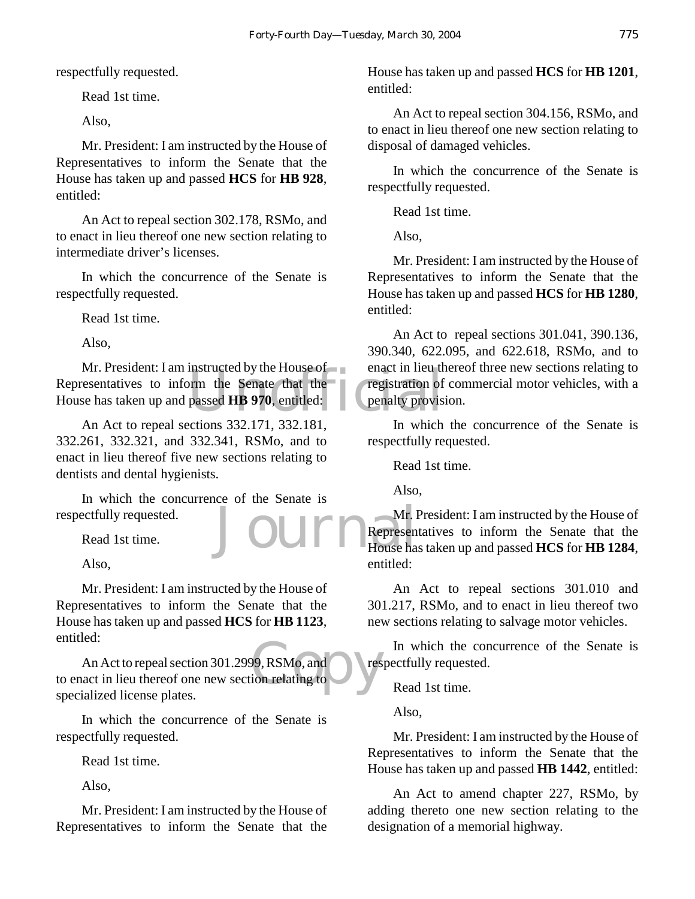respectfully requested.

Read 1st time.

Also,

Mr. President: I am instructed by the House of Representatives to inform the Senate that the House has taken up and passed **HCS** for **HB 928**, entitled:

An Act to repeal section 302.178, RSMo, and to enact in lieu thereof one new section relating to intermediate driver's licenses.

In which the concurrence of the Senate is respectfully requested.

Read 1st time.

Also,

Mr. President: I am instructed by the House of Representatives to inform the Senate that the House has taken up and passed **HB 970**, entitled:

An Act to repeal sections 332.171, 332.181, 332.261, 332.321, and 332.341, RSMo, and to enact in lieu thereof five new sections relating to dentists and dental hygienists.

In which the concurrence of the Senate is respectfully requested.

Read 1st time.

Also,

Mr. President: I am instructed by the House of Representatives to inform the Senate that the House has taken up and passed **HCS** for **HB 1123**, entitled:

An Act to repeal section 301.2999, RSMo, and to enact in lieu thereof one new section relating to specialized license plates.

In which the concurrence of the Senate is respectfully requested.

Read 1st time.

Also,

Mr. President: I am instructed by the House of Representatives to inform the Senate that the House has taken up and passed **HCS** for **HB 1201**, entitled:

An Act to repeal section 304.156, RSMo, and to enact in lieu thereof one new section relating to disposal of damaged vehicles.

In which the concurrence of the Senate is respectfully requested.

Read 1st time.

Also,

Mr. President: I am instructed by the House of Representatives to inform the Senate that the House has taken up and passed **HCS** for **HB 1280**, entitled:

An Act to repeal sections 301.041, 390.136, 390.340, 622.095, and 622.618, RSMo, and to enact in lieu thereof three new sections relating to registration of commercial motor vehicles, with a penalty provision.

In which the concurrence of the Senate is respectfully requested.

Read 1st time.

Also,

Mr. President: I am instructed by the House of Representatives to inform the Senate that the House has taken up and passed **HCS** for **HB 1284**, entitled:

An Act to repeal sections 301.010 and 301.217, RSMo, and to enact in lieu thereof two new sections relating to salvage motor vehicles.

In which the concurrence of the Senate is respectfully requested.

Read 1st time.

Also,

Mr. President: I am instructed by the House of Representatives to inform the Senate that the House has taken up and passed **HB 1442**, entitled:

An Act to amend chapter 227, RSMo, by adding thereto one new section relating to the designation of a memorial highway.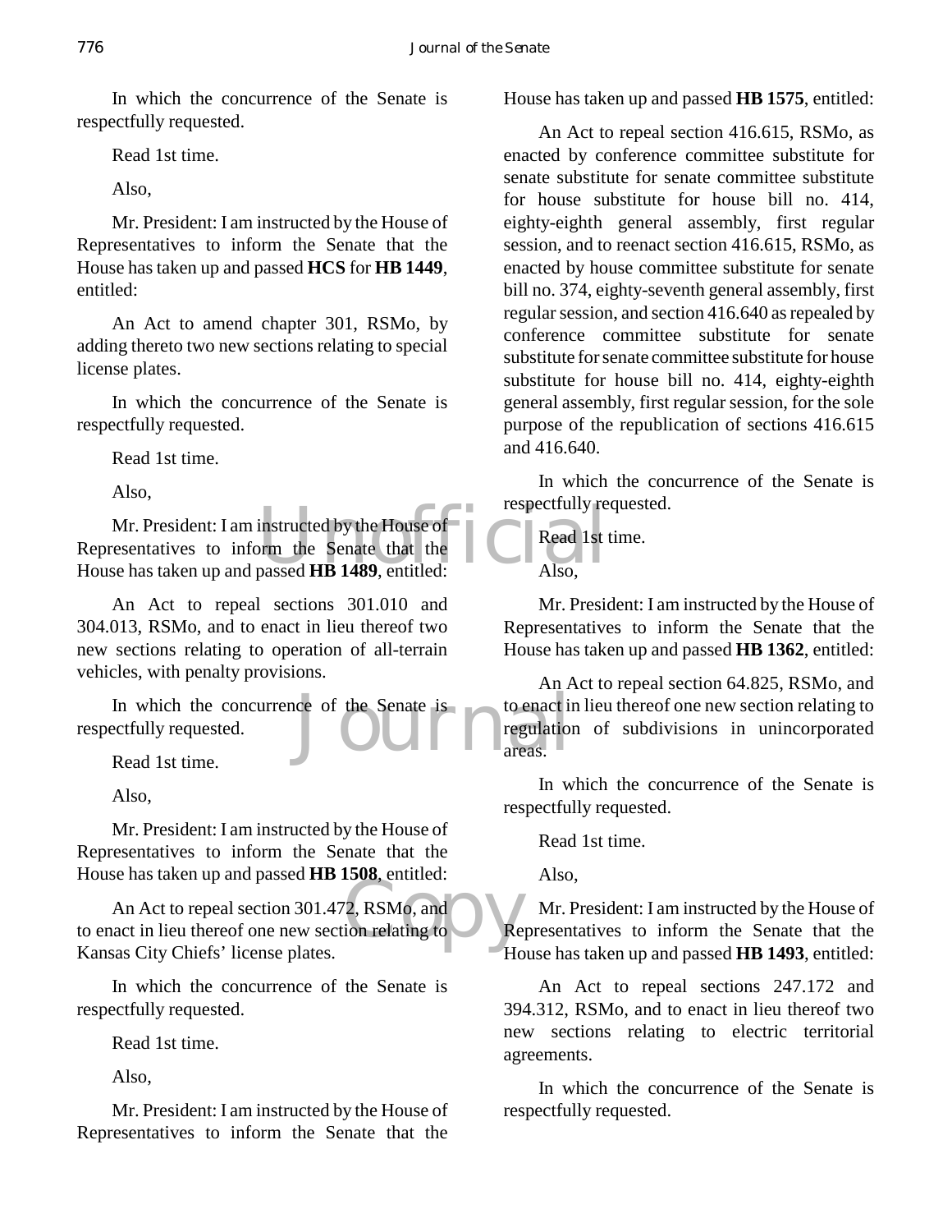In which the concurrence of the Senate is respectfully requested.

Read 1st time.

Also,

Mr. President: I am instructed by the House of Representatives to inform the Senate that the House has taken up and passed **HCS** for **HB 1449**, entitled:

An Act to amend chapter 301, RSMo, by adding thereto two new sections relating to special license plates.

In which the concurrence of the Senate is respectfully requested.

Read 1st time.

Also,

Mr. President: I am instructed by the House of Representatives to inform the Senate that the House has taken up and passed **HB 1489**, entitled:

An Act to repeal sections 301.010 and 304.013, RSMo, and to enact in lieu thereof two new sections relating to operation of all-terrain vehicles, with penalty provisions.

In which the concurrence of the Senate is respectfully requested.

Read 1st time.

Also,

Mr. President: I am instructed by the House of Representatives to inform the Senate that the House has taken up and passed **HB 1508**, entitled:

An Act to repeal section 301.472, RSMo, and to enact in lieu thereof one new section relating to Kansas City Chiefs' license plates.

In which the concurrence of the Senate is respectfully requested.

Read 1st time.

Also,

Mr. President: I am instructed by the House of Representatives to inform the Senate that the House has taken up and passed **HB 1575**, entitled:

An Act to repeal section 416.615, RSMo, as enacted by conference committee substitute for senate substitute for senate committee substitute for house substitute for house bill no. 414, eighty-eighth general assembly, first regular session, and to reenact section 416.615, RSMo, as enacted by house committee substitute for senate bill no. 374, eighty-seventh general assembly, first regular session, and section 416.640 as repealed by conference committee substitute for senate substitute for senate committee substitute for house substitute for house bill no. 414, eighty-eighth general assembly, first regular session, for the sole purpose of the republication of sections 416.615 and 416.640.

In which the concurrence of the Senate is respectfully requested.

Read 1st time.

Also,

Mr. President: I am instructed by the House of Representatives to inform the Senate that the House has taken up and passed **HB 1362**, entitled:

An Act to repeal section 64.825, RSMo, and to enact in lieu thereof one new section relating to regulation of subdivisions in unincorporated areas.

In which the concurrence of the Senate is respectfully requested.

Read 1st time.

Also,

Mr. President: I am instructed by the House of Representatives to inform the Senate that the House has taken up and passed **HB 1493**, entitled:

An Act to repeal sections 247.172 and 394.312, RSMo, and to enact in lieu thereof two new sections relating to electric territorial agreements.

In which the concurrence of the Senate is respectfully requested.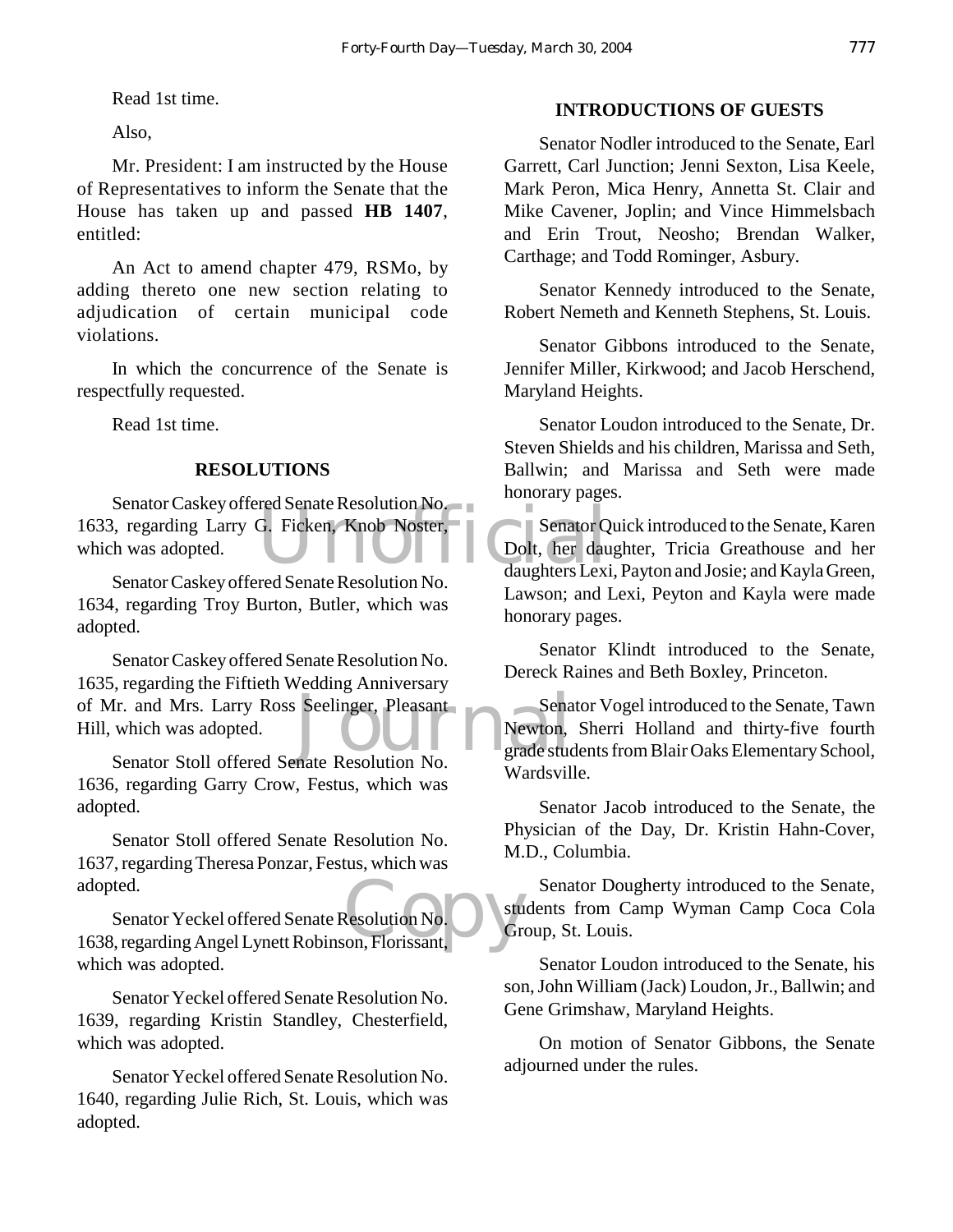Read 1st time.

Also,

Mr. President: I am instructed by the House of Representatives to inform the Senate that the House has taken up and passed **HB 1407**, entitled:

An Act to amend chapter 479, RSMo, by adding thereto one new section relating to adjudication of certain municipal code violations.

In which the concurrence of the Senate is respectfully requested.

Read 1st time.

## RESOLUTIONS

Senator Caskey offered Senate Resolution No. 1633, regarding Larry G. Ficken, Knob Noster, which was adopted.

Senator Caskey offered Senate Resolution No. 1634, regarding Troy Burton, Butler, which was adopted.

Senator Caskey offered Senate Resolution No. 1635, regarding the Fiftieth Wedding Anniversary of Mr. and Mrs. Larry Ross Seelinger, Pleasant Hill, which was adopted.

Senator Stoll offered Senate Resolution No. 1636, regarding Garry Crow, Festus, which was adopted.

Senator Stoll offered Senate Resolution No. 1637, regarding Theresa Ponzar, Festus, which was adopted.

Senator Yeckel offered Senate Resolution No. 1638, regarding Angel Lynett Robinson, Florissant, which was adopted.

Senator Yeckel offered Senate Resolution No. 1639, regarding Kristin Standley, Chesterfield, which was adopted.

Senator Yeckel offered Senate Resolution No. 1640, regarding Julie Rich, St. Louis, which was adopted.

## INTRODUCTIONS OF GUESTS

Senator Nodler introduced to the Senate, Earl Garrett, Carl Junction; Jenni Sexton, Lisa Keele, Mark Peron, Mica Henry, Annetta St. Clair and Mike Cavener, Joplin; and Vince Himmelsbach and Erin Trout, Neosho; Brendan Walker, Carthage; and Todd Rominger, Asbury.

Senator Kennedy introduced to the Senate, Robert Nemeth and Kenneth Stephens, St. Louis.

Senator Gibbons introduced to the Senate, Jennifer Miller, Kirkwood; and Jacob Herschend, Maryland Heights.

Senator Loudon introduced to the Senate, Dr. Steven Shields and his children, Marissa and Seth, Ballwin; and Marissa and Seth were made honorary pages.

Senator Quick introduced to the Senate, Karen Dolt, her daughter, Tricia Greathouse and her daughters Lexi, Payton and Josie; and Kayla Green, Lawson; and Lexi, Peyton and Kayla were made honorary pages.

Senator Klindt introduced to the Senate, Dereck Raines and Beth Boxley, Princeton.

Senator Vogel introduced to the Senate, Tawn Newton, Sherri Holland and thirty-five fourth grade students from Blair Oaks Elementary School, Wardsville.

Senator Jacob introduced to the Senate, the Physician of the Day, Dr. Kristin Hahn-Cover, M.D., Columbia.

Senator Dougherty introduced to the Senate, students from Camp Wyman Camp Coca Cola Group, St. Louis.

Senator Loudon introduced to the Senate, his son, John William (Jack) Loudon, Jr., Ballwin; and Gene Grimshaw, Maryland Heights.

On motion of Senator Gibbons, the Senate adjourned under the rules.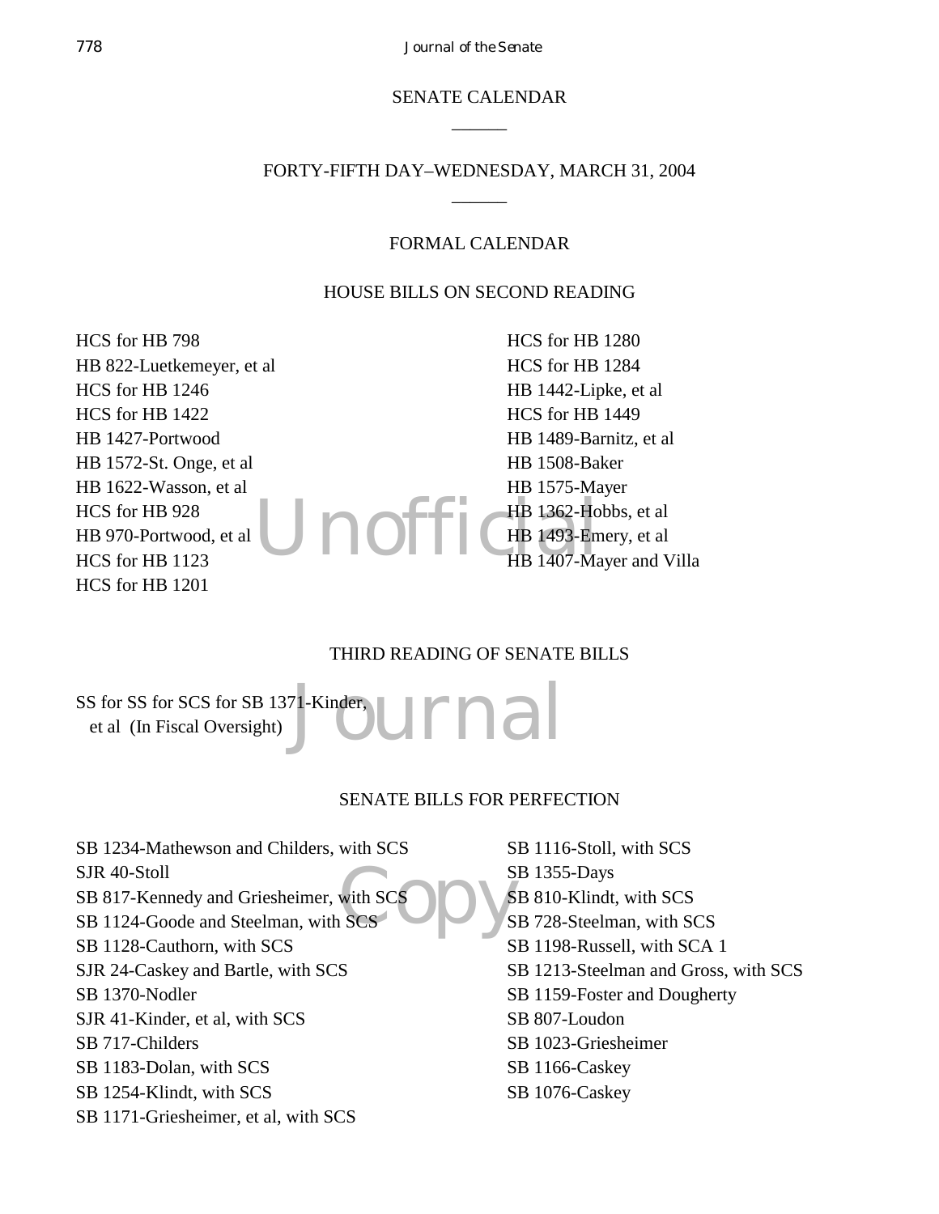## SENATE CALENDAR

______

## FORTY-FIFTH DAY–WEDNESDAY, MARCH 31, 2004

______

### FORMAL CALENDAR

### HOUSE BILLS ON SECOND READING

HCS for HB 798
HB 822-Luetkemeyer, et al
HCS for HB 1246
HCS for HB 1422
HB 1427-Portwood
HB 1572-St. Onge, et al
HB 1622-Wasson, et al
HCS for HB 928
HB 970-Portwood, et al
HCS for HB 1123
HCS for HB 1201
HCS for HB 1280
HCS for HB 1284
HB 1442-Lipke, et al
HCS for HB 1449
HB 1489-Barnitz, et al
HB 1508-Baker
HB 1575-Mayer
HB 1362-Hobbs, et al
HB 1493-Emery, et al
HB 1407-Mayer and Villa

### THIRD READING OF SENATE BILLS

SS for SS for SCS for SB 1371-Kinder, et al (In Fiscal Oversight)

### SENATE BILLS FOR PERFECTION

SB 1234-Mathewson and Childers, with SCS
SJR 40-Stoll
SB 817-Kennedy and Griesheimer, with SCS
SB 1124-Goode and Steelman, with SCS
SB 1128-Cauthorn, with SCS
SJR 24-Caskey and Bartle, with SCS
SB 1370-Nodler
SJR 41-Kinder, et al, with SCS
SB 717-Childers
SB 1183-Dolan, with SCS
SB 1254-Klindt, with SCS
SB 1171-Griesheimer, et al, with SCS
SB 1116-Stoll, with SCS
SB 1355-Days
SB 810-Klindt, with SCS
SB 728-Steelman, with SCS
SB 1198-Russell, with SCA 1
SB 1213-Steelman and Gross, with SCS
SB 1159-Foster and Dougherty
SB 807-Loudon
SB 1023-Griesheimer
SB 1166-Caskey
SB 1076-Caskey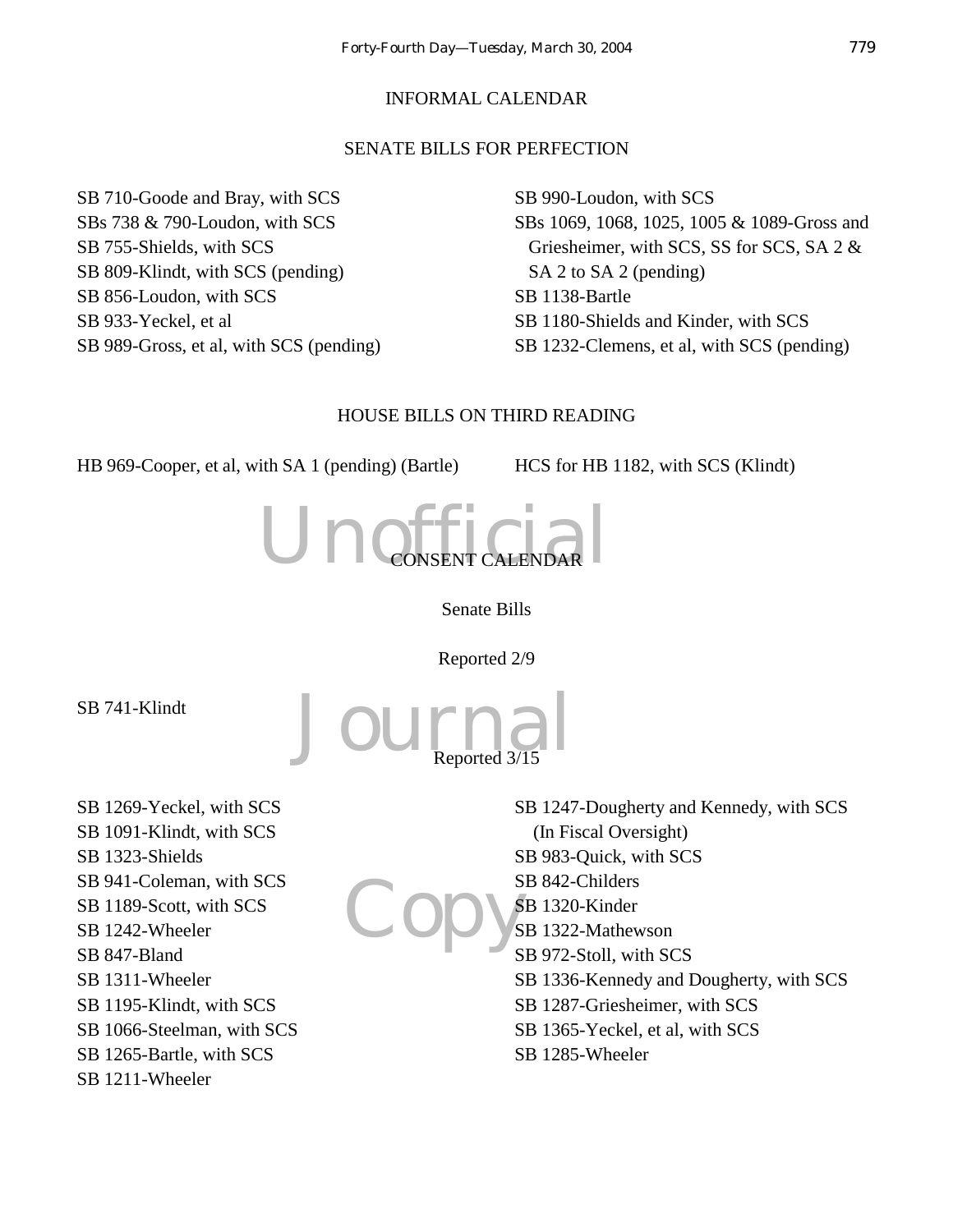## INFORMAL CALENDAR

### SENATE BILLS FOR PERFECTION

SB 710-Goode and Bray, with SCS
SBs 738 & 790-Loudon, with SCS
SB 755-Shields, with SCS
SB 809-Klindt, with SCS (pending)
SB 856-Loudon, with SCS
SB 933-Yeckel, et al
SB 989-Gross, et al, with SCS (pending)
SB 990-Loudon, with SCS
SBs 1069, 1068, 1025, 1005 & 1089-Gross and Griesheimer, with SCS, SS for SCS, SA 2 & SA 2 to SA 2 (pending)
SB 1138-Bartle
SB 1180-Shields and Kinder, with SCS
SB 1232-Clemens, et al, with SCS (pending)

### HOUSE BILLS ON THIRD READING

HB 969-Cooper, et al, with SA 1 (pending) (Bartle)
HCS for HB 1182, with SCS (Klindt)

## CONSENT CALENDAR

### Senate Bills

Reported 2/9

SB 741-Klindt

Reported 3/15

SB 1269-Yeckel, with SCS
SB 1091-Klindt, with SCS
SB 1323-Shields
SB 941-Coleman, with SCS
SB 1189-Scott, with SCS
SB 1242-Wheeler
SB 847-Bland
SB 1311-Wheeler
SB 1195-Klindt, with SCS
SB 1066-Steelman, with SCS
SB 1265-Bartle, with SCS
SB 1211-Wheeler
SB 1247-Dougherty and Kennedy, with SCS (In Fiscal Oversight)
SB 983-Quick, with SCS
SB 842-Childers
SB 1320-Kinder
SB 1322-Mathewson
SB 972-Stoll, with SCS
SB 1336-Kennedy and Dougherty, with SCS
SB 1287-Griesheimer, with SCS
SB 1365-Yeckel, et al, with SCS
SB 1285-Wheeler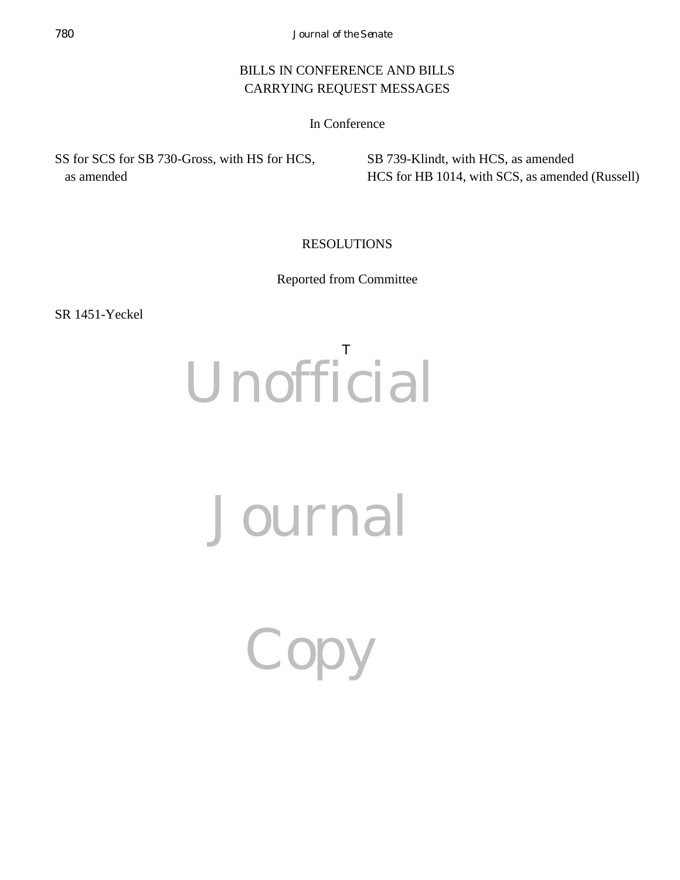BILLS IN CONFERENCE AND BILLS CARRYING REQUEST MESSAGES

In Conference

SS for SCS for SB 730-Gross, with HS for HCS, as amended

SB 739-Klindt, with HCS, as amended

HCS for HB 1014, with SCS, as amended (Russell)

RESOLUTIONS

Reported from Committee

SR 1451-Yeckel

T